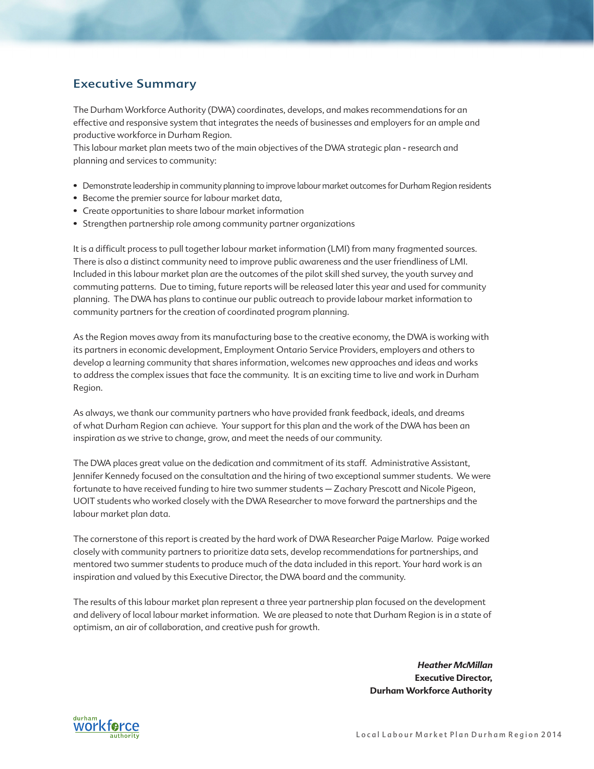## Executive Summary

The Durham Workforce Authority (DWA) coordinates, develops, and makes recommendations for an effective and responsive system that integrates the needs of businesses and employers for an ample and productive workforce in Durham Region.
This labour market plan meets two of the main objectives of the DWA strategic plan - research and planning and services to community:

- Demonstrate leadership in community planning to improve labour market outcomes for Durham Region residents
- Become the premier source for labour market data,
- Create opportunities to share labour market information
- Strengthen partnership role among community partner organizations

It is a difficult process to pull together labour market information (LMI) from many fragmented sources. There is also a distinct community need to improve public awareness and the user friendliness of LMI. Included in this labour market plan are the outcomes of the pilot skill shed survey, the youth survey and commuting patterns. Due to timing, future reports will be released later this year and used for community planning. The DWA has plans to continue our public outreach to provide labour market information to community partners for the creation of coordinated program planning.

As the Region moves away from its manufacturing base to the creative economy, the DWA is working with its partners in economic development, Employment Ontario Service Providers, employers and others to develop a learning community that shares information, welcomes new approaches and ideas and works to address the complex issues that face the community. It is an exciting time to live and work in Durham Region.

As always, we thank our community partners who have provided frank feedback, ideals, and dreams of what Durham Region can achieve. Your support for this plan and the work of the DWA has been an inspiration as we strive to change, grow, and meet the needs of our community.

The DWA places great value on the dedication and commitment of its staff. Administrative Assistant, Jennifer Kennedy focused on the consultation and the hiring of two exceptional summer students. We were fortunate to have received funding to hire two summer students — Zachary Prescott and Nicole Pigeon, UOIT students who worked closely with the DWA Researcher to move forward the partnerships and the labour market plan data.

The cornerstone of this report is created by the hard work of DWA Researcher Paige Marlow. Paige worked closely with community partners to prioritize data sets, develop recommendations for partnerships, and mentored two summer students to produce much of the data included in this report. Your hard work is an inspiration and valued by this Executive Director, the DWA board and the community.

The results of this labour market plan represent a three year partnership plan focused on the development and delivery of local labour market information. We are pleased to note that Durham Region is in a state of optimism, an air of collaboration, and creative push for growth.

***Heather McMillan***
**Executive Director,**
**Durham Workforce Authority**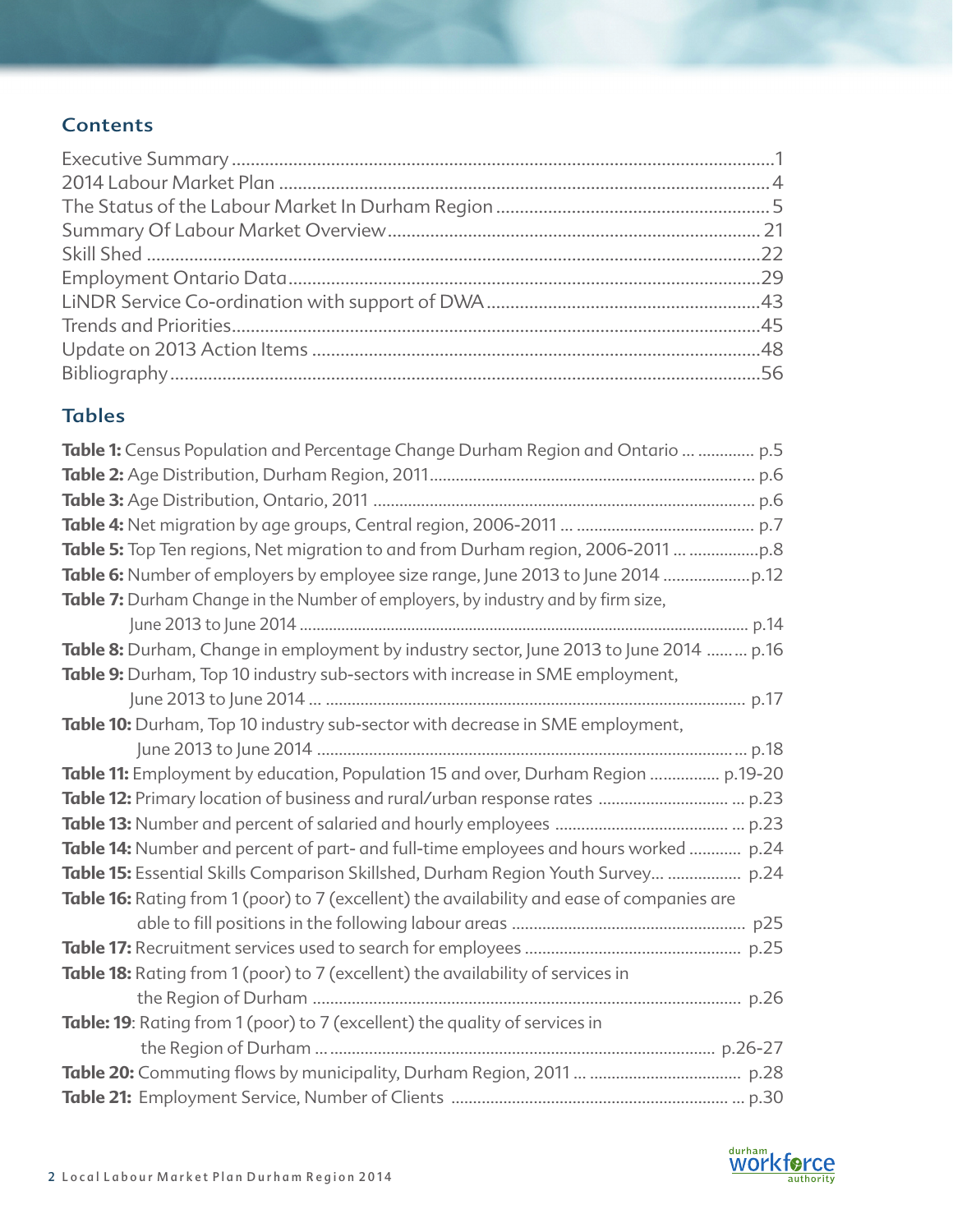## Contents

Executive Summary ....................................................................................................................1
2014 Labour Market Plan .........................................................................................................4
The Status of the Labour Market In Durham Region ...........................................................5
Summary Of Labour Market Overview................................................................................ 21
Skill Shed ...................................................................................................................................22
Employment Ontario Data.....................................................................................................29
LiNDR Service Co-ordination with support of DWA..........................................................43
Trends and Priorities................................................................................................................45
Update on 2013 Action Items ................................................................................................48
Bibliography..............................................................................................................................56

## Tables

**Table 1:** Census Population and Percentage Change Durham Region and Ontario ... ............. p.5
**Table 2:** Age Distribution, Durham Region, 2011........................................................................... p.6
**Table 3:** Age Distribution, Ontario, 2011 ....................................................................................... p.6
**Table 4:** Net migration by age groups, Central region, 2006-2011 ... ......................................... p.7
**Table 5:** Top Ten regions, Net migration to and from Durham region, 2006-2011 ... ................p.8
**Table 6:** Number of employers by employee size range, June 2013 to June 2014 ....................p.12
**Table 7:** Durham Change in the Number of employers, by industry and by firm size, June 2013 to June 2014 ........................................................................................................ p.14
**Table 8:** Durham, Change in employment by industry sector, June 2013 to June 2014 ......... p.16
**Table 9:** Durham, Top 10 industry sub-sectors with increase in SME employment, June 2013 to June 2014 ... ................................................................................................. p.17
**Table 10:** Durham, Top 10 industry sub-sector with decrease in SME employment, June 2013 to June 2014 .................................................................................................... p.18
**Table 11:** Employment by education, Population 15 and over, Durham Region ................ p.19-20
**Table 12:** Primary location of business and rural/urban response rates .............................. ... p.23
**Table 13:** Number and percent of salaried and hourly employees ........................................ ... p.23
**Table 14:** Number and percent of part- and full-time employees and hours worked ............ p.24
**Table 15:** Essential Skills Comparison Skillshed, Durham Region Youth Survey... ................. p.24
**Table 16:** Rating from 1 (poor) to 7 (excellent) the availability and ease of companies are able to fill positions in the following labour areas ...................................................... p25
**Table 17:** Recruitment services used to search for employees .................................................. p.25
**Table 18:** Rating from 1 (poor) to 7 (excellent) the availability of services in the Region of Durham ................................................................................................... p.26
**Table: 19**: Rating from 1 (poor) to 7 (excellent) the quality of services in the Region of Durham ... ........................................................................................ p.26-27
**Table 20:** Commuting flows by municipality, Durham Region, 2011 ... .................................. p.28
**Table 21:** Employment Service, Number of Clients ................................................................ ... p.30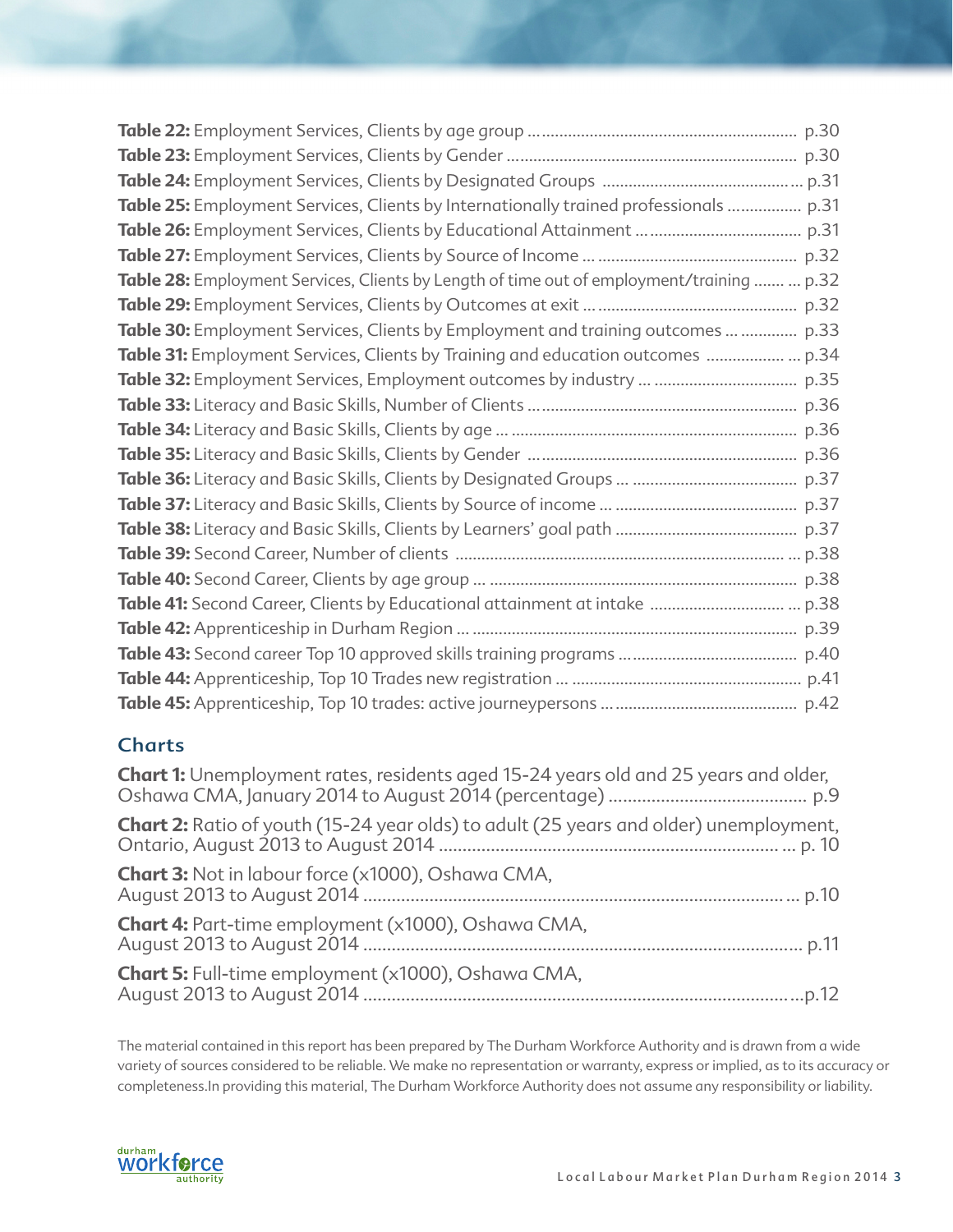**Table 22:** Employment Services, Clients by age group ... p.30
**Table 23:** Employment Services, Clients by Gender ... p.30
**Table 24:** Employment Services, Clients by Designated Groups ... p.31
**Table 25:** Employment Services, Clients by Internationally trained professionals ... p.31
**Table 26:** Employment Services, Clients by Educational Attainment ... p.31
**Table 27:** Employment Services, Clients by Source of Income ... p.32
**Table 28:** Employment Services, Clients by Length of time out of employment/training ... p.32
**Table 29:** Employment Services, Clients by Outcomes at exit ... p.32
**Table 30:** Employment Services, Clients by Employment and training outcomes ... p.33
**Table 31:** Employment Services, Clients by Training and education outcomes ... p.34
**Table 32:** Employment Services, Employment outcomes by industry ... p.35
**Table 33:** Literacy and Basic Skills, Number of Clients ... p.36
**Table 34:** Literacy and Basic Skills, Clients by age ... p.36
**Table 35:** Literacy and Basic Skills, Clients by Gender ... p.36
**Table 36:** Literacy and Basic Skills, Clients by Designated Groups ... p.37
**Table 37:** Literacy and Basic Skills, Clients by Source of income ... p.37
**Table 38:** Literacy and Basic Skills, Clients by Learners' goal path ... p.37
**Table 39:** Second Career, Number of clients ... p.38
**Table 40:** Second Career, Clients by age group ... p.38
**Table 41:** Second Career, Clients by Educational attainment at intake ... p.38
**Table 42:** Apprenticeship in Durham Region ... p.39
**Table 43:** Second career Top 10 approved skills training programs ... p.40
**Table 44:** Apprenticeship, Top 10 Trades new registration ... p.41
**Table 45:** Apprenticeship, Top 10 trades: active journeypersons ... p.42

## Charts

**Chart 1:** Unemployment rates, residents aged 15-24 years old and 25 years and older, Oshawa CMA, January 2014 to August 2014 (percentage) ... p.9

**Chart 2:** Ratio of youth (15-24 year olds) to adult (25 years and older) unemployment, Ontario, August 2013 to August 2014 ... p. 10

**Chart 3:** Not in labour force (x1000), Oshawa CMA, August 2013 to August 2014 ... p.10

**Chart 4:** Part-time employment (x1000), Oshawa CMA, August 2013 to August 2014 ... p.11

**Chart 5:** Full-time employment (x1000), Oshawa CMA, August 2013 to August 2014 ... p.12

The material contained in this report has been prepared by The Durham Workforce Authority and is drawn from a wide variety of sources considered to be reliable. We make no representation or warranty, express or implied, as to its accuracy or completeness.In providing this material, The Durham Workforce Authority does not assume any responsibility or liability.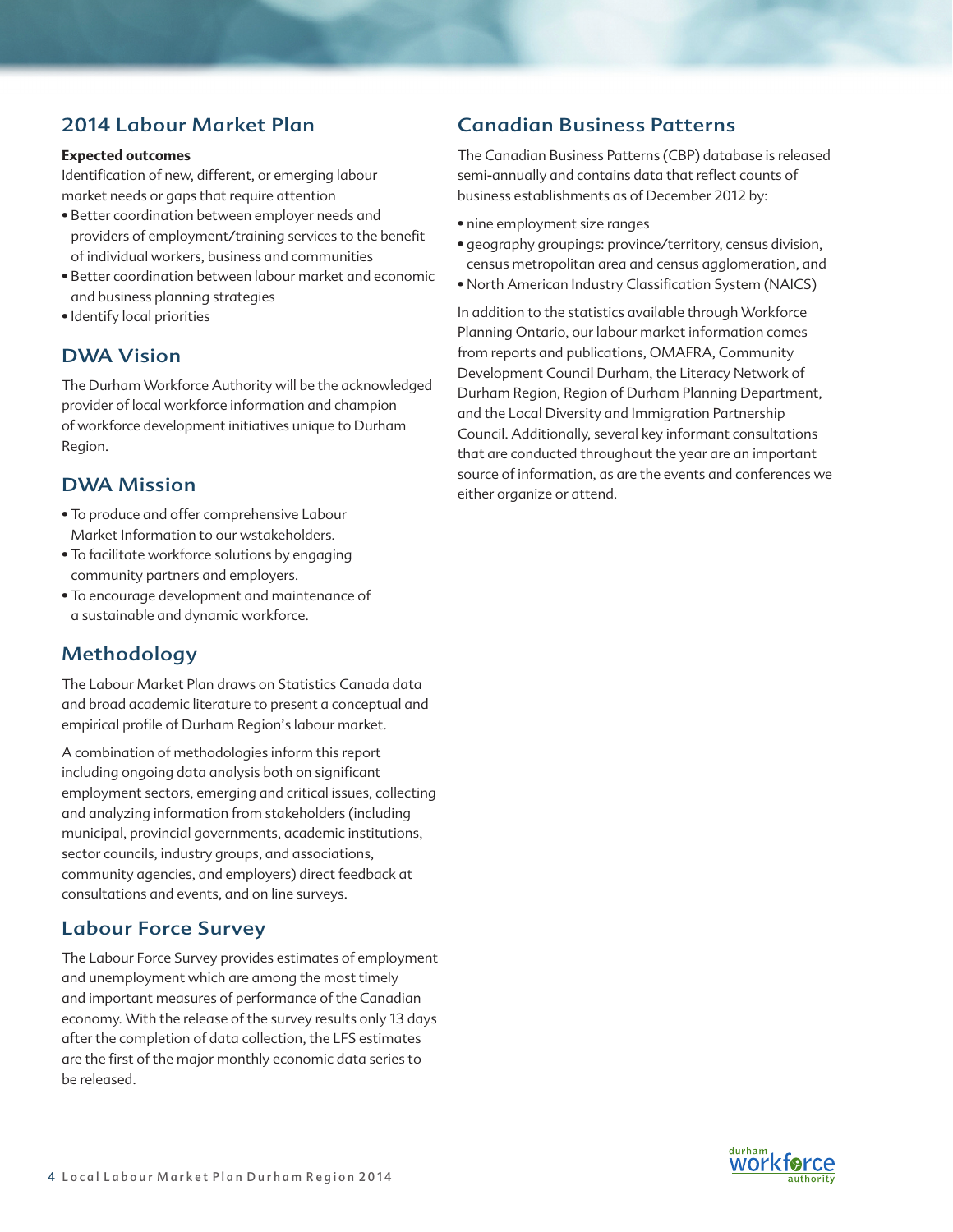## 2014 Labour Market Plan

**Expected outcomes**

Identification of new, different, or emerging labour market needs or gaps that require attention

- Better coordination between employer needs and providers of employment/training services to the benefit of individual workers, business and communities
- Better coordination between labour market and economic and business planning strategies
- Identify local priorities

## DWA Vision

The Durham Workforce Authority will be the acknowledged provider of local workforce information and champion of workforce development initiatives unique to Durham Region.

## DWA Mission

- To produce and offer comprehensive Labour Market Information to our wstakeholders.
- To facilitate workforce solutions by engaging community partners and employers.
- To encourage development and maintenance of a sustainable and dynamic workforce.

## Methodology

The Labour Market Plan draws on Statistics Canada data and broad academic literature to present a conceptual and empirical profile of Durham Region's labour market.

A combination of methodologies inform this report including ongoing data analysis both on significant employment sectors, emerging and critical issues, collecting and analyzing information from stakeholders (including municipal, provincial governments, academic institutions, sector councils, industry groups, and associations, community agencies, and employers) direct feedback at consultations and events, and on line surveys.

## Labour Force Survey

The Labour Force Survey provides estimates of employment and unemployment which are among the most timely and important measures of performance of the Canadian economy. With the release of the survey results only 13 days after the completion of data collection, the LFS estimates are the first of the major monthly economic data series to be released.

## Canadian Business Patterns

The Canadian Business Patterns (CBP) database is released semi-annually and contains data that reflect counts of business establishments as of December 2012 by:

- nine employment size ranges
- geography groupings: province/territory, census division, census metropolitan area and census agglomeration, and
- North American Industry Classification System (NAICS)

In addition to the statistics available through Workforce Planning Ontario, our labour market information comes from reports and publications, OMAFRA, Community Development Council Durham, the Literacy Network of Durham Region, Region of Durham Planning Department, and the Local Diversity and Immigration Partnership Council. Additionally, several key informant consultations that are conducted throughout the year are an important source of information, as are the events and conferences we either organize or attend.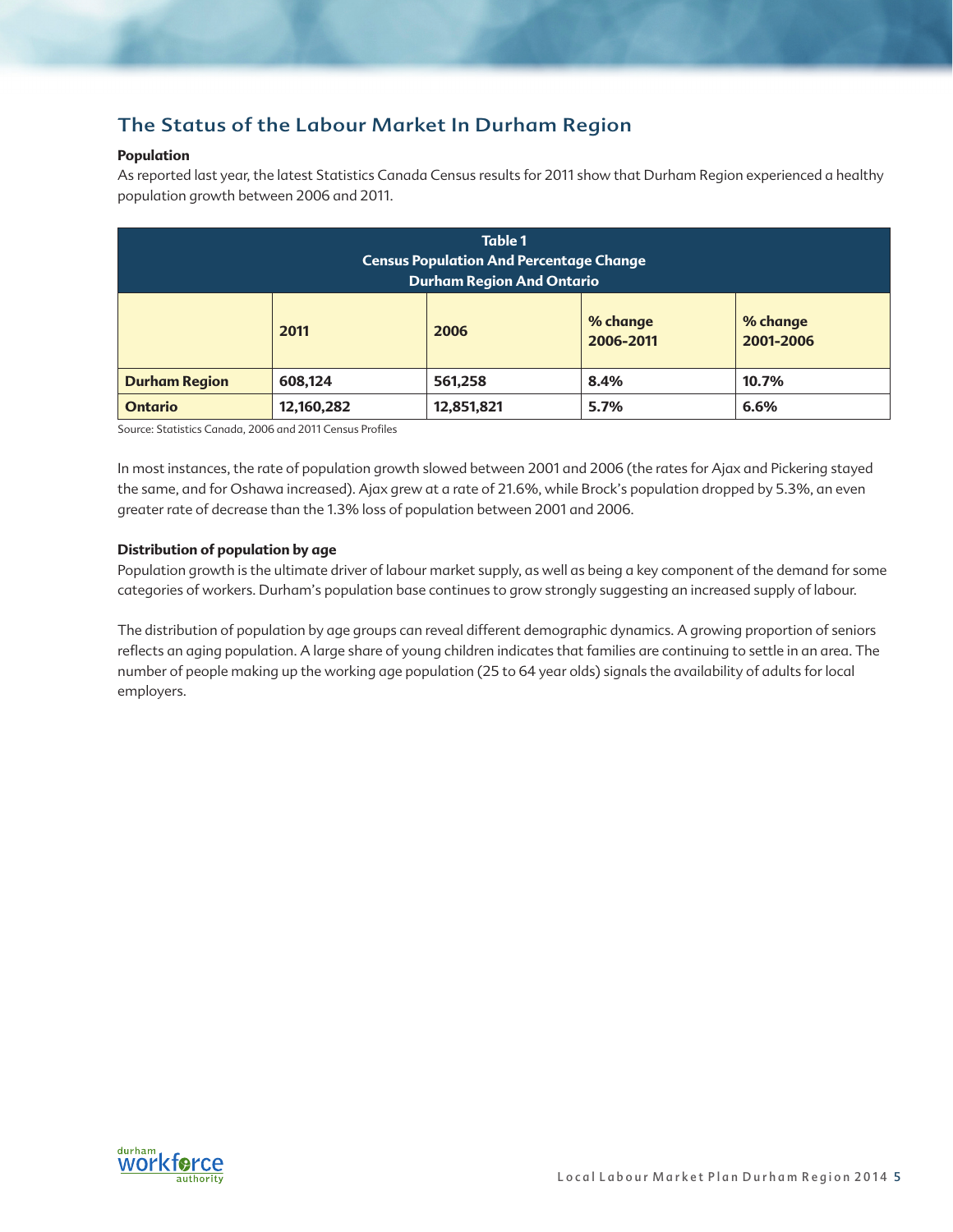## The Status of the Labour Market In Durham Region

**Population**

As reported last year, the latest Statistics Canada Census results for 2011 show that Durham Region experienced a healthy population growth between 2006 and 2011.

**Table 1**
**Census Population And Percentage Change**
**Durham Region And Ontario**

| | 2011 | 2006 | % change 2006-2011 | % change 2001-2006 |
|---|---|---|---|---|
| **Durham Region** | 608,124 | 561,258 | 8.4% | 10.7% |
| **Ontario** | 12,160,282 | 12,851,821 | 5.7% | 6.6% |

Source: Statistics Canada, 2006 and 2011 Census Profiles

In most instances, the rate of population growth slowed between 2001 and 2006 (the rates for Ajax and Pickering stayed the same, and for Oshawa increased). Ajax grew at a rate of 21.6%, while Brock's population dropped by 5.3%, an even greater rate of decrease than the 1.3% loss of population between 2001 and 2006.

**Distribution of population by age**

Population growth is the ultimate driver of labour market supply, as well as being a key component of the demand for some categories of workers. Durham's population base continues to grow strongly suggesting an increased supply of labour.

The distribution of population by age groups can reveal different demographic dynamics. A growing proportion of seniors reflects an aging population. A large share of young children indicates that families are continuing to settle in an area. The number of people making up the working age population (25 to 64 year olds) signals the availability of adults for local employers.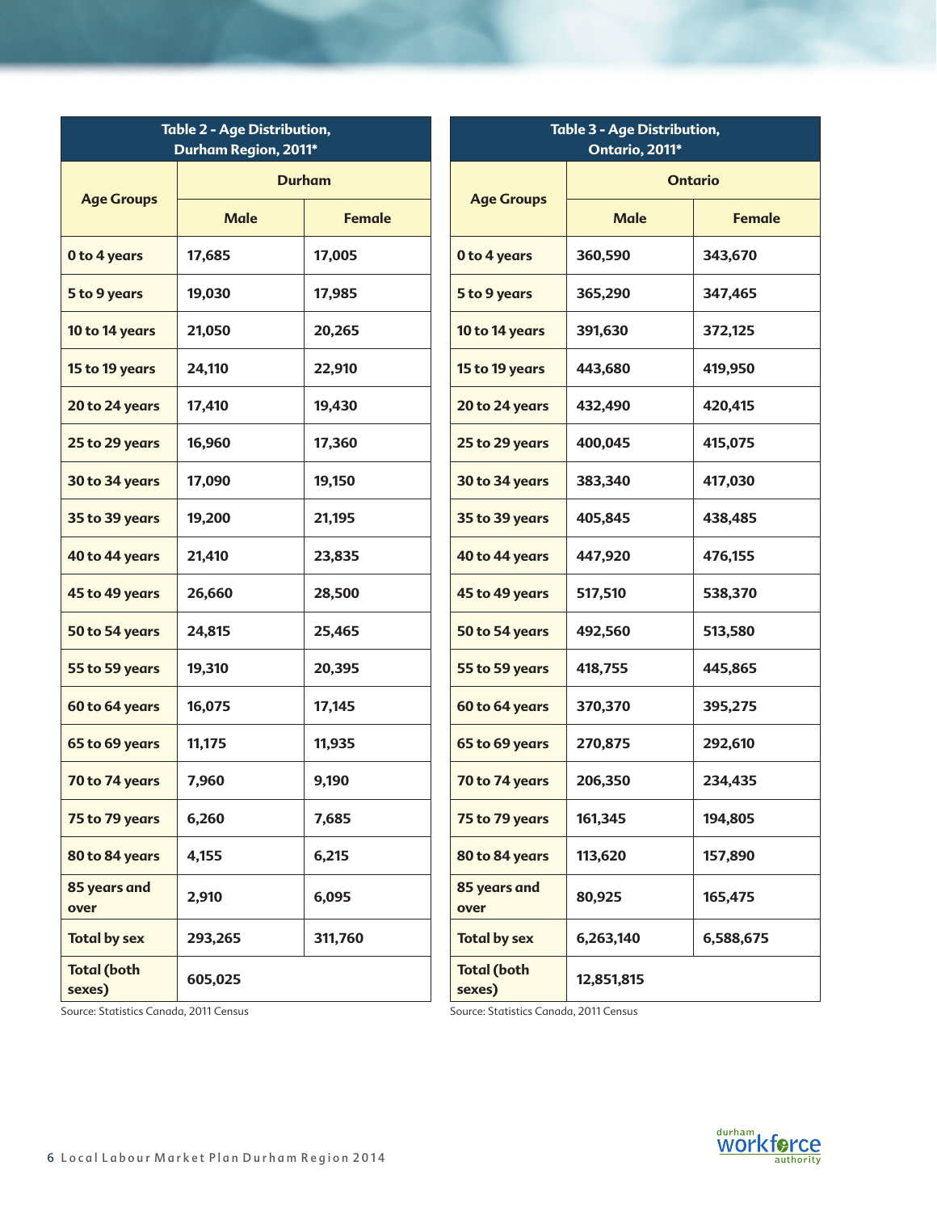| Table 2 - Age Distribution, Durham Region, 2011* | | |
|---|---|---|
| Age Groups | Durham | |
| | Male | Female |
| 0 to 4 years | 17,685 | 17,005 |
| 5 to 9 years | 19,030 | 17,985 |
| 10 to 14 years | 21,050 | 20,265 |
| 15 to 19 years | 24,110 | 22,910 |
| 20 to 24 years | 17,410 | 19,430 |
| 25 to 29 years | 16,960 | 17,360 |
| 30 to 34 years | 17,090 | 19,150 |
| 35 to 39 years | 19,200 | 21,195 |
| 40 to 44 years | 21,410 | 23,835 |
| 45 to 49 years | 26,660 | 28,500 |
| 50 to 54 years | 24,815 | 25,465 |
| 55 to 59 years | 19,310 | 20,395 |
| 60 to 64 years | 16,075 | 17,145 |
| 65 to 69 years | 11,175 | 11,935 |
| 70 to 74 years | 7,960 | 9,190 |
| 75 to 79 years | 6,260 | 7,685 |
| 80 to 84 years | 4,155 | 6,215 |
| 85 years and over | 2,910 | 6,095 |
| Total by sex | 293,265 | 311,760 |
| Total (both sexes) | 605,025 | |

Source: Statistics Canada, 2011 Census

| Table 3 - Age Distribution, Ontario, 2011* | | |
|---|---|---|
| Age Groups | Ontario | |
| | Male | Female |
| 0 to 4 years | 360,590 | 343,670 |
| 5 to 9 years | 365,290 | 347,465 |
| 10 to 14 years | 391,630 | 372,125 |
| 15 to 19 years | 443,680 | 419,950 |
| 20 to 24 years | 432,490 | 420,415 |
| 25 to 29 years | 400,045 | 415,075 |
| 30 to 34 years | 383,340 | 417,030 |
| 35 to 39 years | 405,845 | 438,485 |
| 40 to 44 years | 447,920 | 476,155 |
| 45 to 49 years | 517,510 | 538,370 |
| 50 to 54 years | 492,560 | 513,580 |
| 55 to 59 years | 418,755 | 445,865 |
| 60 to 64 years | 370,370 | 395,275 |
| 65 to 69 years | 270,875 | 292,610 |
| 70 to 74 years | 206,350 | 234,435 |
| 75 to 79 years | 161,345 | 194,805 |
| 80 to 84 years | 113,620 | 157,890 |
| 85 years and over | 80,925 | 165,475 |
| Total by sex | 6,263,140 | 6,588,675 |
| Total (both sexes) | 12,851,815 | |

Source: Statistics Canada, 2011 Census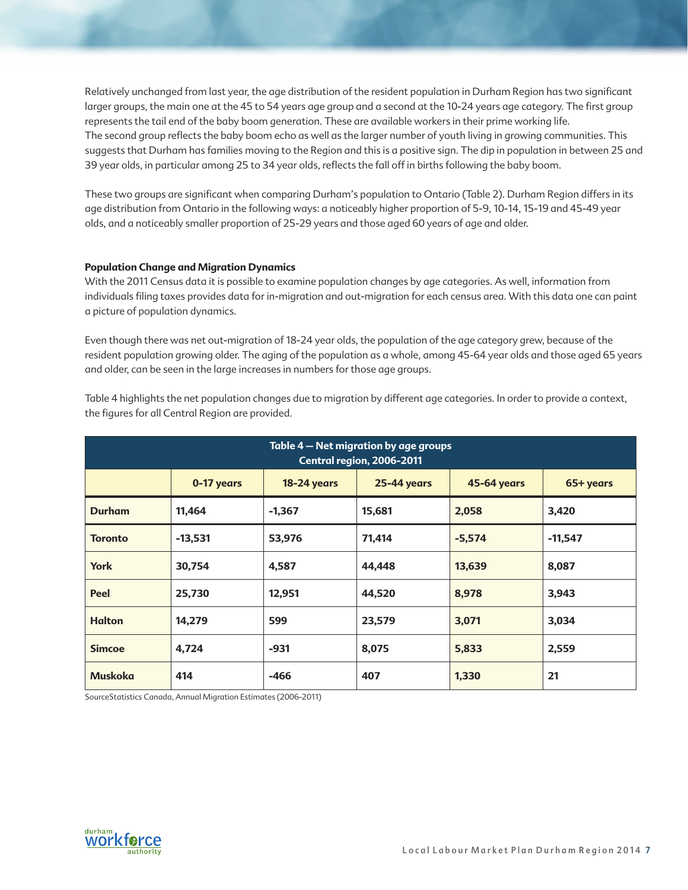Relatively unchanged from last year, the age distribution of the resident population in Durham Region has two significant larger groups, the main one at the 45 to 54 years age group and a second at the 10-24 years age category. The first group represents the tail end of the baby boom generation. These are available workers in their prime working life. The second group reflects the baby boom echo as well as the larger number of youth living in growing communities. This suggests that Durham has families moving to the Region and this is a positive sign. The dip in population in between 25 and 39 year olds, in particular among 25 to 34 year olds, reflects the fall off in births following the baby boom.

These two groups are significant when comparing Durham's population to Ontario (Table 2). Durham Region differs in its age distribution from Ontario in the following ways: a noticeably higher proportion of 5-9, 10-14, 15-19 and 45-49 year olds, and a noticeably smaller proportion of 25-29 years and those aged 60 years of age and older.

**Population Change and Migration Dynamics**

With the 2011 Census data it is possible to examine population changes by age categories. As well, information from individuals filing taxes provides data for in-migration and out-migration for each census area. With this data one can paint a picture of population dynamics.

Even though there was net out-migration of 18-24 year olds, the population of the age category grew, because of the resident population growing older. The aging of the population as a whole, among 45-64 year olds and those aged 65 years and older, can be seen in the large increases in numbers for those age groups.

Table 4 highlights the net population changes due to migration by different age categories. In order to provide a context, the figures for all Central Region are provided.

**Table 4 — Net migration by age groups Central region, 2006-2011**

| | 0-17 years | 18-24 years | 25-44 years | 45-64 years | 65+ years |
|---|---|---|---|---|---|
| **Durham** | 11,464 | -1,367 | 15,681 | 2,058 | 3,420 |
| **Toronto** | -13,531 | 53,976 | 71,414 | -5,574 | -11,547 |
| **York** | 30,754 | 4,587 | 44,448 | 13,639 | 8,087 |
| **Peel** | 25,730 | 12,951 | 44,520 | 8,978 | 3,943 |
| **Halton** | 14,279 | 599 | 23,579 | 3,071 | 3,034 |
| **Simcoe** | 4,724 | -931 | 8,075 | 5,833 | 2,559 |
| **Muskoka** | 414 | -466 | 407 | 1,330 | 21 |

SourceStatistics Canada, Annual Migration Estimates (2006-2011)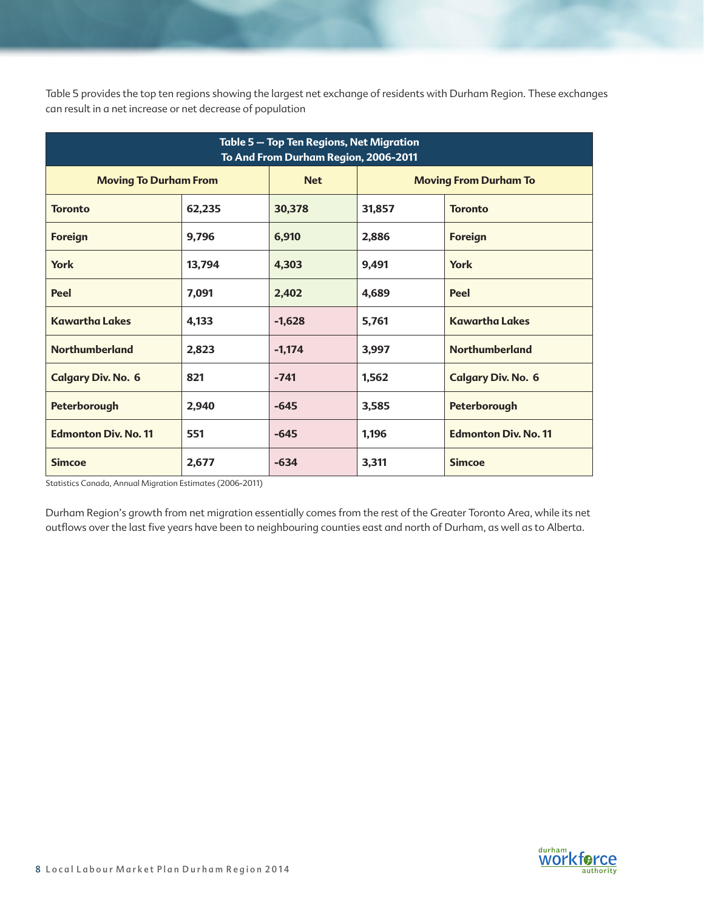Table 5 provides the top ten regions showing the largest net exchange of residents with Durham Region. These exchanges can result in a net increase or net decrease of population

**Table 5 — Top Ten Regions, Net Migration To And From Durham Region, 2006-2011**

| Moving To Durham From | | Net | Moving From Durham To | |
|---|---|---|---|---|
| **Toronto** | **62,235** | **30,378** | **31,857** | **Toronto** |
| **Foreign** | **9,796** | **6,910** | **2,886** | **Foreign** |
| **York** | **13,794** | **4,303** | **9,491** | **York** |
| **Peel** | **7,091** | **2,402** | **4,689** | **Peel** |
| **Kawartha Lakes** | **4,133** | **-1,628** | **5,761** | **Kawartha Lakes** |
| **Northumberland** | **2,823** | **-1,174** | **3,997** | **Northumberland** |
| **Calgary Div. No. 6** | **821** | **-741** | **1,562** | **Calgary Div. No. 6** |
| **Peterborough** | **2,940** | **-645** | **3,585** | **Peterborough** |
| **Edmonton Div. No. 11** | **551** | **-645** | **1,196** | **Edmonton Div. No. 11** |
| **Simcoe** | **2,677** | **-634** | **3,311** | **Simcoe** |

Statistics Canada, Annual Migration Estimates (2006-2011)

Durham Region's growth from net migration essentially comes from the rest of the Greater Toronto Area, while its net outflows over the last five years have been to neighbouring counties east and north of Durham, as well as to Alberta.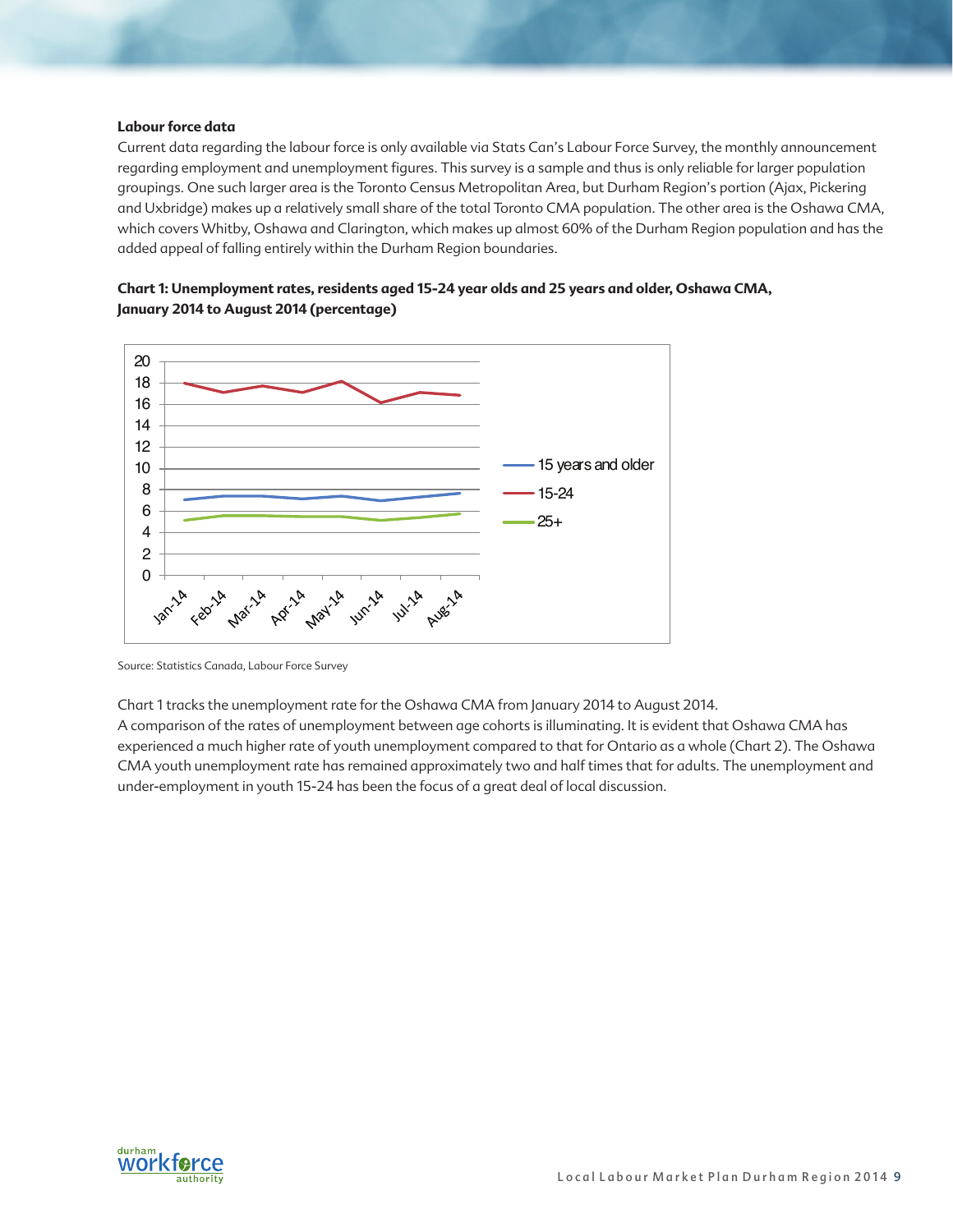**Labour force data**

Current data regarding the labour force is only available via Stats Can's Labour Force Survey, the monthly announcement regarding employment and unemployment figures. This survey is a sample and thus is only reliable for larger population groupings. One such larger area is the Toronto Census Metropolitan Area, but Durham Region's portion (Ajax, Pickering and Uxbridge) makes up a relatively small share of the total Toronto CMA population. The other area is the Oshawa CMA, which covers Whitby, Oshawa and Clarington, which makes up almost 60% of the Durham Region population and has the added appeal of falling entirely within the Durham Region boundaries.

**Chart 1: Unemployment rates, residents aged 15-24 year olds and 25 years and older, Oshawa CMA, January 2014 to August 2014 (percentage)**

Source: Statistics Canada, Labour Force Survey

Chart 1 tracks the unemployment rate for the Oshawa CMA from January 2014 to August 2014.
A comparison of the rates of unemployment between age cohorts is illuminating. It is evident that Oshawa CMA has experienced a much higher rate of youth unemployment compared to that for Ontario as a whole (Chart 2). The Oshawa CMA youth unemployment rate has remained approximately two and half times that for adults. The unemployment and under-employment in youth 15-24 has been the focus of a great deal of local discussion.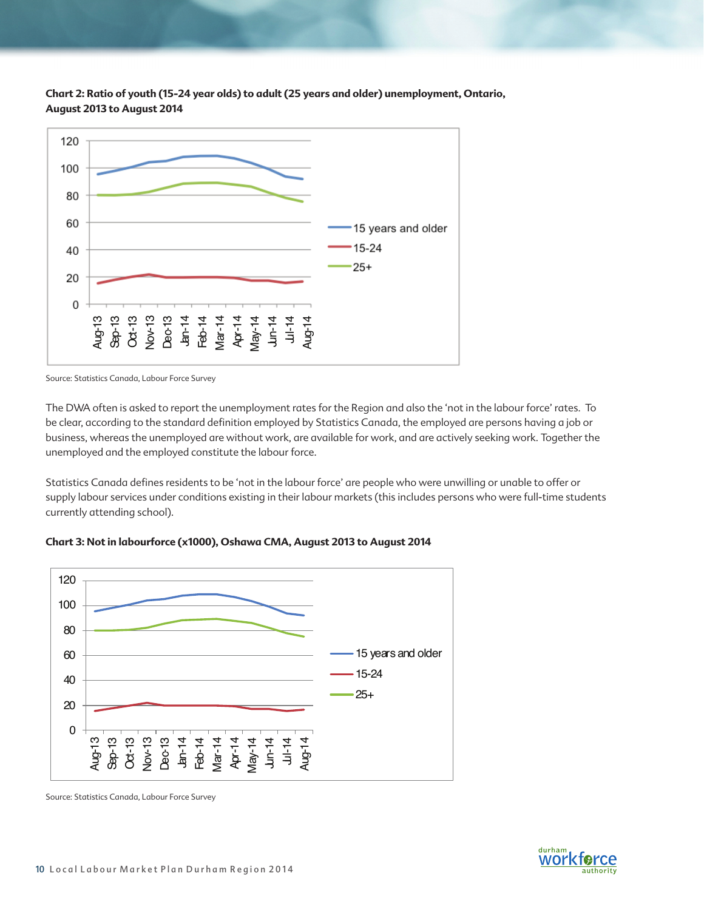**Chart 2: Ratio of youth (15-24 year olds) to adult (25 years and older) unemployment, Ontario, August 2013 to August 2014**

Source: Statistics Canada, Labour Force Survey

The DWA often is asked to report the unemployment rates for the Region and also the 'not in the labour force' rates. To be clear, according to the standard definition employed by Statistics Canada, the employed are persons having a job or business, whereas the unemployed are without work, are available for work, and are actively seeking work. Together the unemployed and the employed constitute the labour force.

Statistics Canada defines residents to be 'not in the labour force' are people who were unwilling or unable to offer or supply labour services under conditions existing in their labour markets (this includes persons who were full-time students currently attending school).

**Chart 3: Not in labourforce (x1000), Oshawa CMA, August 2013 to August 2014**

Source: Statistics Canada, Labour Force Survey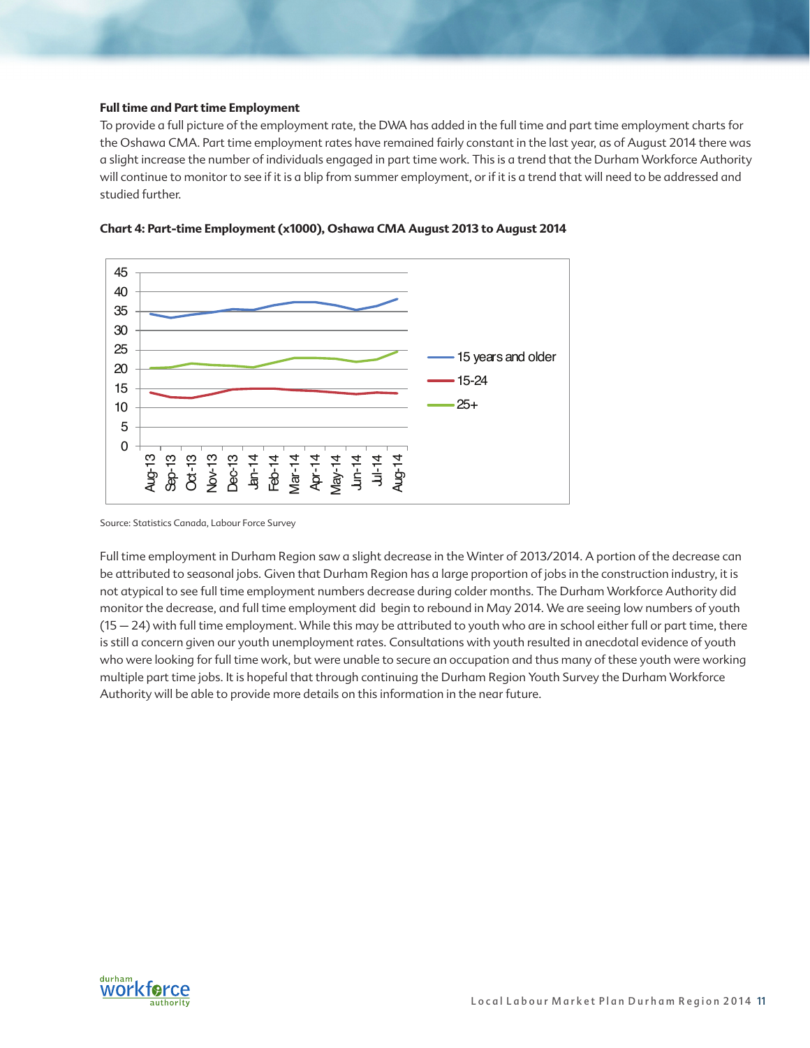**Full time and Part time Employment**

To provide a full picture of the employment rate, the DWA has added in the full time and part time employment charts for the Oshawa CMA. Part time employment rates have remained fairly constant in the last year, as of August 2014 there was a slight increase the number of individuals engaged in part time work. This is a trend that the Durham Workforce Authority will continue to monitor to see if it is a blip from summer employment, or if it is a trend that will need to be addressed and studied further.

**Chart 4: Part-time Employment (x1000), Oshawa CMA August 2013 to August 2014**

Source: Statistics Canada, Labour Force Survey

Full time employment in Durham Region saw a slight decrease in the Winter of 2013/2014. A portion of the decrease can be attributed to seasonal jobs. Given that Durham Region has a large proportion of jobs in the construction industry, it is not atypical to see full time employment numbers decrease during colder months. The Durham Workforce Authority did monitor the decrease, and full time employment did begin to rebound in May 2014. We are seeing low numbers of youth (15 — 24) with full time employment. While this may be attributed to youth who are in school either full or part time, there is still a concern given our youth unemployment rates. Consultations with youth resulted in anecdotal evidence of youth who were looking for full time work, but were unable to secure an occupation and thus many of these youth were working multiple part time jobs. It is hopeful that through continuing the Durham Region Youth Survey the Durham Workforce Authority will be able to provide more details on this information in the near future.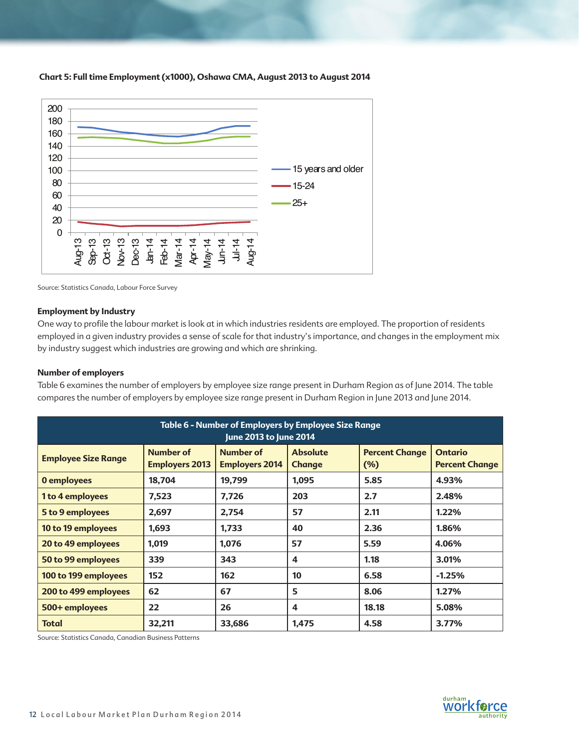**Chart 5: Full time Employment (x1000), Oshawa CMA, August 2013 to August 2014**

Source: Statistics Canada, Labour Force Survey

### Employment by Industry

One way to profile the labour market is look at in which industries residents are employed. The proportion of residents employed in a given industry provides a sense of scale for that industry's importance, and changes in the employment mix by industry suggest which industries are growing and which are shrinking.

### Number of employers

Table 6 examines the number of employers by employee size range present in Durham Region as of June 2014. The table compares the number of employers by employee size range present in Durham Region in June 2013 and June 2014.

**Table 6 - Number of Employers by Employee Size Range June 2013 to June 2014**

| Employee Size Range | Number of Employers 2013 | Number of Employers 2014 | Absolute Change | Percent Change (%) | Ontario Percent Change |
|---|---|---|---|---|---|
| 0 employees | 18,704 | 19,799 | 1,095 | 5.85 | 4.93% |
| 1 to 4 employees | 7,523 | 7,726 | 203 | 2.7 | 2.48% |
| 5 to 9 employees | 2,697 | 2,754 | 57 | 2.11 | 1.22% |
| 10 to 19 employees | 1,693 | 1,733 | 40 | 2.36 | 1.86% |
| 20 to 49 employees | 1,019 | 1,076 | 57 | 5.59 | 4.06% |
| 50 to 99 employees | 339 | 343 | 4 | 1.18 | 3.01% |
| 100 to 199 employees | 152 | 162 | 10 | 6.58 | -1.25% |
| 200 to 499 employees | 62 | 67 | 5 | 8.06 | 1.27% |
| 500+ employees | 22 | 26 | 4 | 18.18 | 5.08% |
| Total | 32,211 | 33,686 | 1,475 | 4.58 | 3.77% |

Source: Statistics Canada, Canadian Business Patterns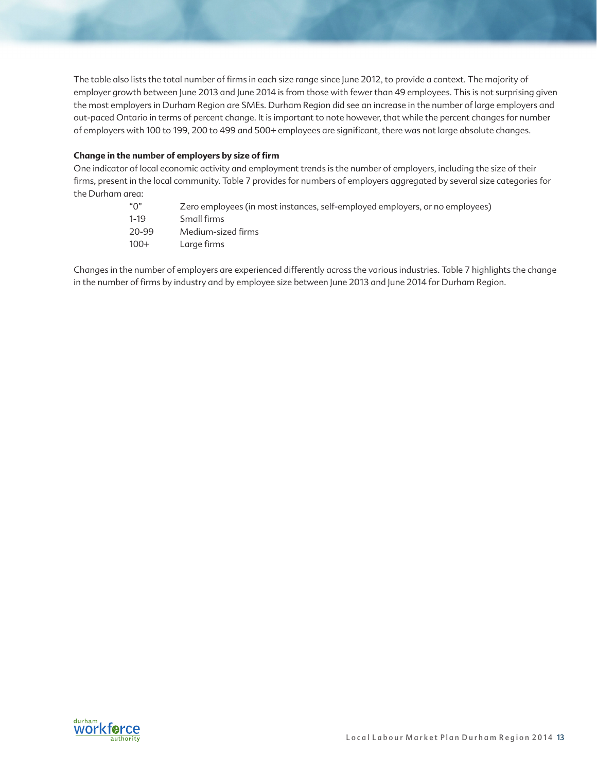The table also lists the total number of firms in each size range since June 2012, to provide a context. The majority of employer growth between June 2013 and June 2014 is from those with fewer than 49 employees. This is not surprising given the most employers in Durham Region are SMEs. Durham Region did see an increase in the number of large employers and out-paced Ontario in terms of percent change. It is important to note however, that while the percent changes for number of employers with 100 to 199, 200 to 499 and 500+ employees are significant, there was not large absolute changes.

**Change in the number of employers by size of firm**

One indicator of local economic activity and employment trends is the number of employers, including the size of their firms, present in the local community. Table 7 provides for numbers of employers aggregated by several size categories for the Durham area:

| | |
|---|---|
| "0" | Zero employees (in most instances, self-employed employers, or no employees) |
| 1-19 | Small firms |
| 20-99 | Medium-sized firms |
| 100+ | Large firms |

Changes in the number of employers are experienced differently across the various industries. Table 7 highlights the change in the number of firms by industry and by employee size between June 2013 and June 2014 for Durham Region.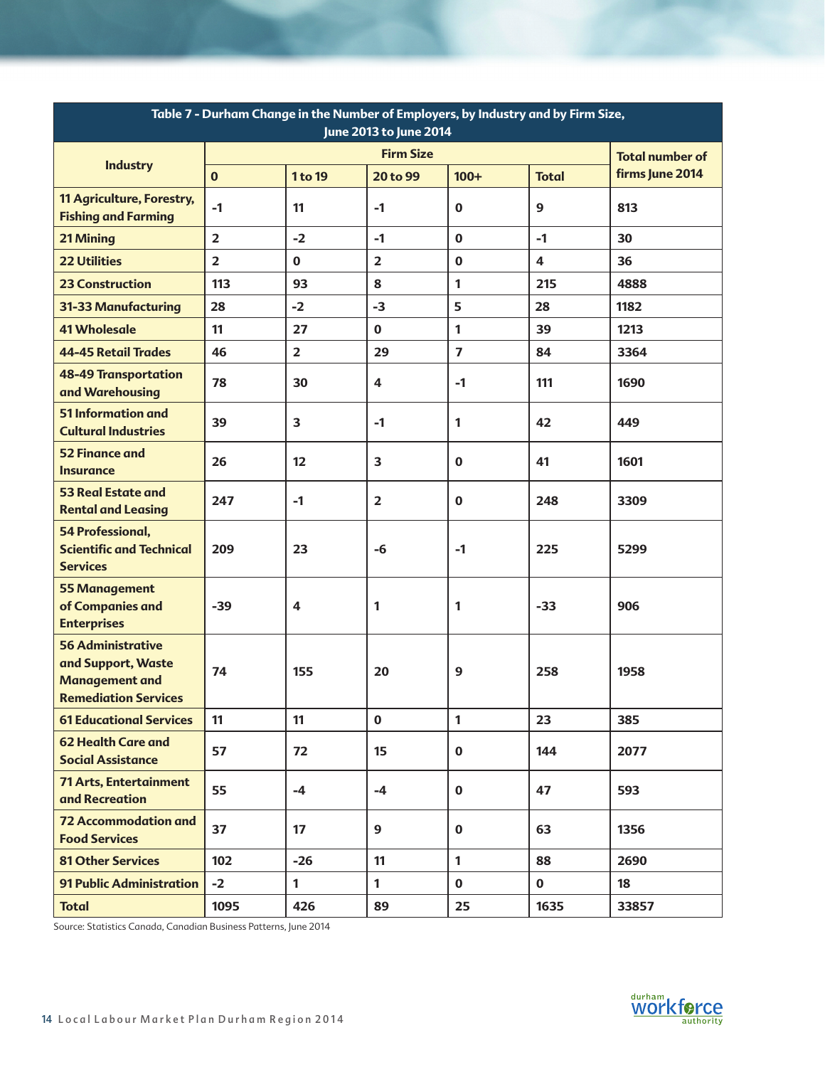| Table 7 - Durham Change in the Number of Employers, by Industry and by Firm Size, June 2013 to June 2014 | | | | | | |
|---|---|---|---|---|---|---|
| Industry | Firm Size | | | | | Total number of firms June 2014 |
| | 0 | 1 to 19 | 20 to 99 | 100+ | Total | |
| 11 Agriculture, Forestry, Fishing and Farming | -1 | 11 | -1 | 0 | 9 | 813 |
| 21 Mining | 2 | -2 | -1 | 0 | -1 | 30 |
| 22 Utilities | 2 | 0 | 2 | 0 | 4 | 36 |
| 23 Construction | 113 | 93 | 8 | 1 | 215 | 4888 |
| 31-33 Manufacturing | 28 | -2 | -3 | 5 | 28 | 1182 |
| 41 Wholesale | 11 | 27 | 0 | 1 | 39 | 1213 |
| 44-45 Retail Trades | 46 | 2 | 29 | 7 | 84 | 3364 |
| 48-49 Transportation and Warehousing | 78 | 30 | 4 | -1 | 111 | 1690 |
| 51 Information and Cultural Industries | 39 | 3 | -1 | 1 | 42 | 449 |
| 52 Finance and Insurance | 26 | 12 | 3 | 0 | 41 | 1601 |
| 53 Real Estate and Rental and Leasing | 247 | -1 | 2 | 0 | 248 | 3309 |
| 54 Professional, Scientific and Technical Services | 209 | 23 | -6 | -1 | 225 | 5299 |
| 55 Management of Companies and Enterprises | -39 | 4 | 1 | 1 | -33 | 906 |
| 56 Administrative and Support, Waste Management and Remediation Services | 74 | 155 | 20 | 9 | 258 | 1958 |
| 61 Educational Services | 11 | 11 | 0 | 1 | 23 | 385 |
| 62 Health Care and Social Assistance | 57 | 72 | 15 | 0 | 144 | 2077 |
| 71 Arts, Entertainment and Recreation | 55 | -4 | -4 | 0 | 47 | 593 |
| 72 Accommodation and Food Services | 37 | 17 | 9 | 0 | 63 | 1356 |
| 81 Other Services | 102 | -26 | 11 | 1 | 88 | 2690 |
| 91 Public Administration | -2 | 1 | 1 | 0 | 0 | 18 |
| Total | 1095 | 426 | 89 | 25 | 1635 | 33857 |

Source: Statistics Canada, Canadian Business Patterns, June 2014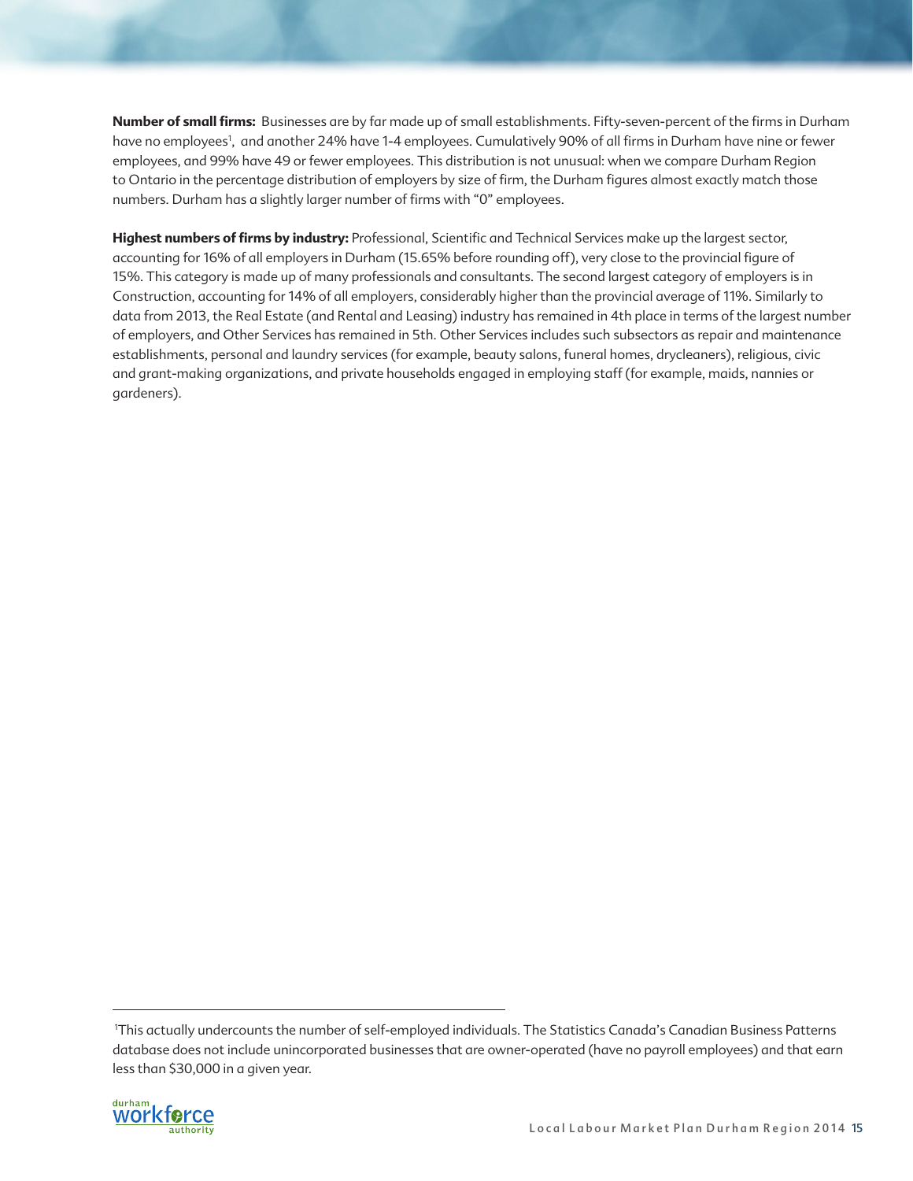**Number of small firms:** Businesses are by far made up of small establishments. Fifty-seven-percent of the firms in Durham have no employees[1], and another 24% have 1-4 employees. Cumulatively 90% of all firms in Durham have nine or fewer employees, and 99% have 49 or fewer employees. This distribution is not unusual: when we compare Durham Region to Ontario in the percentage distribution of employers by size of firm, the Durham figures almost exactly match those numbers. Durham has a slightly larger number of firms with "0" employees.

**Highest numbers of firms by industry:** Professional, Scientific and Technical Services make up the largest sector, accounting for 16% of all employers in Durham (15.65% before rounding off), very close to the provincial figure of 15%. This category is made up of many professionals and consultants. The second largest category of employers is in Construction, accounting for 14% of all employers, considerably higher than the provincial average of 11%. Similarly to data from 2013, the Real Estate (and Rental and Leasing) industry has remained in 4th place in terms of the largest number of employers, and Other Services has remained in 5th. Other Services includes such subsectors as repair and maintenance establishments, personal and laundry services (for example, beauty salons, funeral homes, drycleaners), religious, civic and grant-making organizations, and private households engaged in employing staff (for example, maids, nannies or gardeners).

---

[1] This actually undercounts the number of self-employed individuals. The Statistics Canada's Canadian Business Patterns database does not include unincorporated businesses that are owner-operated (have no payroll employees) and that earn less than $30,000 in a given year.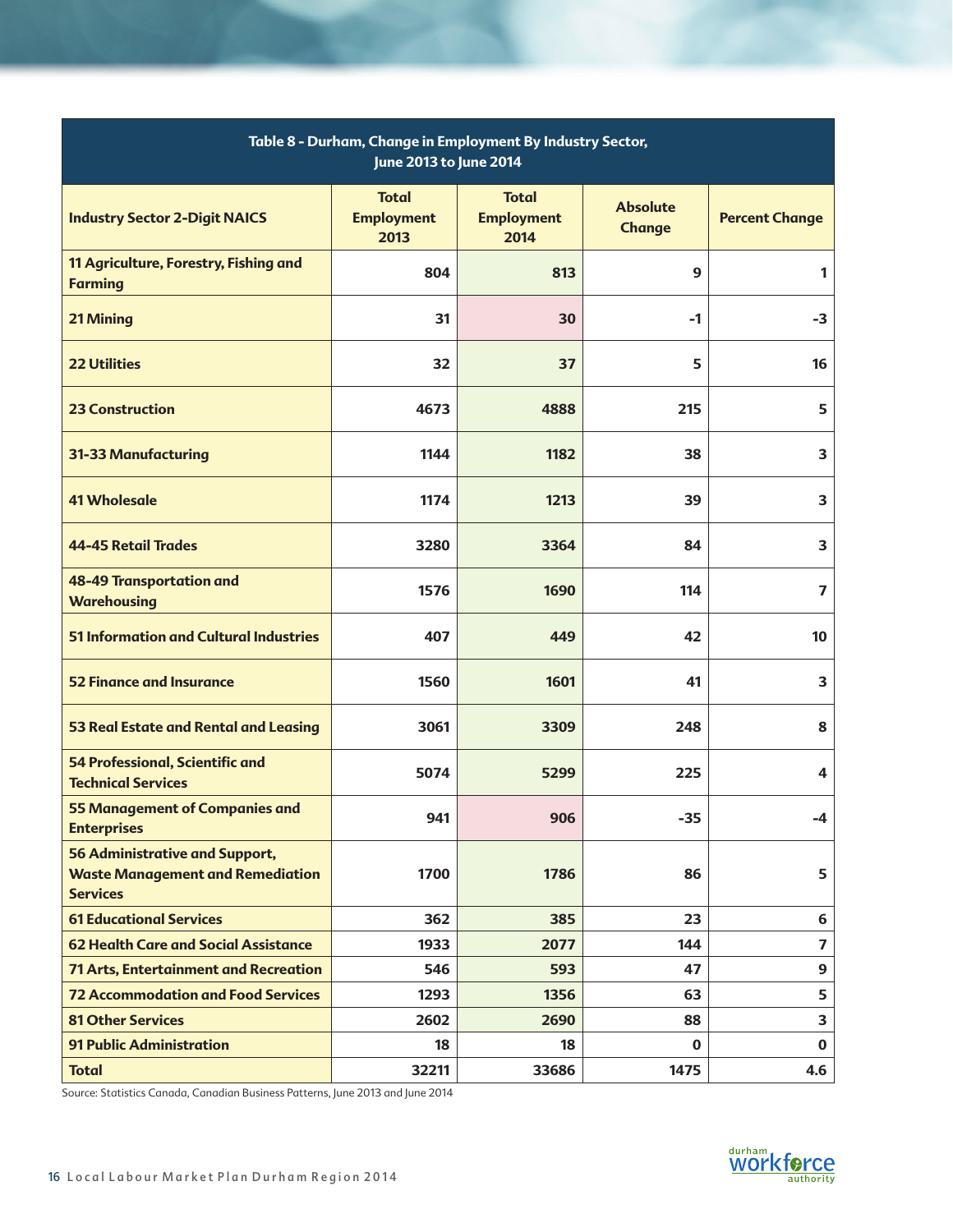| Table 8 - Durham, Change in Employment By Industry Sector, June 2013 to June 2014 | | | | |
|---|---|---|---|---|
| **Industry Sector 2-Digit NAICS** | **Total Employment 2013** | **Total Employment 2014** | **Absolute Change** | **Percent Change** |
| 11 Agriculture, Forestry, Fishing and Farming | 804 | 813 | 9 | 1 |
| 21 Mining | 31 | 30 | -1 | -3 |
| 22 Utilities | 32 | 37 | 5 | 16 |
| 23 Construction | 4673 | 4888 | 215 | 5 |
| 31-33 Manufacturing | 1144 | 1182 | 38 | 3 |
| 41 Wholesale | 1174 | 1213 | 39 | 3 |
| 44-45 Retail Trades | 3280 | 3364 | 84 | 3 |
| 48-49 Transportation and Warehousing | 1576 | 1690 | 114 | 7 |
| 51 Information and Cultural Industries | 407 | 449 | 42 | 10 |
| 52 Finance and Insurance | 1560 | 1601 | 41 | 3 |
| 53 Real Estate and Rental and Leasing | 3061 | 3309 | 248 | 8 |
| 54 Professional, Scientific and Technical Services | 5074 | 5299 | 225 | 4 |
| 55 Management of Companies and Enterprises | 941 | 906 | -35 | -4 |
| 56 Administrative and Support, Waste Management and Remediation Services | 1700 | 1786 | 86 | 5 |
| 61 Educational Services | 362 | 385 | 23 | 6 |
| 62 Health Care and Social Assistance | 1933 | 2077 | 144 | 7 |
| 71 Arts, Entertainment and Recreation | 546 | 593 | 47 | 9 |
| 72 Accommodation and Food Services | 1293 | 1356 | 63 | 5 |
| 81 Other Services | 2602 | 2690 | 88 | 3 |
| 91 Public Administration | 18 | 18 | 0 | 0 |
| **Total** | **32211** | **33686** | **1475** | **4.6** |

Source: Statistics Canada, Canadian Business Patterns, June 2013 and June 2014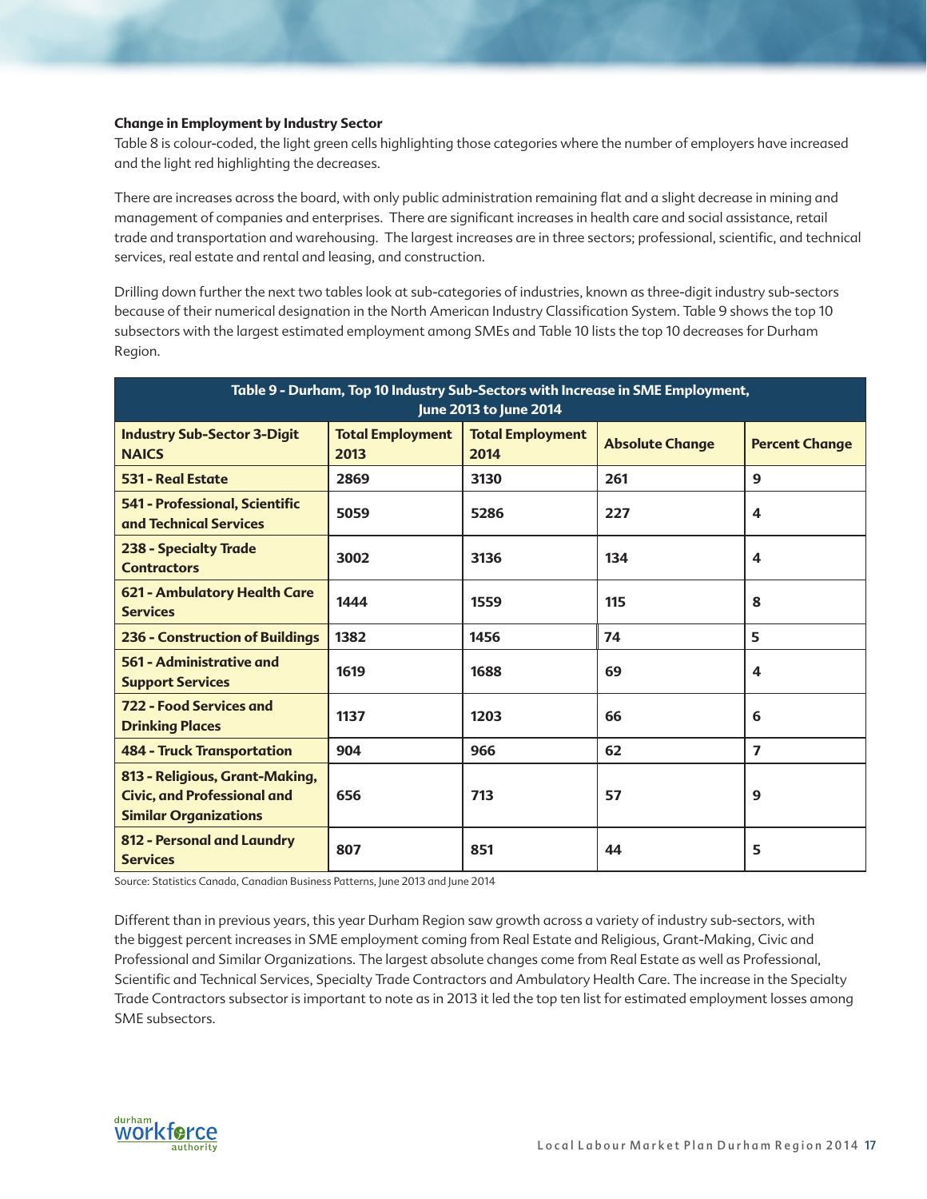**Change in Employment by Industry Sector**

Table 8 is colour-coded, the light green cells highlighting those categories where the number of employers have increased and the light red highlighting the decreases.

There are increases across the board, with only public administration remaining flat and a slight decrease in mining and management of companies and enterprises. There are significant increases in health care and social assistance, retail trade and transportation and warehousing. The largest increases are in three sectors; professional, scientific, and technical services, real estate and rental and leasing, and construction.

Drilling down further the next two tables look at sub-categories of industries, known as three-digit industry sub-sectors because of their numerical designation in the North American Industry Classification System. Table 9 shows the top 10 subsectors with the largest estimated employment among SMEs and Table 10 lists the top 10 decreases for Durham Region.

**Table 9 - Durham, Top 10 Industry Sub-Sectors with Increase in SME Employment, June 2013 to June 2014**

| Industry Sub-Sector 3-Digit NAICS | Total Employment 2013 | Total Employment 2014 | Absolute Change | Percent Change |
|---|---|---|---|---|
| 531 - Real Estate | 2869 | 3130 | 261 | 9 |
| 541 - Professional, Scientific and Technical Services | 5059 | 5286 | 227 | 4 |
| 238 - Specialty Trade Contractors | 3002 | 3136 | 134 | 4 |
| 621 - Ambulatory Health Care Services | 1444 | 1559 | 115 | 8 |
| 236 - Construction of Buildings | 1382 | 1456 | 74 | 5 |
| 561 - Administrative and Support Services | 1619 | 1688 | 69 | 4 |
| 722 - Food Services and Drinking Places | 1137 | 1203 | 66 | 6 |
| 484 - Truck Transportation | 904 | 966 | 62 | 7 |
| 813 - Religious, Grant-Making, Civic, and Professional and Similar Organizations | 656 | 713 | 57 | 9 |
| 812 - Personal and Laundry Services | 807 | 851 | 44 | 5 |

Source: Statistics Canada, Canadian Business Patterns, June 2013 and June 2014

Different than in previous years, this year Durham Region saw growth across a variety of industry sub-sectors, with the biggest percent increases in SME employment coming from Real Estate and Religious, Grant-Making, Civic and Professional and Similar Organizations. The largest absolute changes come from Real Estate as well as Professional, Scientific and Technical Services, Specialty Trade Contractors and Ambulatory Health Care. The increase in the Specialty Trade Contractors subsector is important to note as in 2013 it led the top ten list for estimated employment losses among SME subsectors.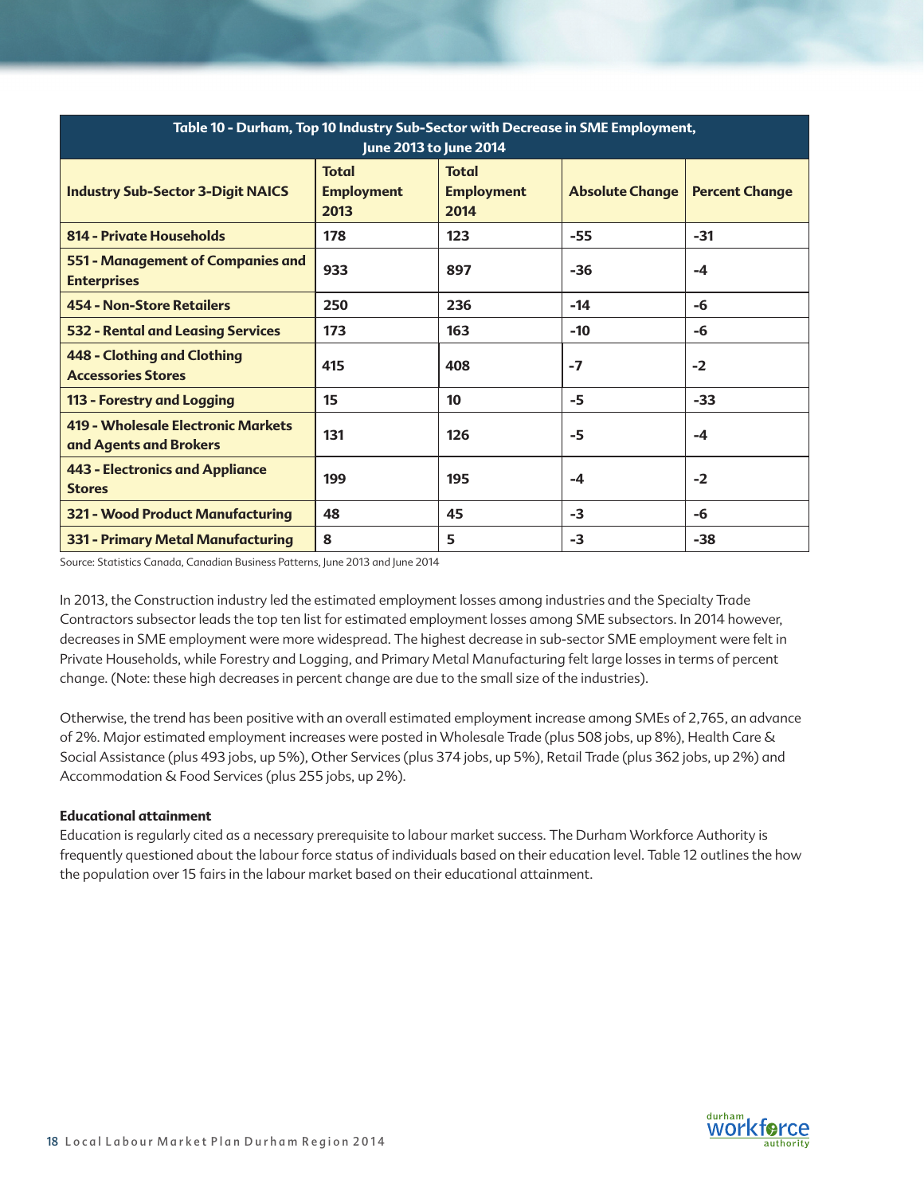| Table 10 - Durham, Top 10 Industry Sub-Sector with Decrease in SME Employment, June 2013 to June 2014 | | | | |
|---|---|---|---|---|
| **Industry Sub-Sector 3-Digit NAICS** | **Total Employment 2013** | **Total Employment 2014** | **Absolute Change** | **Percent Change** |
| **814 - Private Households** | 178 | 123 | -55 | -31 |
| **551 - Management of Companies and Enterprises** | 933 | 897 | -36 | -4 |
| **454 - Non-Store Retailers** | 250 | 236 | -14 | -6 |
| **532 - Rental and Leasing Services** | 173 | 163 | -10 | -6 |
| **448 - Clothing and Clothing Accessories Stores** | 415 | 408 | -7 | -2 |
| **113 - Forestry and Logging** | 15 | 10 | -5 | -33 |
| **419 - Wholesale Electronic Markets and Agents and Brokers** | 131 | 126 | -5 | -4 |
| **443 - Electronics and Appliance Stores** | 199 | 195 | -4 | -2 |
| **321 - Wood Product Manufacturing** | 48 | 45 | -3 | -6 |
| **331 - Primary Metal Manufacturing** | 8 | 5 | -3 | -38 |

Source: Statistics Canada, Canadian Business Patterns, June 2013 and June 2014

In 2013, the Construction industry led the estimated employment losses among industries and the Specialty Trade Contractors subsector leads the top ten list for estimated employment losses among SME subsectors. In 2014 however, decreases in SME employment were more widespread. The highest decrease in sub-sector SME employment were felt in Private Households, while Forestry and Logging, and Primary Metal Manufacturing felt large losses in terms of percent change. (Note: these high decreases in percent change are due to the small size of the industries).

Otherwise, the trend has been positive with an overall estimated employment increase among SMEs of 2,765, an advance of 2%. Major estimated employment increases were posted in Wholesale Trade (plus 508 jobs, up 8%), Health Care & Social Assistance (plus 493 jobs, up 5%), Other Services (plus 374 jobs, up 5%), Retail Trade (plus 362 jobs, up 2%) and Accommodation & Food Services (plus 255 jobs, up 2%).

**Educational attainment**

Education is regularly cited as a necessary prerequisite to labour market success. The Durham Workforce Authority is frequently questioned about the labour force status of individuals based on their education level. Table 12 outlines the how the population over 15 fairs in the labour market based on their educational attainment.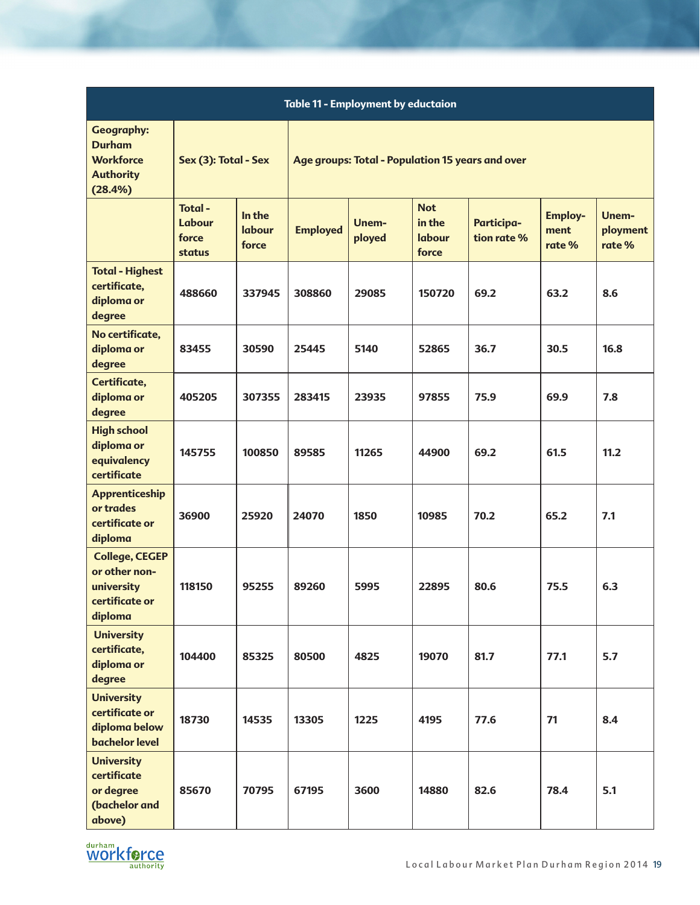| Table 11 - Employment by eductaion | | | | | | | | |
|---|---|---|---|---|---|---|---|---|
| **Geography: Durham Workforce Authority (28.4%)** | **Sex (3): Total - Sex** | | **Age groups: Total - Population 15 years and over** | | | | | |
| | **Total - Labour force status** | **In the labour force** | **Employed** | **Unem-ployed** | **Not in the labour force** | **Participa-tion rate %** | **Employ-ment rate %** | **Unem-ployment rate %** |
| **Total - Highest certificate, diploma or degree** | 488660 | 337945 | 308860 | 29085 | 150720 | 69.2 | 63.2 | 8.6 |
| **No certificate, diploma or degree** | 83455 | 30590 | 25445 | 5140 | 52865 | 36.7 | 30.5 | 16.8 |
| **Certificate, diploma or degree** | 405205 | 307355 | 283415 | 23935 | 97855 | 75.9 | 69.9 | 7.8 |
| **High school diploma or equivalency certificate** | 145755 | 100850 | 89585 | 11265 | 44900 | 69.2 | 61.5 | 11.2 |
| **Apprenticeship or trades certificate or diploma** | 36900 | 25920 | 24070 | 1850 | 10985 | 70.2 | 65.2 | 7.1 |
| **College, CEGEP or other non-university certificate or diploma** | 118150 | 95255 | 89260 | 5995 | 22895 | 80.6 | 75.5 | 6.3 |
| **University certificate, diploma or degree** | 104400 | 85325 | 80500 | 4825 | 19070 | 81.7 | 77.1 | 5.7 |
| **University certificate or diploma below bachelor level** | 18730 | 14535 | 13305 | 1225 | 4195 | 77.6 | 71 | 8.4 |
| **University certificate or degree (bachelor and above)** | 85670 | 70795 | 67195 | 3600 | 14880 | 82.6 | 78.4 | 5.1 |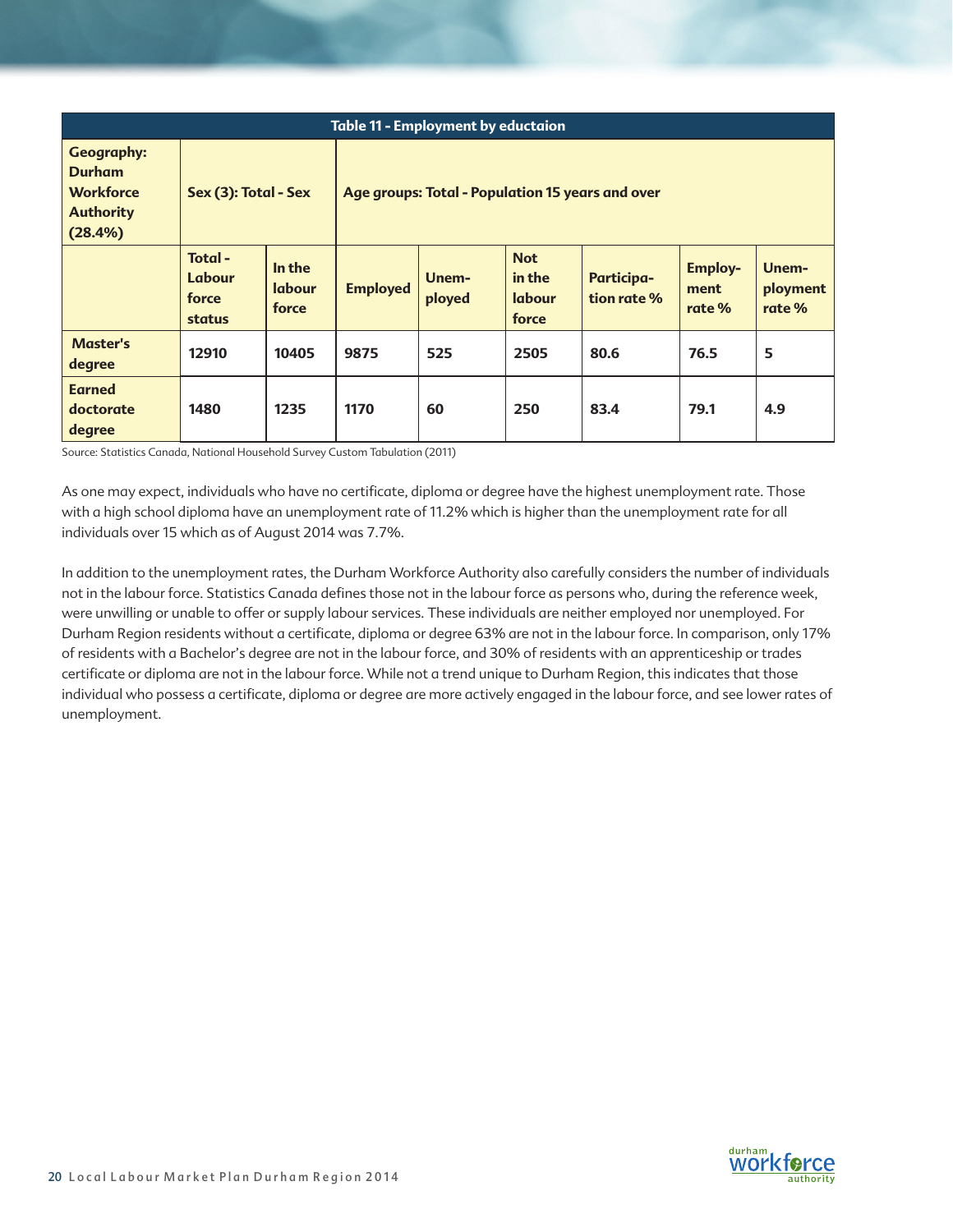| Table 11 - Employment by eductaion | | | | | | | | |
|---|---|---|---|---|---|---|---|---|
| **Geography: Durham Workforce Authority (28.4%)** | **Sex (3): Total - Sex** | | **Age groups: Total - Population 15 years and over** | | | | | |
| | **Total - Labour force status** | **In the labour force** | **Employed** | **Unem-ployed** | **Not in the labour force** | **Participa-tion rate %** | **Employ-ment rate %** | **Unem-ployment rate %** |
| **Master's degree** | **12910** | **10405** | **9875** | **525** | **2505** | **80.6** | **76.5** | **5** |
| **Earned doctorate degree** | **1480** | **1235** | **1170** | **60** | **250** | **83.4** | **79.1** | **4.9** |

Source: Statistics Canada, National Household Survey Custom Tabulation (2011)

As one may expect, individuals who have no certificate, diploma or degree have the highest unemployment rate. Those with a high school diploma have an unemployment rate of 11.2% which is higher than the unemployment rate for all individuals over 15 which as of August 2014 was 7.7%.

In addition to the unemployment rates, the Durham Workforce Authority also carefully considers the number of individuals not in the labour force. Statistics Canada defines those not in the labour force as persons who, during the reference week, were unwilling or unable to offer or supply labour services. These individuals are neither employed nor unemployed. For Durham Region residents without a certificate, diploma or degree 63% are not in the labour force. In comparison, only 17% of residents with a Bachelor's degree are not in the labour force, and 30% of residents with an apprenticeship or trades certificate or diploma are not in the labour force. While not a trend unique to Durham Region, this indicates that those individual who possess a certificate, diploma or degree are more actively engaged in the labour force, and see lower rates of unemployment.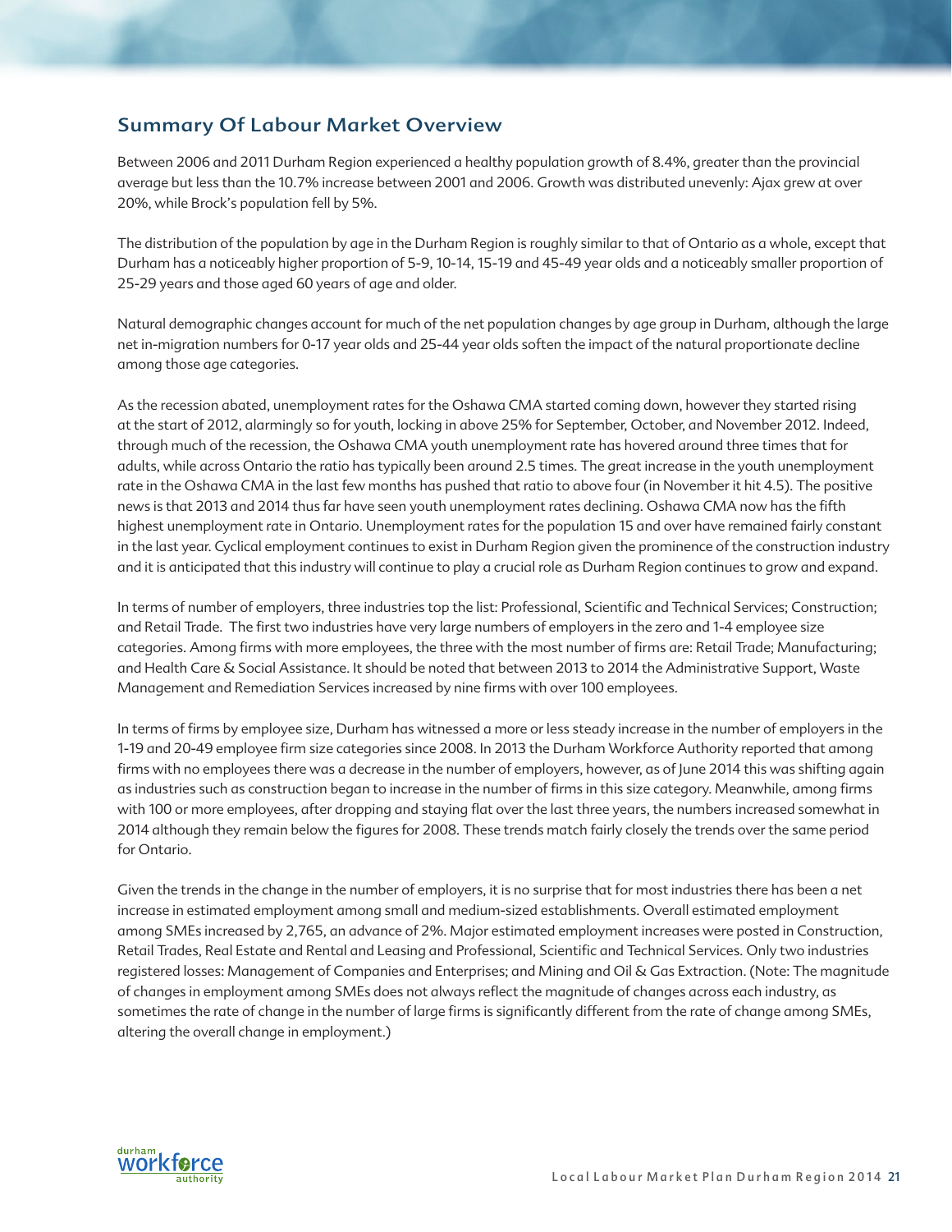## Summary Of Labour Market Overview

Between 2006 and 2011 Durham Region experienced a healthy population growth of 8.4%, greater than the provincial average but less than the 10.7% increase between 2001 and 2006. Growth was distributed unevenly: Ajax grew at over 20%, while Brock's population fell by 5%.

The distribution of the population by age in the Durham Region is roughly similar to that of Ontario as a whole, except that Durham has a noticeably higher proportion of 5-9, 10-14, 15-19 and 45-49 year olds and a noticeably smaller proportion of 25-29 years and those aged 60 years of age and older.

Natural demographic changes account for much of the net population changes by age group in Durham, although the large net in-migration numbers for 0-17 year olds and 25-44 year olds soften the impact of the natural proportionate decline among those age categories.

As the recession abated, unemployment rates for the Oshawa CMA started coming down, however they started rising at the start of 2012, alarmingly so for youth, locking in above 25% for September, October, and November 2012. Indeed, through much of the recession, the Oshawa CMA youth unemployment rate has hovered around three times that for adults, while across Ontario the ratio has typically been around 2.5 times. The great increase in the youth unemployment rate in the Oshawa CMA in the last few months has pushed that ratio to above four (in November it hit 4.5). The positive news is that 2013 and 2014 thus far have seen youth unemployment rates declining. Oshawa CMA now has the fifth highest unemployment rate in Ontario. Unemployment rates for the population 15 and over have remained fairly constant in the last year. Cyclical employment continues to exist in Durham Region given the prominence of the construction industry and it is anticipated that this industry will continue to play a crucial role as Durham Region continues to grow and expand.

In terms of number of employers, three industries top the list: Professional, Scientific and Technical Services; Construction; and Retail Trade. The first two industries have very large numbers of employers in the zero and 1-4 employee size categories. Among firms with more employees, the three with the most number of firms are: Retail Trade; Manufacturing; and Health Care & Social Assistance. It should be noted that between 2013 to 2014 the Administrative Support, Waste Management and Remediation Services increased by nine firms with over 100 employees.

In terms of firms by employee size, Durham has witnessed a more or less steady increase in the number of employers in the 1-19 and 20-49 employee firm size categories since 2008. In 2013 the Durham Workforce Authority reported that among firms with no employees there was a decrease in the number of employers, however, as of June 2014 this was shifting again as industries such as construction began to increase in the number of firms in this size category. Meanwhile, among firms with 100 or more employees, after dropping and staying flat over the last three years, the numbers increased somewhat in 2014 although they remain below the figures for 2008. These trends match fairly closely the trends over the same period for Ontario.

Given the trends in the change in the number of employers, it is no surprise that for most industries there has been a net increase in estimated employment among small and medium-sized establishments. Overall estimated employment among SMEs increased by 2,765, an advance of 2%. Major estimated employment increases were posted in Construction, Retail Trades, Real Estate and Rental and Leasing and Professional, Scientific and Technical Services. Only two industries registered losses: Management of Companies and Enterprises; and Mining and Oil & Gas Extraction. (Note: The magnitude of changes in employment among SMEs does not always reflect the magnitude of changes across each industry, as sometimes the rate of change in the number of large firms is significantly different from the rate of change among SMEs, altering the overall change in employment.)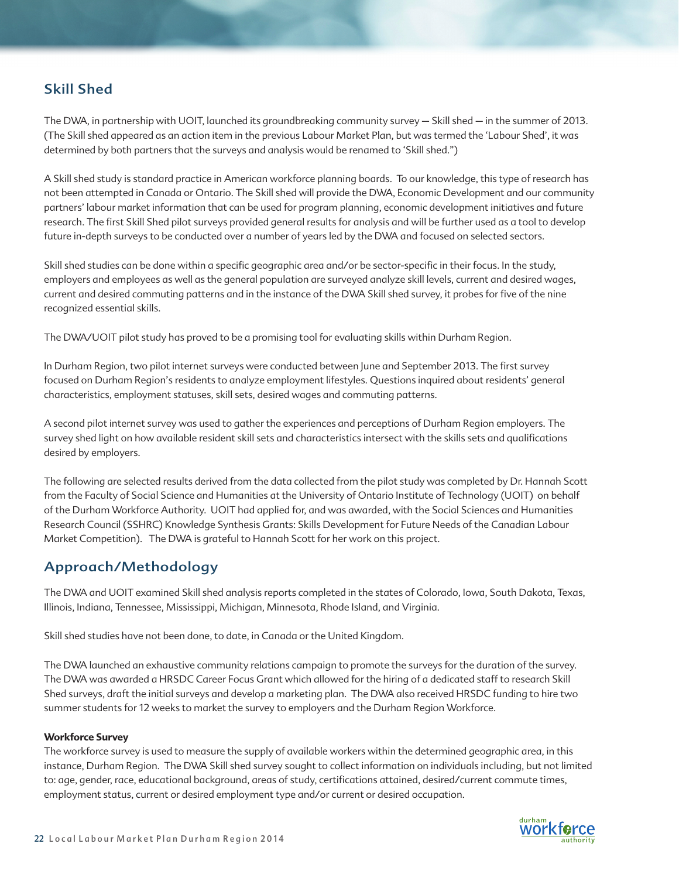## Skill Shed

The DWA, in partnership with UOIT, launched its groundbreaking community survey — Skill shed — in the summer of 2013. (The Skill shed appeared as an action item in the previous Labour Market Plan, but was termed the 'Labour Shed', it was determined by both partners that the surveys and analysis would be renamed to 'Skill shed.")

A Skill shed study is standard practice in American workforce planning boards. To our knowledge, this type of research has not been attempted in Canada or Ontario. The Skill shed will provide the DWA, Economic Development and our community partners' labour market information that can be used for program planning, economic development initiatives and future research. The first Skill Shed pilot surveys provided general results for analysis and will be further used as a tool to develop future in-depth surveys to be conducted over a number of years led by the DWA and focused on selected sectors.

Skill shed studies can be done within a specific geographic area and/or be sector-specific in their focus. In the study, employers and employees as well as the general population are surveyed analyze skill levels, current and desired wages, current and desired commuting patterns and in the instance of the DWA Skill shed survey, it probes for five of the nine recognized essential skills.

The DWA/UOIT pilot study has proved to be a promising tool for evaluating skills within Durham Region.

In Durham Region, two pilot internet surveys were conducted between June and September 2013. The first survey focused on Durham Region's residents to analyze employment lifestyles. Questions inquired about residents' general characteristics, employment statuses, skill sets, desired wages and commuting patterns.

A second pilot internet survey was used to gather the experiences and perceptions of Durham Region employers. The survey shed light on how available resident skill sets and characteristics intersect with the skills sets and qualifications desired by employers.

The following are selected results derived from the data collected from the pilot study was completed by Dr. Hannah Scott from the Faculty of Social Science and Humanities at the University of Ontario Institute of Technology (UOIT) on behalf of the Durham Workforce Authority. UOIT had applied for, and was awarded, with the Social Sciences and Humanities Research Council (SSHRC) Knowledge Synthesis Grants: Skills Development for Future Needs of the Canadian Labour Market Competition). The DWA is grateful to Hannah Scott for her work on this project.

## Approach/Methodology

The DWA and UOIT examined Skill shed analysis reports completed in the states of Colorado, Iowa, South Dakota, Texas, Illinois, Indiana, Tennessee, Mississippi, Michigan, Minnesota, Rhode Island, and Virginia.

Skill shed studies have not been done, to date, in Canada or the United Kingdom.

The DWA launched an exhaustive community relations campaign to promote the surveys for the duration of the survey. The DWA was awarded a HRSDC Career Focus Grant which allowed for the hiring of a dedicated staff to research Skill Shed surveys, draft the initial surveys and develop a marketing plan. The DWA also received HRSDC funding to hire two summer students for 12 weeks to market the survey to employers and the Durham Region Workforce.

**Workforce Survey**

The workforce survey is used to measure the supply of available workers within the determined geographic area, in this instance, Durham Region. The DWA Skill shed survey sought to collect information on individuals including, but not limited to: age, gender, race, educational background, areas of study, certifications attained, desired/current commute times, employment status, current or desired employment type and/or current or desired occupation.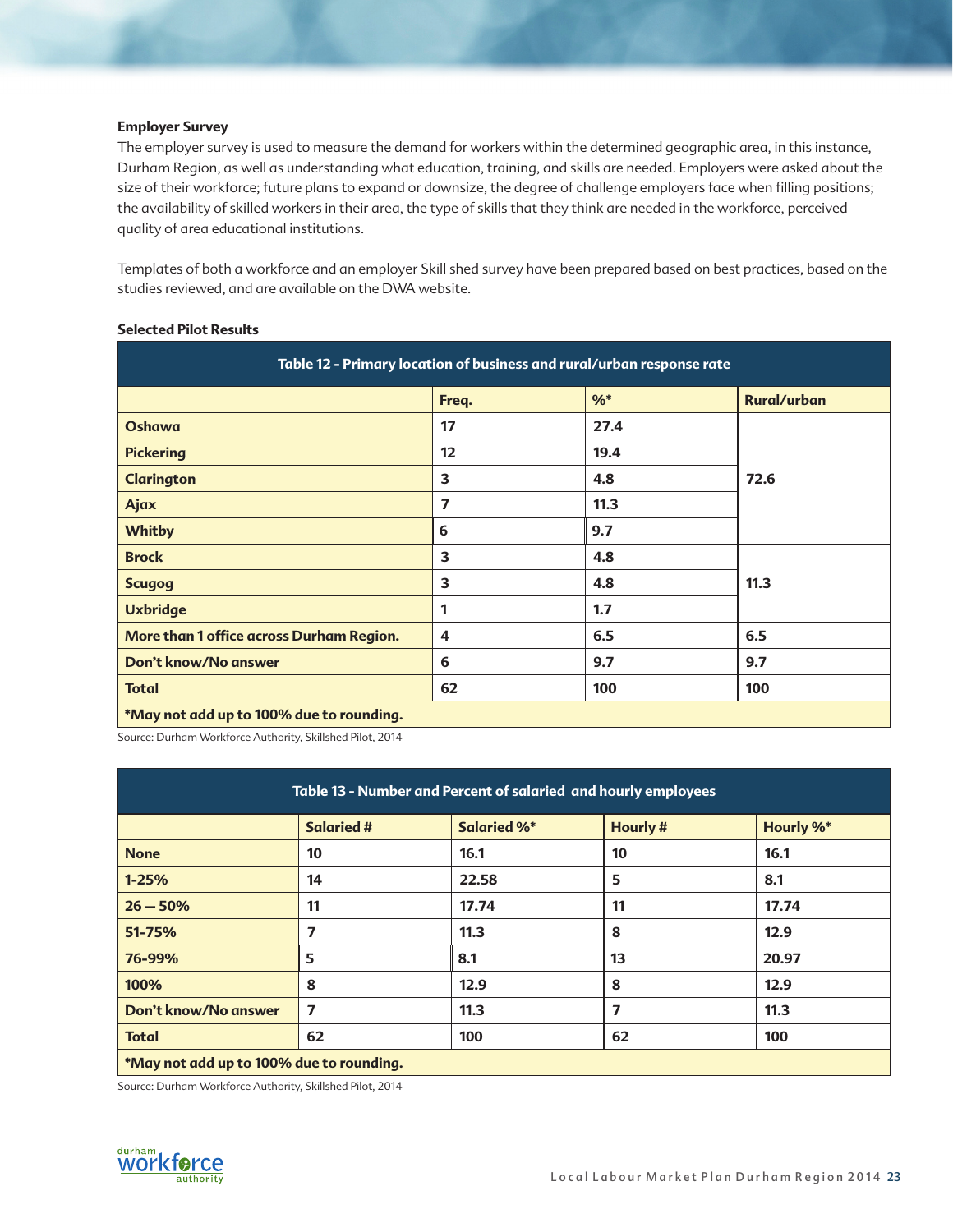**Employer Survey**

The employer survey is used to measure the demand for workers within the determined geographic area, in this instance, Durham Region, as well as understanding what education, training, and skills are needed. Employers were asked about the size of their workforce; future plans to expand or downsize, the degree of challenge employers face when filling positions; the availability of skilled workers in their area, the type of skills that they think are needed in the workforce, perceived quality of area educational institutions.

Templates of both a workforce and an employer Skill shed survey have been prepared based on best practices, based on the studies reviewed, and are available on the DWA website.

**Selected Pilot Results**

**Table 12 - Primary location of business and rural/urban response rate**

| | Freq. | %* | Rural/urban |
|---|---|---|---|
| Oshawa | 17 | 27.4 | 72.6 |
| Pickering | 12 | 19.4 | |
| Clarington | 3 | 4.8 | |
| Ajax | 7 | 11.3 | |
| Whitby | 6 | 9.7 | |
| Brock | 3 | 4.8 | 11.3 |
| Scugog | 3 | 4.8 | |
| Uxbridge | 1 | 1.7 | |
| More than 1 office across Durham Region. | 4 | 6.5 | 6.5 |
| Don't know/No answer | 6 | 9.7 | 9.7 |
| Total | 62 | 100 | 100 |
| *May not add up to 100% due to rounding. | | | |

Source: Durham Workforce Authority, Skillshed Pilot, 2014

**Table 13 - Number and Percent of salaried and hourly employees**

| | Salaried # | Salaried %* | Hourly # | Hourly %* |
|---|---|---|---|---|
| None | 10 | 16.1 | 10 | 16.1 |
| 1-25% | 14 | 22.58 | 5 | 8.1 |
| 26 – 50% | 11 | 17.74 | 11 | 17.74 |
| 51-75% | 7 | 11.3 | 8 | 12.9 |
| 76-99% | 5 | 8.1 | 13 | 20.97 |
| 100% | 8 | 12.9 | 8 | 12.9 |
| Don't know/No answer | 7 | 11.3 | 7 | 11.3 |
| Total | 62 | 100 | 62 | 100 |
| *May not add up to 100% due to rounding. | | | | |

Source: Durham Workforce Authority, Skillshed Pilot, 2014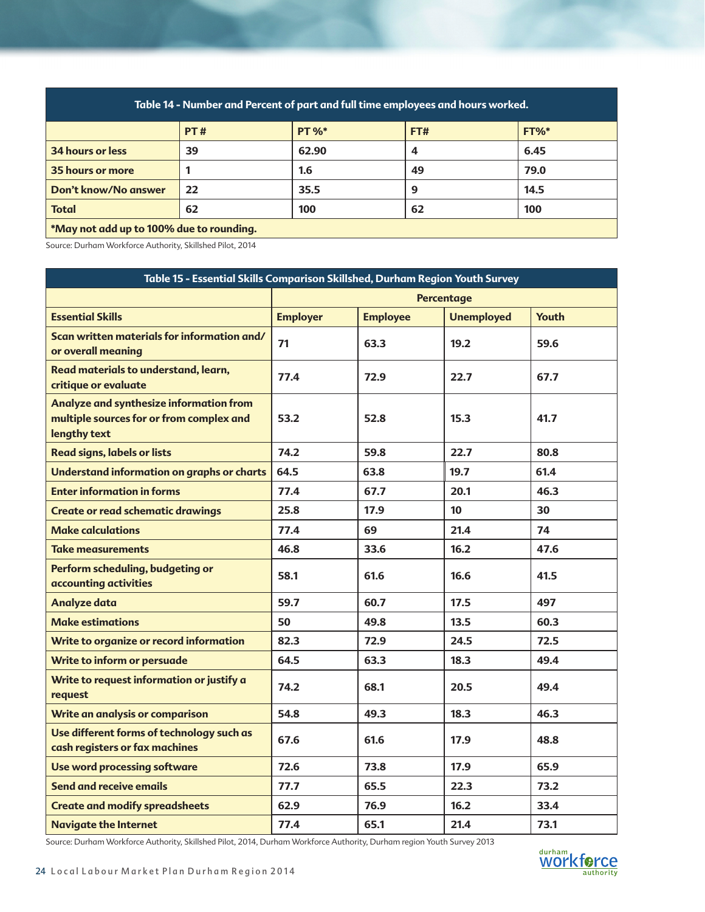| Table 14 - Number and Percent of part and full time employees and hours worked. | | | | |
|---|---|---|---|---|
| | **PT #** | **PT %*** | **FT#** | **FT%*** |
| **34 hours or less** | 39 | 62.90 | 4 | 6.45 |
| **35 hours or more** | 1 | 1.6 | 49 | 79.0 |
| **Don't know/No answer** | 22 | 35.5 | 9 | 14.5 |
| **Total** | 62 | 100 | 62 | 100 |
| ***May not add up to 100% due to rounding.** | | | | |

Source: Durham Workforce Authority, Skillshed Pilot, 2014

| Table 15 - Essential Skills Comparison Skillshed, Durham Region Youth Survey | | | | |
|---|---|---|---|---|
| | **Percentage** | | | |
| **Essential Skills** | **Employer** | **Employee** | **Unemployed** | **Youth** |
| **Scan written materials for information and/ or overall meaning** | 71 | 63.3 | 19.2 | 59.6 |
| **Read materials to understand, learn, critique or evaluate** | 77.4 | 72.9 | 22.7 | 67.7 |
| **Analyze and synthesize information from multiple sources for or from complex and lengthy text** | 53.2 | 52.8 | 15.3 | 41.7 |
| **Read signs, labels or lists** | 74.2 | 59.8 | 22.7 | 80.8 |
| **Understand information on graphs or charts** | 64.5 | 63.8 | 19.7 | 61.4 |
| **Enter information in forms** | 77.4 | 67.7 | 20.1 | 46.3 |
| **Create or read schematic drawings** | 25.8 | 17.9 | 10 | 30 |
| **Make calculations** | 77.4 | 69 | 21.4 | 74 |
| **Take measurements** | 46.8 | 33.6 | 16.2 | 47.6 |
| **Perform scheduling, budgeting or accounting activities** | 58.1 | 61.6 | 16.6 | 41.5 |
| **Analyze data** | 59.7 | 60.7 | 17.5 | 497 |
| **Make estimations** | 50 | 49.8 | 13.5 | 60.3 |
| **Write to organize or record information** | 82.3 | 72.9 | 24.5 | 72.5 |
| **Write to inform or persuade** | 64.5 | 63.3 | 18.3 | 49.4 |
| **Write to request information or justify a request** | 74.2 | 68.1 | 20.5 | 49.4 |
| **Write an analysis or comparison** | 54.8 | 49.3 | 18.3 | 46.3 |
| **Use different forms of technology such as cash registers or fax machines** | 67.6 | 61.6 | 17.9 | 48.8 |
| **Use word processing software** | 72.6 | 73.8 | 17.9 | 65.9 |
| **Send and receive emails** | 77.7 | 65.5 | 22.3 | 73.2 |
| **Create and modify spreadsheets** | 62.9 | 76.9 | 16.2 | 33.4 |
| **Navigate the Internet** | 77.4 | 65.1 | 21.4 | 73.1 |

Source: Durham Workforce Authority, Skillshed Pilot, 2014, Durham Workforce Authority, Durham region Youth Survey 2013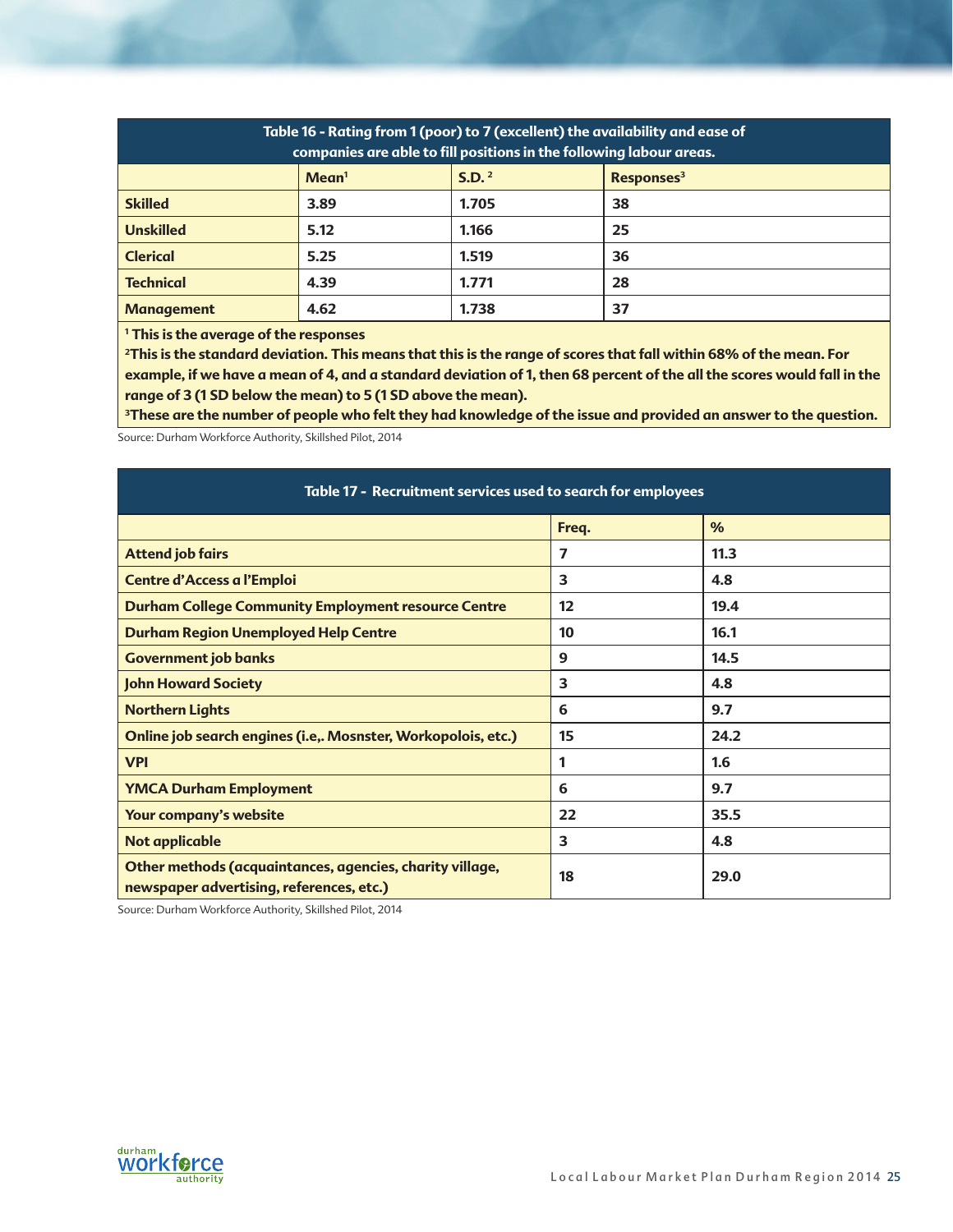**Table 16 - Rating from 1 (poor) to 7 (excellent) the availability and ease of companies are able to fill positions in the following labour areas.**

| | Mean[1] | S.D.[2] | Responses[3] |
|---|---|---|---|
| Skilled | 3.89 | 1.705 | 38 |
| Unskilled | 5.12 | 1.166 | 25 |
| Clerical | 5.25 | 1.519 | 36 |
| Technical | 4.39 | 1.771 | 28 |
| Management | 4.62 | 1.738 | 37 |

[1] This is the average of the responses

[2] This is the standard deviation. This means that this is the range of scores that fall within 68% of the mean. For example, if we have a mean of 4, and a standard deviation of 1, then 68 percent of the all the scores would fall in the range of 3 (1 SD below the mean) to 5 (1 SD above the mean).

[3] These are the number of people who felt they had knowledge of the issue and provided an answer to the question.

Source: Durham Workforce Authority, Skillshed Pilot, 2014

**Table 17 - Recruitment services used to search for employees**

| | Freq. | % |
|---|---|---|
| Attend job fairs | 7 | 11.3 |
| Centre d'Access a l'Emploi | 3 | 4.8 |
| Durham College Community Employment resource Centre | 12 | 19.4 |
| Durham Region Unemployed Help Centre | 10 | 16.1 |
| Government job banks | 9 | 14.5 |
| John Howard Society | 3 | 4.8 |
| Northern Lights | 6 | 9.7 |
| Online job search engines (i.e,. Mosnster, Workopolois, etc.) | 15 | 24.2 |
| VPI | 1 | 1.6 |
| YMCA Durham Employment | 6 | 9.7 |
| Your company's website | 22 | 35.5 |
| Not applicable | 3 | 4.8 |
| Other methods (acquaintances, agencies, charity village, newspaper advertising, references, etc.) | 18 | 29.0 |

Source: Durham Workforce Authority, Skillshed Pilot, 2014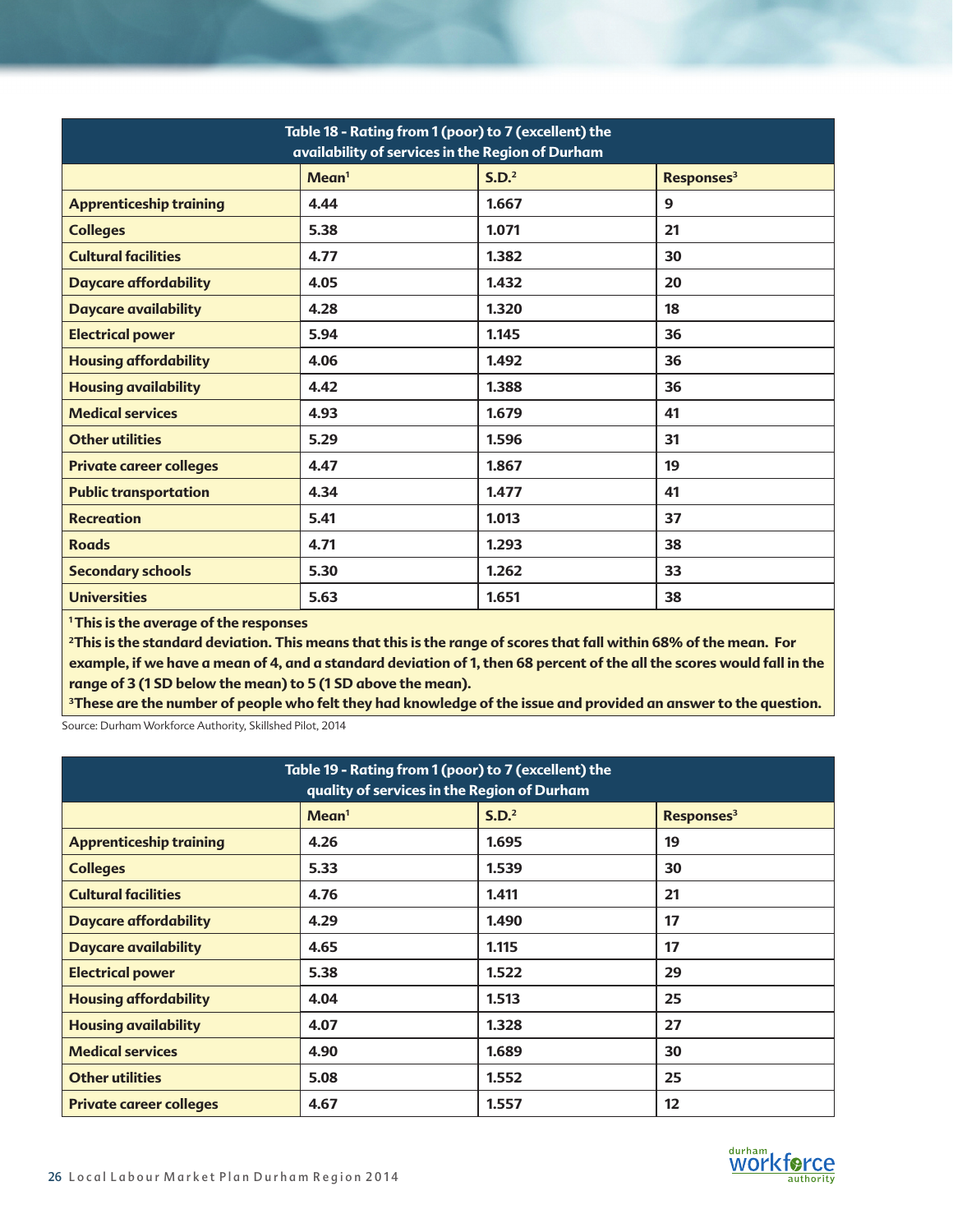| Table 18 - Rating from 1 (poor) to 7 (excellent) the availability of services in the Region of Durham | | | |
|---|---|---|---|
| | Mean[1] | S.D.[2] | Responses[3] |
| **Apprenticeship training** | 4.44 | 1.667 | 9 |
| **Colleges** | 5.38 | 1.071 | 21 |
| **Cultural facilities** | 4.77 | 1.382 | 30 |
| **Daycare affordability** | 4.05 | 1.432 | 20 |
| **Daycare availability** | 4.28 | 1.320 | 18 |
| **Electrical power** | 5.94 | 1.145 | 36 |
| **Housing affordability** | 4.06 | 1.492 | 36 |
| **Housing availability** | 4.42 | 1.388 | 36 |
| **Medical services** | 4.93 | 1.679 | 41 |
| **Other utilities** | 5.29 | 1.596 | 31 |
| **Private career colleges** | 4.47 | 1.867 | 19 |
| **Public transportation** | 4.34 | 1.477 | 41 |
| **Recreation** | 5.41 | 1.013 | 37 |
| **Roads** | 4.71 | 1.293 | 38 |
| **Secondary schools** | 5.30 | 1.262 | 33 |
| **Universities** | 5.63 | 1.651 | 38 |

[1] This is the average of the responses

[2] This is the standard deviation. This means that this is the range of scores that fall within 68% of the mean. For example, if we have a mean of 4, and a standard deviation of 1, then 68 percent of the all the scores would fall in the range of 3 (1 SD below the mean) to 5 (1 SD above the mean).

[3] These are the number of people who felt they had knowledge of the issue and provided an answer to the question.

Source: Durham Workforce Authority, Skillshed Pilot, 2014

| Table 19 - Rating from 1 (poor) to 7 (excellent) the quality of services in the Region of Durham | | | |
|---|---|---|---|
| | Mean[1] | S.D.[2] | Responses[3] |
| **Apprenticeship training** | 4.26 | 1.695 | 19 |
| **Colleges** | 5.33 | 1.539 | 30 |
| **Cultural facilities** | 4.76 | 1.411 | 21 |
| **Daycare affordability** | 4.29 | 1.490 | 17 |
| **Daycare availability** | 4.65 | 1.115 | 17 |
| **Electrical power** | 5.38 | 1.522 | 29 |
| **Housing affordability** | 4.04 | 1.513 | 25 |
| **Housing availability** | 4.07 | 1.328 | 27 |
| **Medical services** | 4.90 | 1.689 | 30 |
| **Other utilities** | 5.08 | 1.552 | 25 |
| **Private career colleges** | 4.67 | 1.557 | 12 |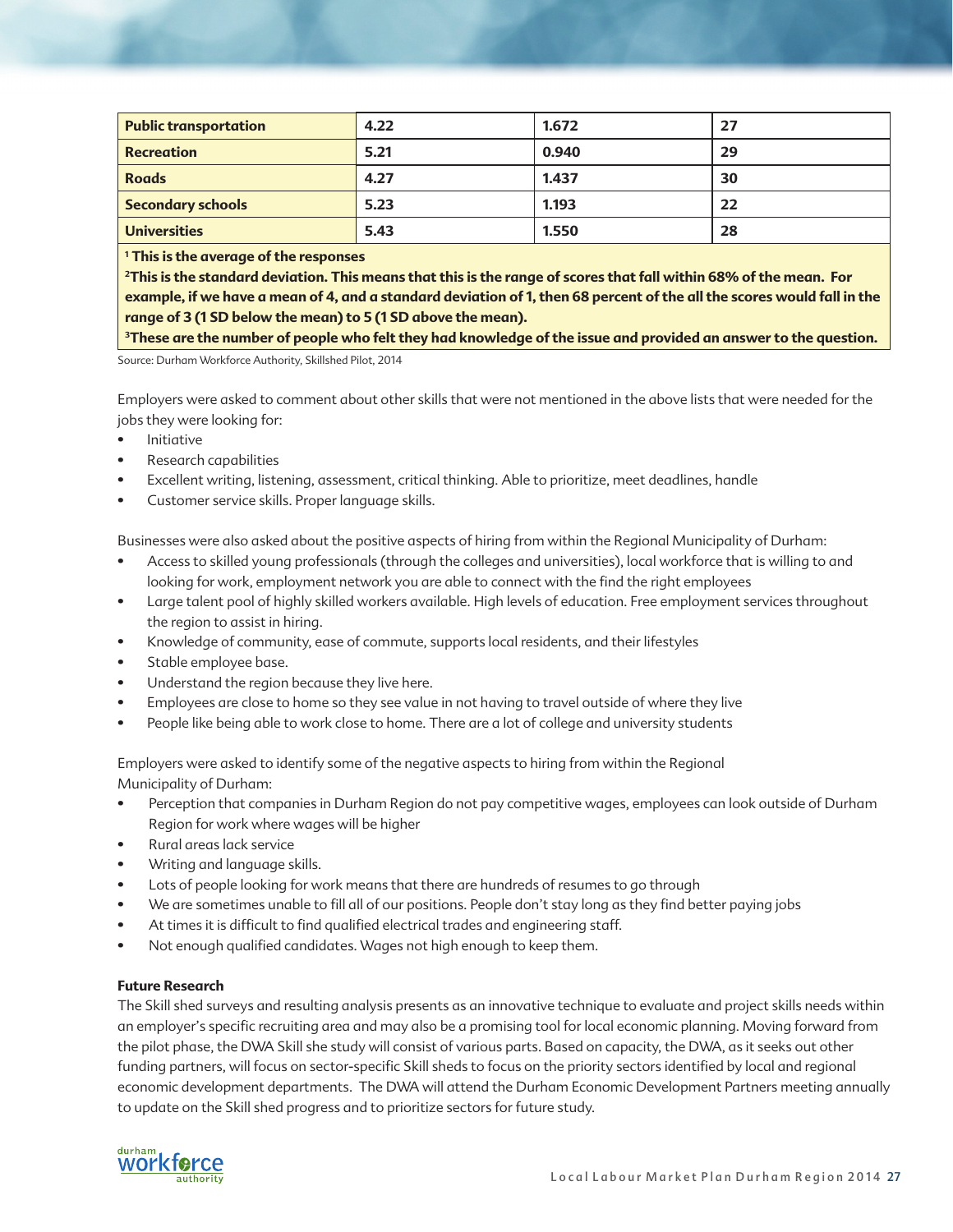| | | | |
|---|---|---|---|
| **Public transportation** | **4.22** | **1.672** | **27** |
| **Recreation** | **5.21** | **0.940** | **29** |
| **Roads** | **4.27** | **1.437** | **30** |
| **Secondary schools** | **5.23** | **1.193** | **22** |
| **Universities** | **5.43** | **1.550** | **28** |

**[1] This is the average of the responses**

**[2]This is the standard deviation. This means that this is the range of scores that fall within 68% of the mean. For example, if we have a mean of 4, and a standard deviation of 1, then 68 percent of the all the scores would fall in the range of 3 (1 SD below the mean) to 5 (1 SD above the mean).**

**[3]These are the number of people who felt they had knowledge of the issue and provided an answer to the question.**

Source: Durham Workforce Authority, Skillshed Pilot, 2014

Employers were asked to comment about other skills that were not mentioned in the above lists that were needed for the jobs they were looking for:

- Initiative
- Research capabilities
- Excellent writing, listening, assessment, critical thinking. Able to prioritize, meet deadlines, handle
- Customer service skills. Proper language skills.

Businesses were also asked about the positive aspects of hiring from within the Regional Municipality of Durham:

- Access to skilled young professionals (through the colleges and universities), local workforce that is willing to and looking for work, employment network you are able to connect with the find the right employees
- Large talent pool of highly skilled workers available. High levels of education. Free employment services throughout the region to assist in hiring.
- Knowledge of community, ease of commute, supports local residents, and their lifestyles
- Stable employee base.
- Understand the region because they live here.
- Employees are close to home so they see value in not having to travel outside of where they live
- People like being able to work close to home. There are a lot of college and university students

Employers were asked to identify some of the negative aspects to hiring from within the Regional Municipality of Durham:

- Perception that companies in Durham Region do not pay competitive wages, employees can look outside of Durham Region for work where wages will be higher
- Rural areas lack service
- Writing and language skills.
- Lots of people looking for work means that there are hundreds of resumes to go through
- We are sometimes unable to fill all of our positions. People don't stay long as they find better paying jobs
- At times it is difficult to find qualified electrical trades and engineering staff.
- Not enough qualified candidates. Wages not high enough to keep them.

**Future Research**

The Skill shed surveys and resulting analysis presents as an innovative technique to evaluate and project skills needs within an employer's specific recruiting area and may also be a promising tool for local economic planning. Moving forward from the pilot phase, the DWA Skill she study will consist of various parts. Based on capacity, the DWA, as it seeks out other funding partners, will focus on sector-specific Skill sheds to focus on the priority sectors identified by local and regional economic development departments. The DWA will attend the Durham Economic Development Partners meeting annually to update on the Skill shed progress and to prioritize sectors for future study.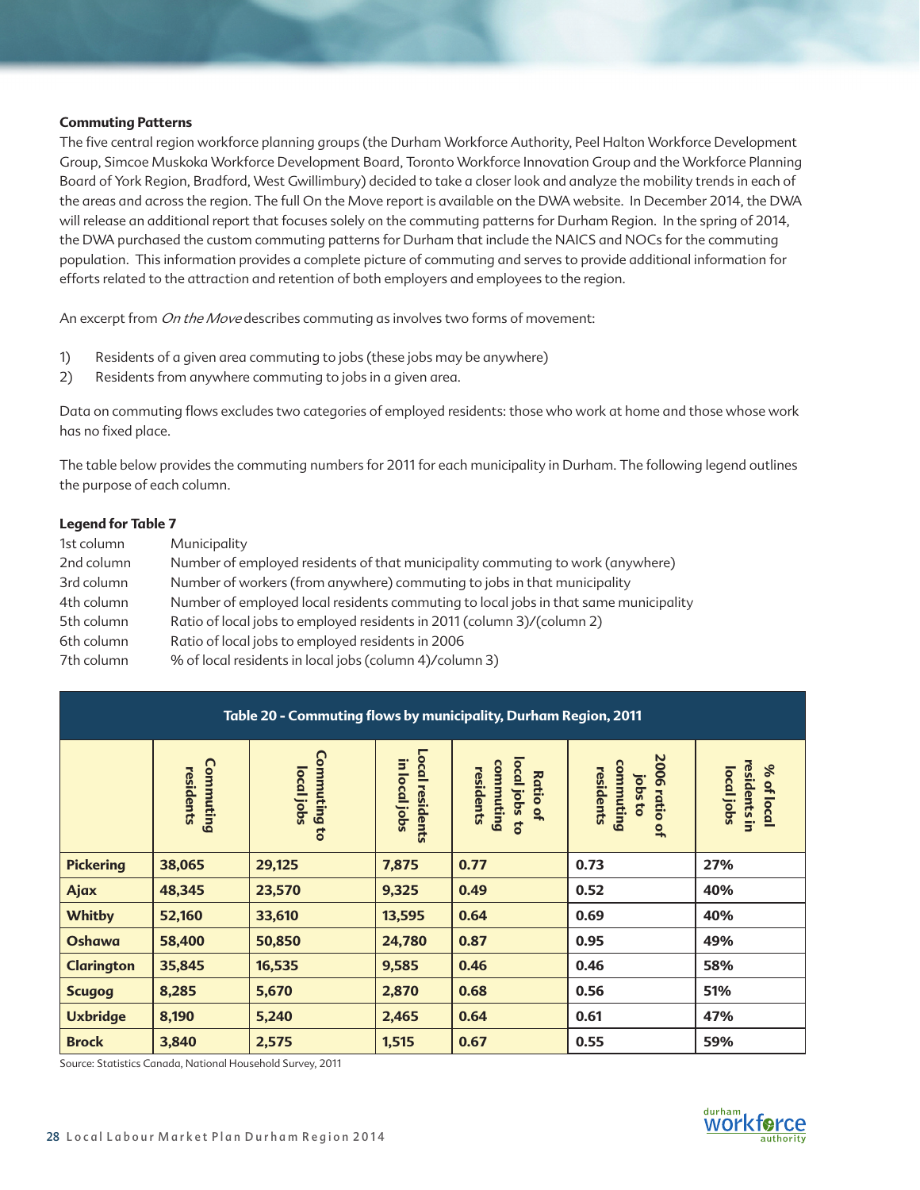**Commuting Patterns**

The five central region workforce planning groups (the Durham Workforce Authority, Peel Halton Workforce Development Group, Simcoe Muskoka Workforce Development Board, Toronto Workforce Innovation Group and the Workforce Planning Board of York Region, Bradford, West Gwillimbury) decided to take a closer look and analyze the mobility trends in each of the areas and across the region. The full On the Move report is available on the DWA website. In December 2014, the DWA will release an additional report that focuses solely on the commuting patterns for Durham Region. In the spring of 2014, the DWA purchased the custom commuting patterns for Durham that include the NAICS and NOCs for the commuting population. This information provides a complete picture of commuting and serves to provide additional information for efforts related to the attraction and retention of both employers and employees to the region.

An excerpt from *On the Move* describes commuting as involves two forms of movement:

1) Residents of a given area commuting to jobs (these jobs may be anywhere)
2) Residents from anywhere commuting to jobs in a given area.

Data on commuting flows excludes two categories of employed residents: those who work at home and those whose work has no fixed place.

The table below provides the commuting numbers for 2011 for each municipality in Durham. The following legend outlines the purpose of each column.

**Legend for Table 7**

| | |
|---|---|
| 1st column | Municipality |
| 2nd column | Number of employed residents of that municipality commuting to work (anywhere) |
| 3rd column | Number of workers (from anywhere) commuting to jobs in that municipality |
| 4th column | Number of employed local residents commuting to local jobs in that same municipality |
| 5th column | Ratio of local jobs to employed residents in 2011 (column 3)/(column 2) |
| 6th column | Ratio of local jobs to employed residents in 2006 |
| 7th column | % of local residents in local jobs (column 4)/column 3) |

**Table 20 - Commuting flows by municipality, Durham Region, 2011**

| | Commuting residents | Commuting to local jobs | Local residents in local jobs | Ratio of local jobs to commuting residents | 2006 ratio of jobs to commuting residents | % of local residents in local jobs |
|---|---|---|---|---|---|---|
| **Pickering** | 38,065 | 29,125 | 7,875 | 0.77 | 0.73 | 27% |
| **Ajax** | 48,345 | 23,570 | 9,325 | 0.49 | 0.52 | 40% |
| **Whitby** | 52,160 | 33,610 | 13,595 | 0.64 | 0.69 | 40% |
| **Oshawa** | 58,400 | 50,850 | 24,780 | 0.87 | 0.95 | 49% |
| **Clarington** | 35,845 | 16,535 | 9,585 | 0.46 | 0.46 | 58% |
| **Scugog** | 8,285 | 5,670 | 2,870 | 0.68 | 0.56 | 51% |
| **Uxbridge** | 8,190 | 5,240 | 2,465 | 0.64 | 0.61 | 47% |
| **Brock** | 3,840 | 2,575 | 1,515 | 0.67 | 0.55 | 59% |

Source: Statistics Canada, National Household Survey, 2011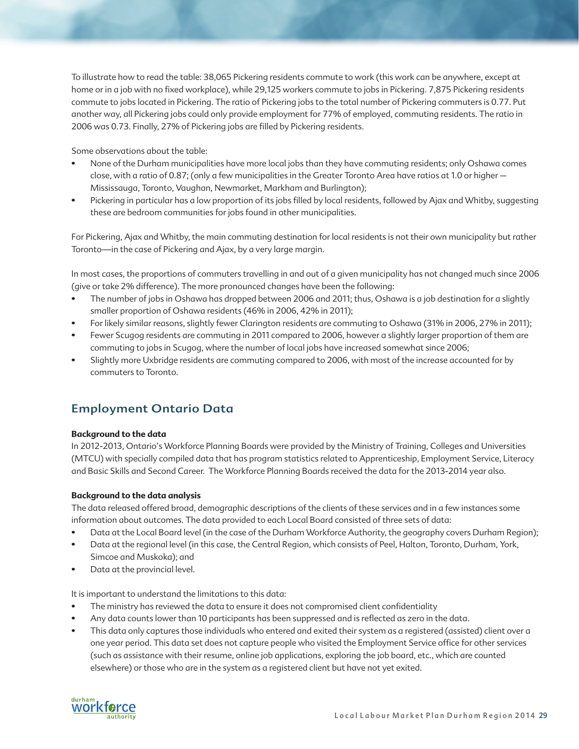To illustrate how to read the table: 38,065 Pickering residents commute to work (this work can be anywhere, except at home or in a job with no fixed workplace), while 29,125 workers commute to jobs in Pickering. 7,875 Pickering residents commute to jobs located in Pickering. The ratio of Pickering jobs to the total number of Pickering commuters is 0.77. Put another way, all Pickering jobs could only provide employment for 77% of employed, commuting residents. The ratio in 2006 was 0.73. Finally, 27% of Pickering jobs are filled by Pickering residents.

Some observations about the table:

- None of the Durham municipalities have more local jobs than they have commuting residents; only Oshawa comes close, with a ratio of 0.87; (only a few municipalities in the Greater Toronto Area have ratios at 1.0 or higher — Mississauga, Toronto, Vaughan, Newmarket, Markham and Burlington);
- Pickering in particular has a low proportion of its jobs filled by local residents, followed by Ajax and Whitby, suggesting these are bedroom communities for jobs found in other municipalities.

For Pickering, Ajax and Whitby, the main commuting destination for local residents is not their own municipality but rather Toronto—in the case of Pickering and Ajax, by a very large margin.

In most cases, the proportions of commuters travelling in and out of a given municipality has not changed much since 2006 (give or take 2% difference). The more pronounced changes have been the following:

- The number of jobs in Oshawa has dropped between 2006 and 2011; thus, Oshawa is a job destination for a slightly smaller proportion of Oshawa residents (46% in 2006, 42% in 2011);
- For likely similar reasons, slightly fewer Clarington residents are commuting to Oshawa (31% in 2006, 27% in 2011);
- Fewer Scugog residents are commuting in 2011 compared to 2006, however a slightly larger proportion of them are commuting to jobs in Scugog, where the number of local jobs have increased somewhat since 2006;
- Slightly more Uxbridge residents are commuting compared to 2006, with most of the increase accounted for by commuters to Toronto.

## Employment Ontario Data

**Background to the data**

In 2012-2013, Ontario's Workforce Planning Boards were provided by the Ministry of Training, Colleges and Universities (MTCU) with specially compiled data that has program statistics related to Apprenticeship, Employment Service, Literacy and Basic Skills and Second Career. The Workforce Planning Boards received the data for the 2013-2014 year also.

**Background to the data analysis**

The data released offered broad, demographic descriptions of the clients of these services and in a few instances some information about outcomes. The data provided to each Local Board consisted of three sets of data:

- Data at the Local Board level (in the case of the Durham Workforce Authority, the geography covers Durham Region);
- Data at the regional level (in this case, the Central Region, which consists of Peel, Halton, Toronto, Durham, York, Simcoe and Muskoka); and
- Data at the provincial level.

It is important to understand the limitations to this data:

- The ministry has reviewed the data to ensure it does not compromised client confidentiality
- Any data counts lower than 10 participants has been suppressed and is reflected as zero in the data.
- This data only captures those individuals who entered and exited their system as a registered (assisted) client over a one year period. This data set does not capture people who visited the Employment Service office for other services (such as assistance with their resume, online job applications, exploring the job board, etc., which are counted elsewhere) or those who are in the system as a registered client but have not yet exited.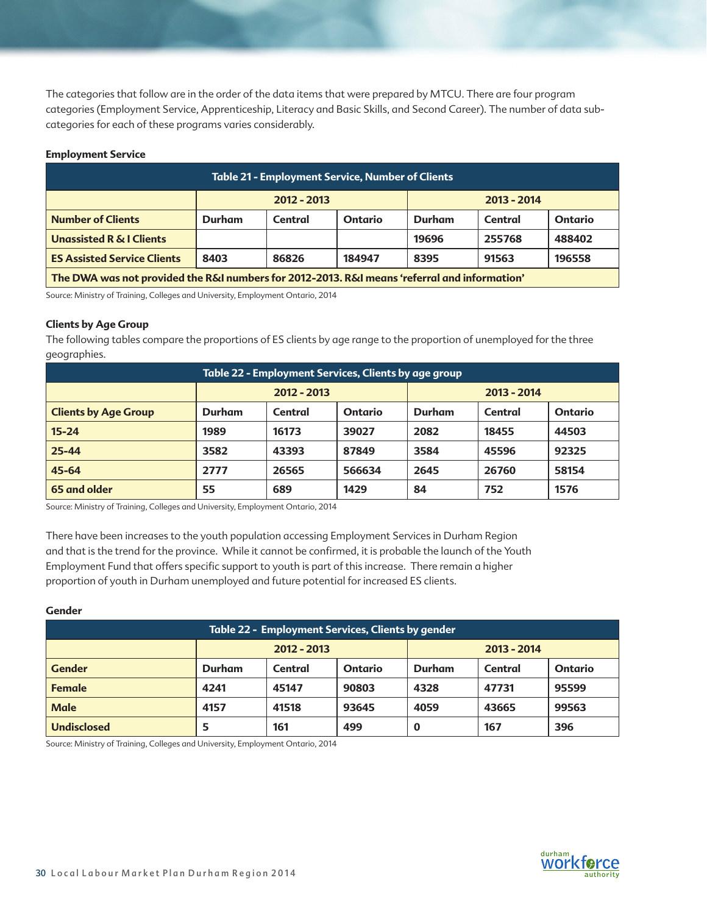The categories that follow are in the order of the data items that were prepared by MTCU. There are four program categories (Employment Service, Apprenticeship, Literacy and Basic Skills, and Second Career). The number of data sub-categories for each of these programs varies considerably.

**Employment Service**

**Table 21 - Employment Service, Number of Clients**

| | 2012 - 2013 | | | 2013 - 2014 | | |
|---|---|---|---|---|---|---|
| **Number of Clients** | **Durham** | **Central** | **Ontario** | **Durham** | **Central** | **Ontario** |
| **Unassisted R & I Clients** | | | | 19696 | 255768 | 488402 |
| **ES Assisted Service Clients** | 8403 | 86826 | 184947 | 8395 | 91563 | 196558 |
| **The DWA was not provided the R&I numbers for 2012-2013. R&I means 'referral and information'** | | | | | | |

Source: Ministry of Training, Colleges and University, Employment Ontario, 2014

**Clients by Age Group**

The following tables compare the proportions of ES clients by age range to the proportion of unemployed for the three geographies.

**Table 22 - Employment Services, Clients by age group**

| | 2012 - 2013 | | | 2013 - 2014 | | |
|---|---|---|---|---|---|---|
| **Clients by Age Group** | **Durham** | **Central** | **Ontario** | **Durham** | **Central** | **Ontario** |
| **15-24** | 1989 | 16173 | 39027 | 2082 | 18455 | 44503 |
| **25-44** | 3582 | 43393 | 87849 | 3584 | 45596 | 92325 |
| **45-64** | 2777 | 26565 | 566634 | 2645 | 26760 | 58154 |
| **65 and older** | 55 | 689 | 1429 | 84 | 752 | 1576 |

Source: Ministry of Training, Colleges and University, Employment Ontario, 2014

There have been increases to the youth population accessing Employment Services in Durham Region and that is the trend for the province. While it cannot be confirmed, it is probable the launch of the Youth Employment Fund that offers specific support to youth is part of this increase. There remain a higher proportion of youth in Durham unemployed and future potential for increased ES clients.

**Gender**

**Table 22 - Employment Services, Clients by gender**

| | 2012 - 2013 | | | 2013 - 2014 | | |
|---|---|---|---|---|---|---|
| **Gender** | **Durham** | **Central** | **Ontario** | **Durham** | **Central** | **Ontario** |
| **Female** | 4241 | 45147 | 90803 | 4328 | 47731 | 95599 |
| **Male** | 4157 | 41518 | 93645 | 4059 | 43665 | 99563 |
| **Undisclosed** | 5 | 161 | 499 | 0 | 167 | 396 |

Source: Ministry of Training, Colleges and University, Employment Ontario, 2014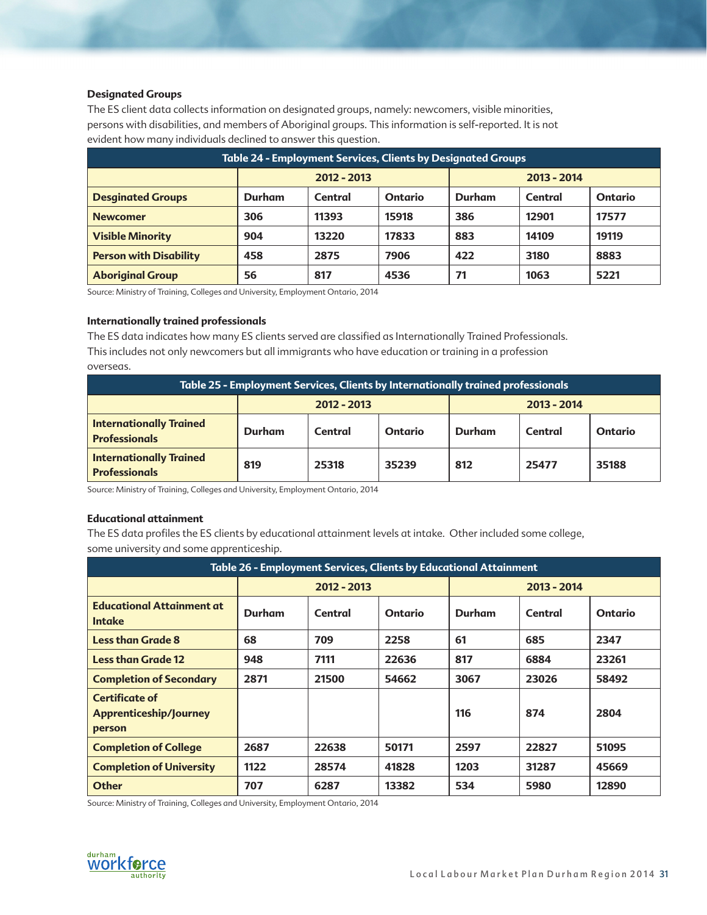### Designated Groups

The ES client data collects information on designated groups, namely: newcomers, visible minorities, persons with disabilities, and members of Aboriginal groups. This information is self-reported. It is not evident how many individuals declined to answer this question.

**Table 24 - Employment Services, Clients by Designated Groups**

| | 2012 - 2013 | | | 2013 - 2014 | | |
|---|---|---|---|---|---|---|
| **Desginated Groups** | **Durham** | **Central** | **Ontario** | **Durham** | **Central** | **Ontario** |
| **Newcomer** | 306 | 11393 | 15918 | 386 | 12901 | 17577 |
| **Visible Minority** | 904 | 13220 | 17833 | 883 | 14109 | 19119 |
| **Person with Disability** | 458 | 2875 | 7906 | 422 | 3180 | 8883 |
| **Aboriginal Group** | 56 | 817 | 4536 | 71 | 1063 | 5221 |

Source: Ministry of Training, Colleges and University, Employment Ontario, 2014

### Internationally trained professionals

The ES data indicates how many ES clients served are classified as Internationally Trained Professionals. This includes not only newcomers but all immigrants who have education or training in a profession overseas.

**Table 25 - Employment Services, Clients by Internationally trained professionals**

| | 2012 - 2013 | | | 2013 - 2014 | | |
|---|---|---|---|---|---|---|
| **Internationally Trained Professionals** | **Durham** | **Central** | **Ontario** | **Durham** | **Central** | **Ontario** |
| **Internationally Trained Professionals** | 819 | 25318 | 35239 | 812 | 25477 | 35188 |

Source: Ministry of Training, Colleges and University, Employment Ontario, 2014

### Educational attainment

The ES data profiles the ES clients by educational attainment levels at intake. Other included some college, some university and some apprenticeship.

**Table 26 - Employment Services, Clients by Educational Attainment**

| | 2012 - 2013 | | | 2013 - 2014 | | |
|---|---|---|---|---|---|---|
| **Educational Attainment at Intake** | **Durham** | **Central** | **Ontario** | **Durham** | **Central** | **Ontario** |
| **Less than Grade 8** | 68 | 709 | 2258 | 61 | 685 | 2347 |
| **Less than Grade 12** | 948 | 7111 | 22636 | 817 | 6884 | 23261 |
| **Completion of Secondary** | 2871 | 21500 | 54662 | 3067 | 23026 | 58492 |
| **Certificate of Apprenticeship/Journey person** | | | | 116 | 874 | 2804 |
| **Completion of College** | 2687 | 22638 | 50171 | 2597 | 22827 | 51095 |
| **Completion of University** | 1122 | 28574 | 41828 | 1203 | 31287 | 45669 |
| **Other** | 707 | 6287 | 13382 | 534 | 5980 | 12890 |

Source: Ministry of Training, Colleges and University, Employment Ontario, 2014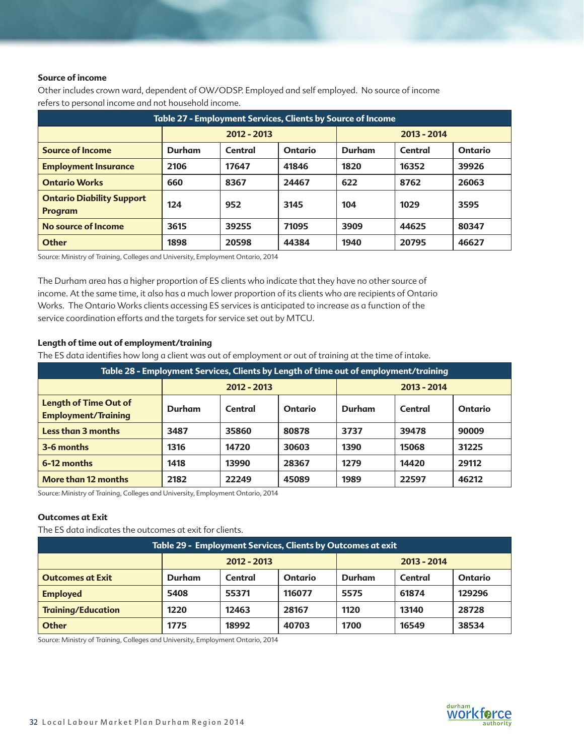### Source of income

Other includes crown ward, dependent of OW/ODSP. Employed and self employed. No source of income refers to personal income and not household income.

| Table 27 - Employment Services, Clients by Source of Income | | | | | | |
|---|---|---|---|---|---|---|
| | 2012 - 2013 | | | 2013 - 2014 | | |
| **Source of Income** | **Durham** | **Central** | **Ontario** | **Durham** | **Central** | **Ontario** |
| **Employment Insurance** | 2106 | 17647 | 41846 | 1820 | 16352 | 39926 |
| **Ontario Works** | 660 | 8367 | 24467 | 622 | 8762 | 26063 |
| **Ontario Diability Support Program** | 124 | 952 | 3145 | 104 | 1029 | 3595 |
| **No source of Income** | 3615 | 39255 | 71095 | 3909 | 44625 | 80347 |
| **Other** | 1898 | 20598 | 44384 | 1940 | 20795 | 46627 |

Source: Ministry of Training, Colleges and University, Employment Ontario, 2014

The Durham area has a higher proportion of ES clients who indicate that they have no other source of income. At the same time, it also has a much lower proportion of its clients who are recipients of Ontario Works. The Ontario Works clients accessing ES services is anticipated to increase as a function of the service coordination efforts and the targets for service set out by MTCU.

### Length of time out of employment/training

The ES data identifies how long a client was out of employment or out of training at the time of intake.

| Table 28 - Employment Services, Clients by Length of time out of employment/training | | | | | | |
|---|---|---|---|---|---|---|
| | 2012 - 2013 | | | 2013 - 2014 | | |
| **Length of Time Out of Employment/Training** | **Durham** | **Central** | **Ontario** | **Durham** | **Central** | **Ontario** |
| **Less than 3 months** | 3487 | 35860 | 80878 | 3737 | 39478 | 90009 |
| **3-6 months** | 1316 | 14720 | 30603 | 1390 | 15068 | 31225 |
| **6-12 months** | 1418 | 13990 | 28367 | 1279 | 14420 | 29112 |
| **More than 12 months** | 2182 | 22249 | 45089 | 1989 | 22597 | 46212 |

Source: Ministry of Training, Colleges and University, Employment Ontario, 2014

### Outcomes at Exit

The ES data indicates the outcomes at exit for clients.

| Table 29 - Employment Services, Clients by Outcomes at exit | | | | | | |
|---|---|---|---|---|---|---|
| | 2012 - 2013 | | | 2013 - 2014 | | |
| **Outcomes at Exit** | **Durham** | **Central** | **Ontario** | **Durham** | **Central** | **Ontario** |
| **Employed** | 5408 | 55371 | 116077 | 5575 | 61874 | 129296 |
| **Training/Education** | 1220 | 12463 | 28167 | 1120 | 13140 | 28728 |
| **Other** | 1775 | 18992 | 40703 | 1700 | 16549 | 38534 |

Source: Ministry of Training, Colleges and University, Employment Ontario, 2014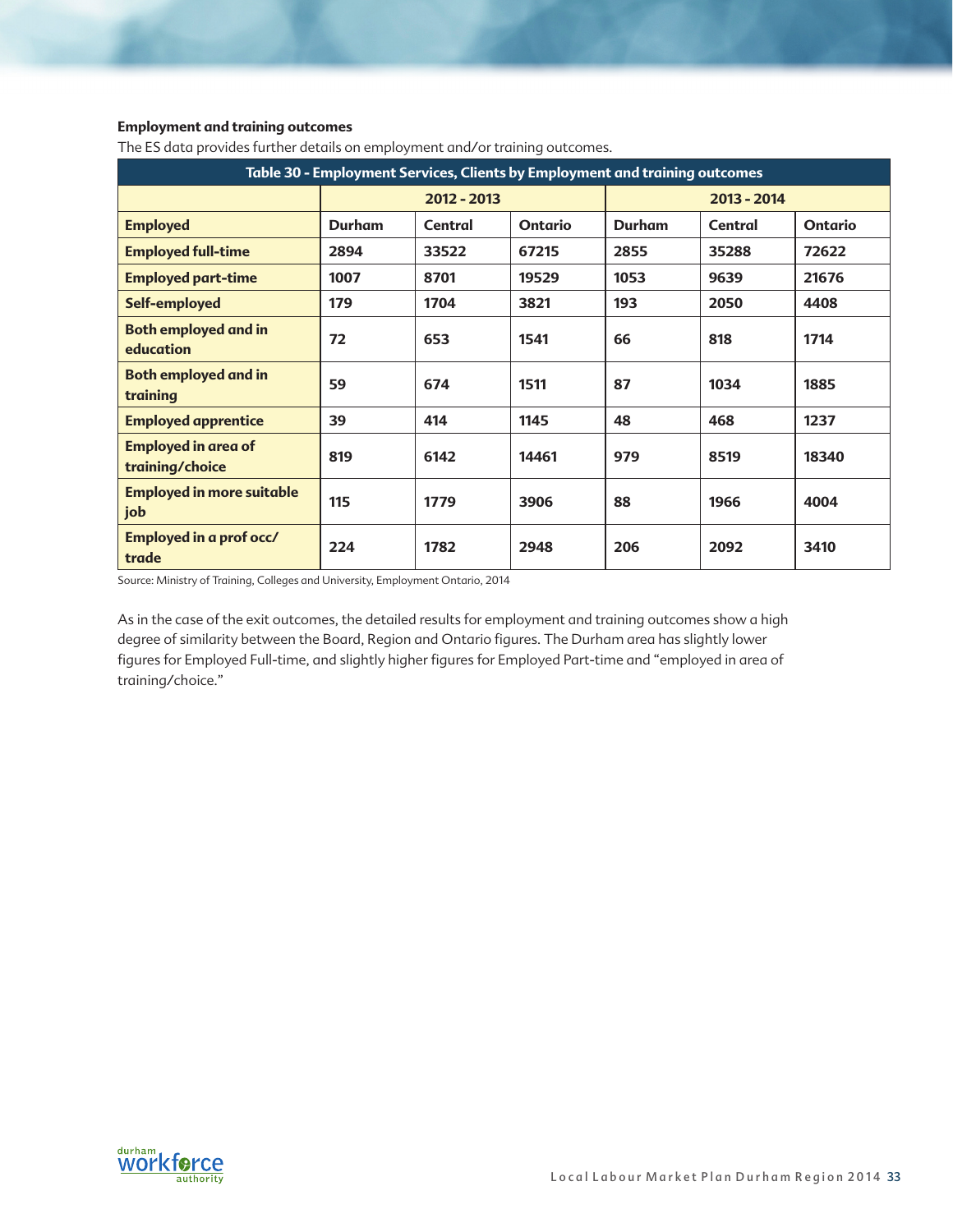**Employment and training outcomes**

The ES data provides further details on employment and/or training outcomes.

| Table 30 - Employment Services, Clients by Employment and training outcomes | | | | | | |
|---|---|---|---|---|---|---|
| | 2012 - 2013 | | | 2013 - 2014 | | |
| **Employed** | **Durham** | **Central** | **Ontario** | **Durham** | **Central** | **Ontario** |
| **Employed full-time** | 2894 | 33522 | 67215 | 2855 | 35288 | 72622 |
| **Employed part-time** | 1007 | 8701 | 19529 | 1053 | 9639 | 21676 |
| **Self-employed** | 179 | 1704 | 3821 | 193 | 2050 | 4408 |
| **Both employed and in education** | 72 | 653 | 1541 | 66 | 818 | 1714 |
| **Both employed and in training** | 59 | 674 | 1511 | 87 | 1034 | 1885 |
| **Employed apprentice** | 39 | 414 | 1145 | 48 | 468 | 1237 |
| **Employed in area of training/choice** | 819 | 6142 | 14461 | 979 | 8519 | 18340 |
| **Employed in more suitable job** | 115 | 1779 | 3906 | 88 | 1966 | 4004 |
| **Employed in a prof occ/ trade** | 224 | 1782 | 2948 | 206 | 2092 | 3410 |

Source: Ministry of Training, Colleges and University, Employment Ontario, 2014

As in the case of the exit outcomes, the detailed results for employment and training outcomes show a high degree of similarity between the Board, Region and Ontario figures. The Durham area has slightly lower figures for Employed Full-time, and slightly higher figures for Employed Part-time and "employed in area of training/choice."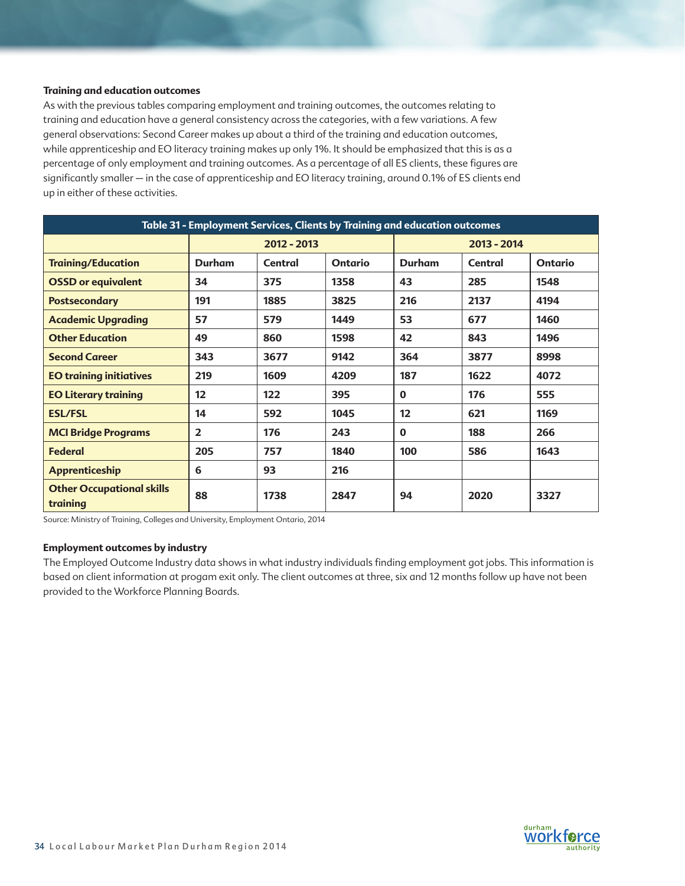### Training and education outcomes

As with the previous tables comparing employment and training outcomes, the outcomes relating to training and education have a general consistency across the categories, with a few variations. A few general observations: Second Career makes up about a third of the training and education outcomes, while apprenticeship and EO literacy training makes up only 1%. It should be emphasized that this is as a percentage of only employment and training outcomes. As a percentage of all ES clients, these figures are significantly smaller — in the case of apprenticeship and EO literacy training, around 0.1% of ES clients end up in either of these activities.

**Table 31 - Employment Services, Clients by Training and education outcomes**

| | 2012 - 2013 | | | 2013 - 2014 | | |
|---|---|---|---|---|---|---|
| **Training/Education** | **Durham** | **Central** | **Ontario** | **Durham** | **Central** | **Ontario** |
| **OSSD or equivalent** | 34 | 375 | 1358 | 43 | 285 | 1548 |
| **Postsecondary** | 191 | 1885 | 3825 | 216 | 2137 | 4194 |
| **Academic Upgrading** | 57 | 579 | 1449 | 53 | 677 | 1460 |
| **Other Education** | 49 | 860 | 1598 | 42 | 843 | 1496 |
| **Second Career** | 343 | 3677 | 9142 | 364 | 3877 | 8998 |
| **EO training initiatives** | 219 | 1609 | 4209 | 187 | 1622 | 4072 |
| **EO Literary training** | 12 | 122 | 395 | 0 | 176 | 555 |
| **ESL/FSL** | 14 | 592 | 1045 | 12 | 621 | 1169 |
| **MCI Bridge Programs** | 2 | 176 | 243 | 0 | 188 | 266 |
| **Federal** | 205 | 757 | 1840 | 100 | 586 | 1643 |
| **Apprenticeship** | 6 | 93 | 216 | | | |
| **Other Occupational skills training** | 88 | 1738 | 2847 | 94 | 2020 | 3327 |

Source: Ministry of Training, Colleges and University, Employment Ontario, 2014

### Employment outcomes by industry

The Employed Outcome Industry data shows in what industry individuals finding employment got jobs. This information is based on client information at progam exit only. The client outcomes at three, six and 12 months follow up have not been provided to the Workforce Planning Boards.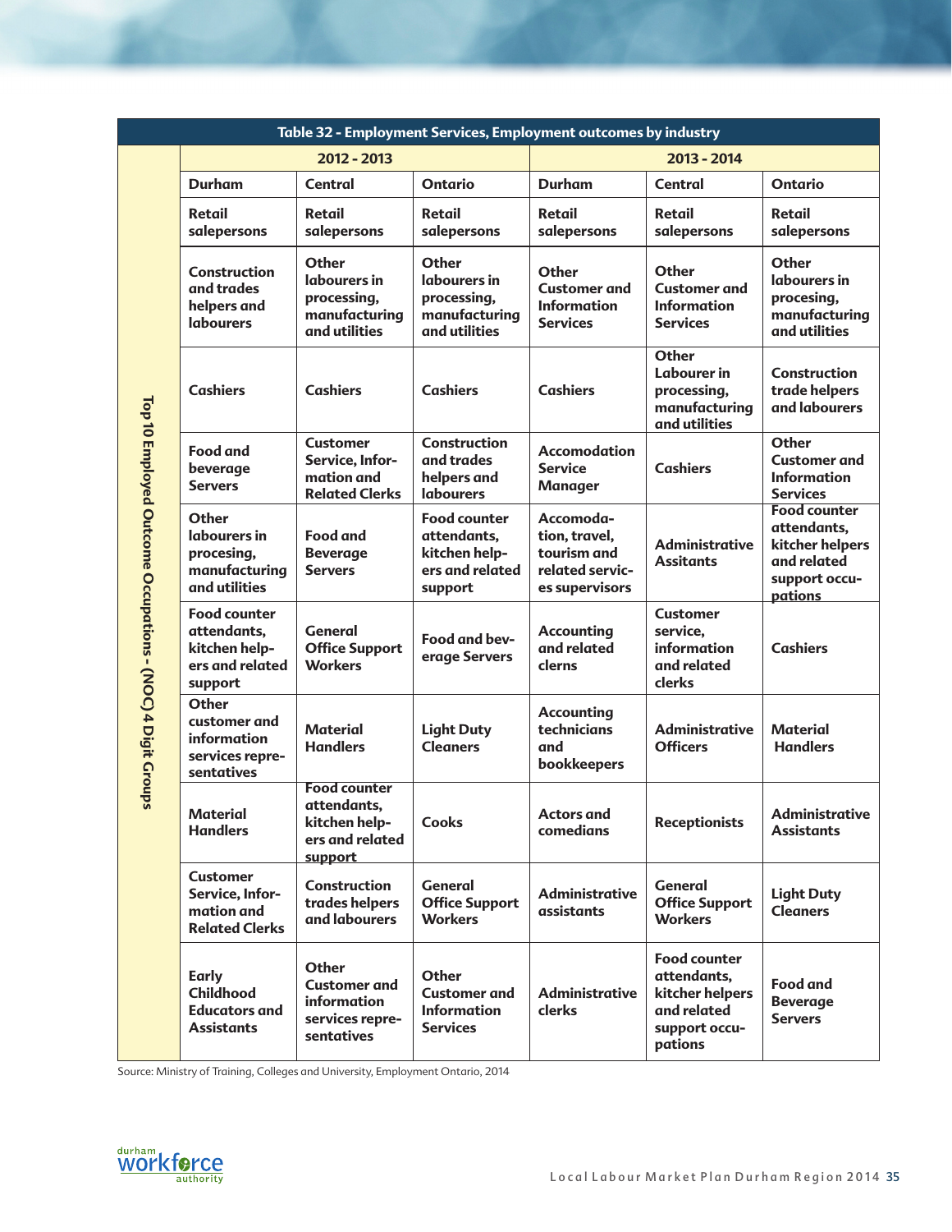**Table 32 - Employment Services, Employment outcomes by industry**

| Top 10 Employed Outcome Occupations - (NOC) 4 Digit Groups | 2012 - 2013 | | | 2013 - 2014 | | |
|---|---|---|---|---|---|---|
| | Durham | Central | Ontario | Durham | Central | Ontario |
| | Retail salepersons | Retail salepersons | Retail salepersons | Retail salepersons | Retail salepersons | Retail salepersons |
| | Construction and trades helpers and labourers | Other labourers in processing, manufacturing and utilities | Other labourers in processing, manufacturing and utilities | Other Customer and Information Services | Other Customer and Information Services | Other labourers in procesing, manufacturing and utilities |
| | Cashiers | Cashiers | Cashiers | Cashiers | Other Labourer in processing, manufacturing and utilities | Construction trade helpers and labourers |
| | Food and beverage Servers | Customer Service, Information and Related Clerks | Construction and trades helpers and labourers | Accomodation Service Manager | Cashiers | Other Customer and Information Services |
| | Other labourers in procesing, manufacturing and utilities | Food and Beverage Servers | Food counter attendants, kitchen helpers and related support | Accomodation, travel, tourism and related services supervisors | Administrative Assitants | Food counter attendants, kitcher helpers and related support occupations |
| | Food counter attendants, kitchen helpers and related support | General Office Support Workers | Food and beverage Servers | Accounting and related clerns | Customer service, information and related clerks | Cashiers |
| | Other customer and information services representatives | Material Handlers | Light Duty Cleaners | Accounting technicians and bookkeepers | Administrative Officers | Material Handlers |
| | Material Handlers | Food counter attendants, kitchen helpers and related support | Cooks | Actors and comedians | Receptionists | Administrative Assistants |
| | Customer Service, Information and Related Clerks | Construction trades helpers and labourers | General Office Support Workers | Administrative assistants | General Office Support Workers | Light Duty Cleaners |
| | Early Childhood Educators and Assistants | Other Customer and information services representatives | Other Customer and Information Services | Administrative clerks | Food counter attendants, kitcher helpers and related support occupations | Food and Beverage Servers |

Source: Ministry of Training, Colleges and University, Employment Ontario, 2014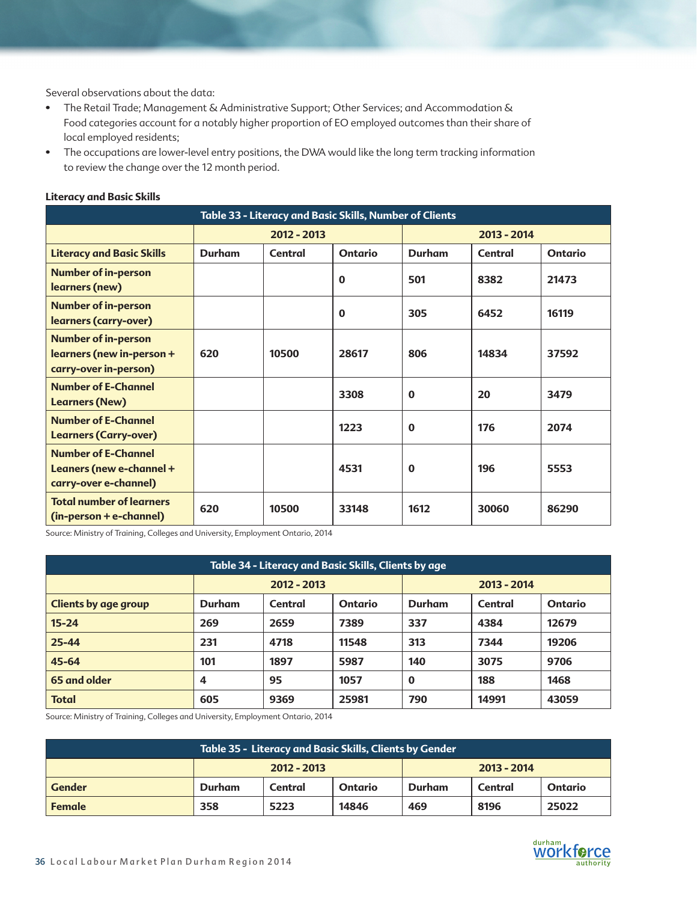Several observations about the data:

- The Retail Trade; Management & Administrative Support; Other Services; and Accommodation & Food categories account for a notably higher proportion of EO employed outcomes than their share of local employed residents;
- The occupations are lower-level entry positions, the DWA would like the long term tracking information to review the change over the 12 month period.

### Literacy and Basic Skills

**Table 33 - Literacy and Basic Skills, Number of Clients**

| | 2012 - 2013 | | | 2013 - 2014 | | |
|---|---|---|---|---|---|---|
| **Literacy and Basic Skills** | **Durham** | **Central** | **Ontario** | **Durham** | **Central** | **Ontario** |
| **Number of in-person learners (new)** | | | 0 | 501 | 8382 | 21473 |
| **Number of in-person learners (carry-over)** | | | 0 | 305 | 6452 | 16119 |
| **Number of in-person learners (new in-person + carry-over in-person)** | 620 | 10500 | 28617 | 806 | 14834 | 37592 |
| **Number of E-Channel Learners (New)** | | | 3308 | 0 | 20 | 3479 |
| **Number of E-Channel Learners (Carry-over)** | | | 1223 | 0 | 176 | 2074 |
| **Number of E-Channel Leaners (new e-channel + carry-over e-channel)** | | | 4531 | 0 | 196 | 5553 |
| **Total number of learners (in-person + e-channel)** | 620 | 10500 | 33148 | 1612 | 30060 | 86290 |

Source: Ministry of Training, Colleges and University, Employment Ontario, 2014

**Table 34 - Literacy and Basic Skills, Clients by age**

| | 2012 - 2013 | | | 2013 - 2014 | | |
|---|---|---|---|---|---|---|
| **Clients by age group** | **Durham** | **Central** | **Ontario** | **Durham** | **Central** | **Ontario** |
| **15-24** | 269 | 2659 | 7389 | 337 | 4384 | 12679 |
| **25-44** | 231 | 4718 | 11548 | 313 | 7344 | 19206 |
| **45-64** | 101 | 1897 | 5987 | 140 | 3075 | 9706 |
| **65 and older** | 4 | 95 | 1057 | 0 | 188 | 1468 |
| **Total** | 605 | 9369 | 25981 | 790 | 14991 | 43059 |

Source: Ministry of Training, Colleges and University, Employment Ontario, 2014

**Table 35 - Literacy and Basic Skills, Clients by Gender**

| | 2012 - 2013 | | | 2013 - 2014 | | |
|---|---|---|---|---|---|---|
| **Gender** | **Durham** | **Central** | **Ontario** | **Durham** | **Central** | **Ontario** |
| **Female** | 358 | 5223 | 14846 | 469 | 8196 | 25022 |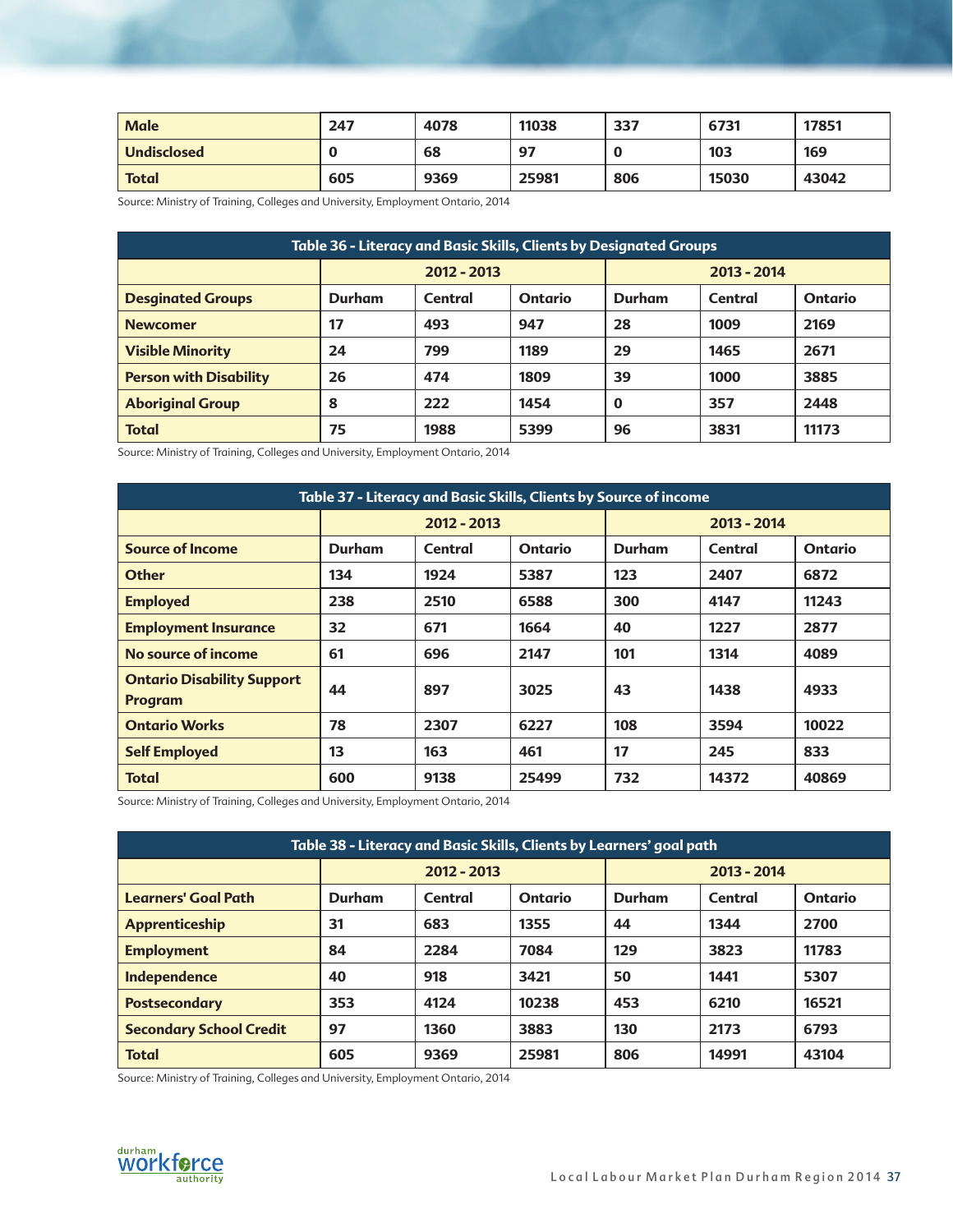| Male | 247 | 4078 | 11038 | 337 | 6731 | 17851 |
|---|---|---|---|---|---|---|
| Undisclosed | 0 | 68 | 97 | 0 | 103 | 169 |
| Total | 605 | 9369 | 25981 | 806 | 15030 | 43042 |

Source: Ministry of Training, Colleges and University, Employment Ontario, 2014

| Table 36 - Literacy and Basic Skills, Clients by Designated Groups | | | | | | |
|---|---|---|---|---|---|---|
| | 2012 - 2013 | | | 2013 - 2014 | | |
| Desginated Groups | Durham | Central | Ontario | Durham | Central | Ontario |
| Newcomer | 17 | 493 | 947 | 28 | 1009 | 2169 |
| Visible Minority | 24 | 799 | 1189 | 29 | 1465 | 2671 |
| Person with Disability | 26 | 474 | 1809 | 39 | 1000 | 3885 |
| Aboriginal Group | 8 | 222 | 1454 | 0 | 357 | 2448 |
| Total | 75 | 1988 | 5399 | 96 | 3831 | 11173 |

Source: Ministry of Training, Colleges and University, Employment Ontario, 2014

| Table 37 - Literacy and Basic Skills, Clients by Source of income | | | | | | |
|---|---|---|---|---|---|---|
| | 2012 - 2013 | | | 2013 - 2014 | | |
| Source of Income | Durham | Central | Ontario | Durham | Central | Ontario |
| Other | 134 | 1924 | 5387 | 123 | 2407 | 6872 |
| Employed | 238 | 2510 | 6588 | 300 | 4147 | 11243 |
| Employment Insurance | 32 | 671 | 1664 | 40 | 1227 | 2877 |
| No source of income | 61 | 696 | 2147 | 101 | 1314 | 4089 |
| Ontario Disability Support Program | 44 | 897 | 3025 | 43 | 1438 | 4933 |
| Ontario Works | 78 | 2307 | 6227 | 108 | 3594 | 10022 |
| Self Employed | 13 | 163 | 461 | 17 | 245 | 833 |
| Total | 600 | 9138 | 25499 | 732 | 14372 | 40869 |

Source: Ministry of Training, Colleges and University, Employment Ontario, 2014

| Table 38 - Literacy and Basic Skills, Clients by Learners' goal path | | | | | | |
|---|---|---|---|---|---|---|
| | 2012 - 2013 | | | 2013 - 2014 | | |
| Learners' Goal Path | Durham | Central | Ontario | Durham | Central | Ontario |
| Apprenticeship | 31 | 683 | 1355 | 44 | 1344 | 2700 |
| Employment | 84 | 2284 | 7084 | 129 | 3823 | 11783 |
| Independence | 40 | 918 | 3421 | 50 | 1441 | 5307 |
| Postsecondary | 353 | 4124 | 10238 | 453 | 6210 | 16521 |
| Secondary School Credit | 97 | 1360 | 3883 | 130 | 2173 | 6793 |
| Total | 605 | 9369 | 25981 | 806 | 14991 | 43104 |

Source: Ministry of Training, Colleges and University, Employment Ontario, 2014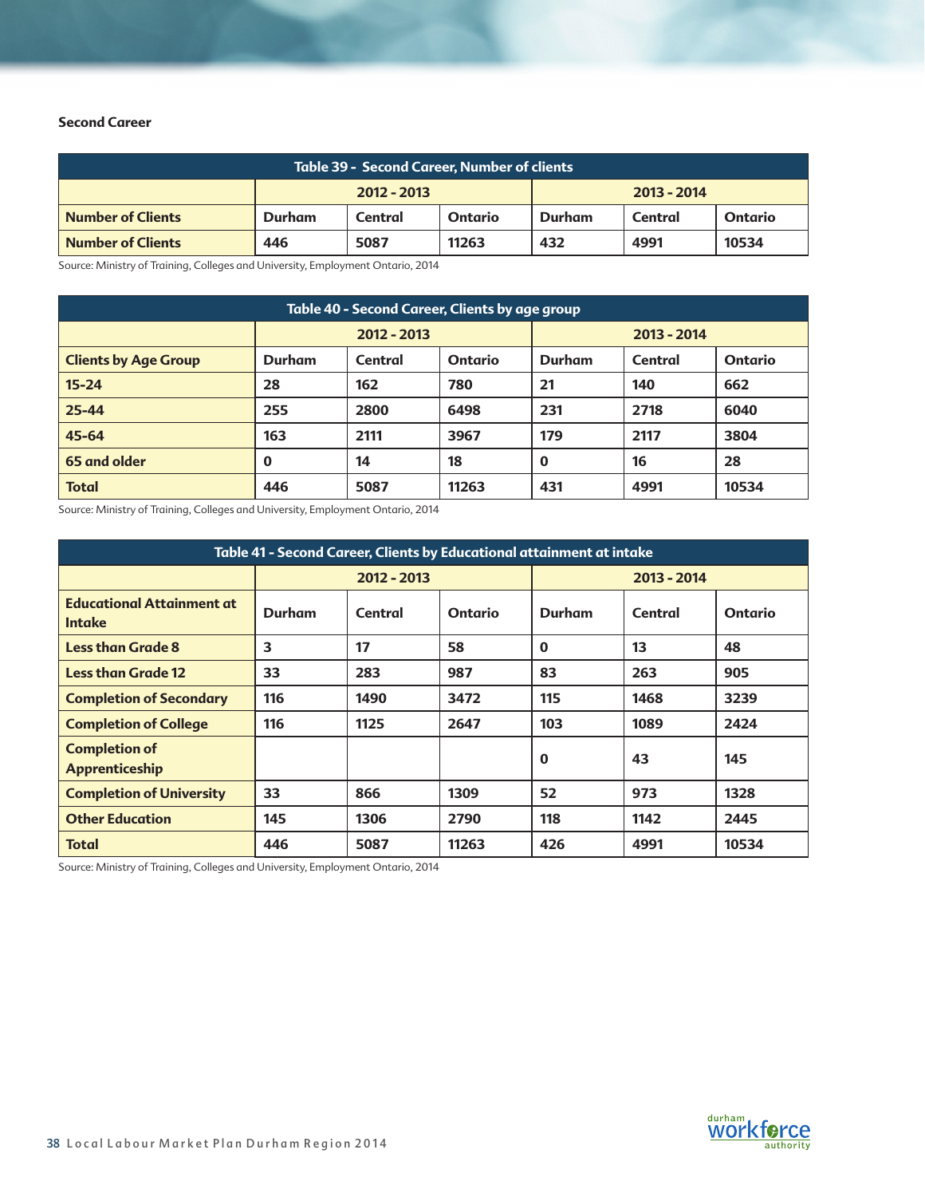**Second Career**

| Table 39 - Second Career, Number of clients | | | | | | |
|---|---|---|---|---|---|---|
| | 2012 - 2013 | | | 2013 - 2014 | | |
| **Number of Clients** | Durham | Central | Ontario | Durham | Central | Ontario |
| **Number of Clients** | 446 | 5087 | 11263 | 432 | 4991 | 10534 |

Source: Ministry of Training, Colleges and University, Employment Ontario, 2014

| Table 40 - Second Career, Clients by age group | | | | | | |
|---|---|---|---|---|---|---|
| | 2012 - 2013 | | | 2013 - 2014 | | |
| **Clients by Age Group** | Durham | Central | Ontario | Durham | Central | Ontario |
| **15-24** | 28 | 162 | 780 | 21 | 140 | 662 |
| **25-44** | 255 | 2800 | 6498 | 231 | 2718 | 6040 |
| **45-64** | 163 | 2111 | 3967 | 179 | 2117 | 3804 |
| **65 and older** | 0 | 14 | 18 | 0 | 16 | 28 |
| **Total** | 446 | 5087 | 11263 | 431 | 4991 | 10534 |

Source: Ministry of Training, Colleges and University, Employment Ontario, 2014

| Table 41 - Second Career, Clients by Educational attainment at intake | | | | | | |
|---|---|---|---|---|---|---|
| | 2012 - 2013 | | | 2013 - 2014 | | |
| **Educational Attainment at Intake** | Durham | Central | Ontario | Durham | Central | Ontario |
| **Less than Grade 8** | 3 | 17 | 58 | 0 | 13 | 48 |
| **Less than Grade 12** | 33 | 283 | 987 | 83 | 263 | 905 |
| **Completion of Secondary** | 116 | 1490 | 3472 | 115 | 1468 | 3239 |
| **Completion of College** | 116 | 1125 | 2647 | 103 | 1089 | 2424 |
| **Completion of Apprenticeship** | | | | 0 | 43 | 145 |
| **Completion of University** | 33 | 866 | 1309 | 52 | 973 | 1328 |
| **Other Education** | 145 | 1306 | 2790 | 118 | 1142 | 2445 |
| **Total** | 446 | 5087 | 11263 | 426 | 4991 | 10534 |

Source: Ministry of Training, Colleges and University, Employment Ontario, 2014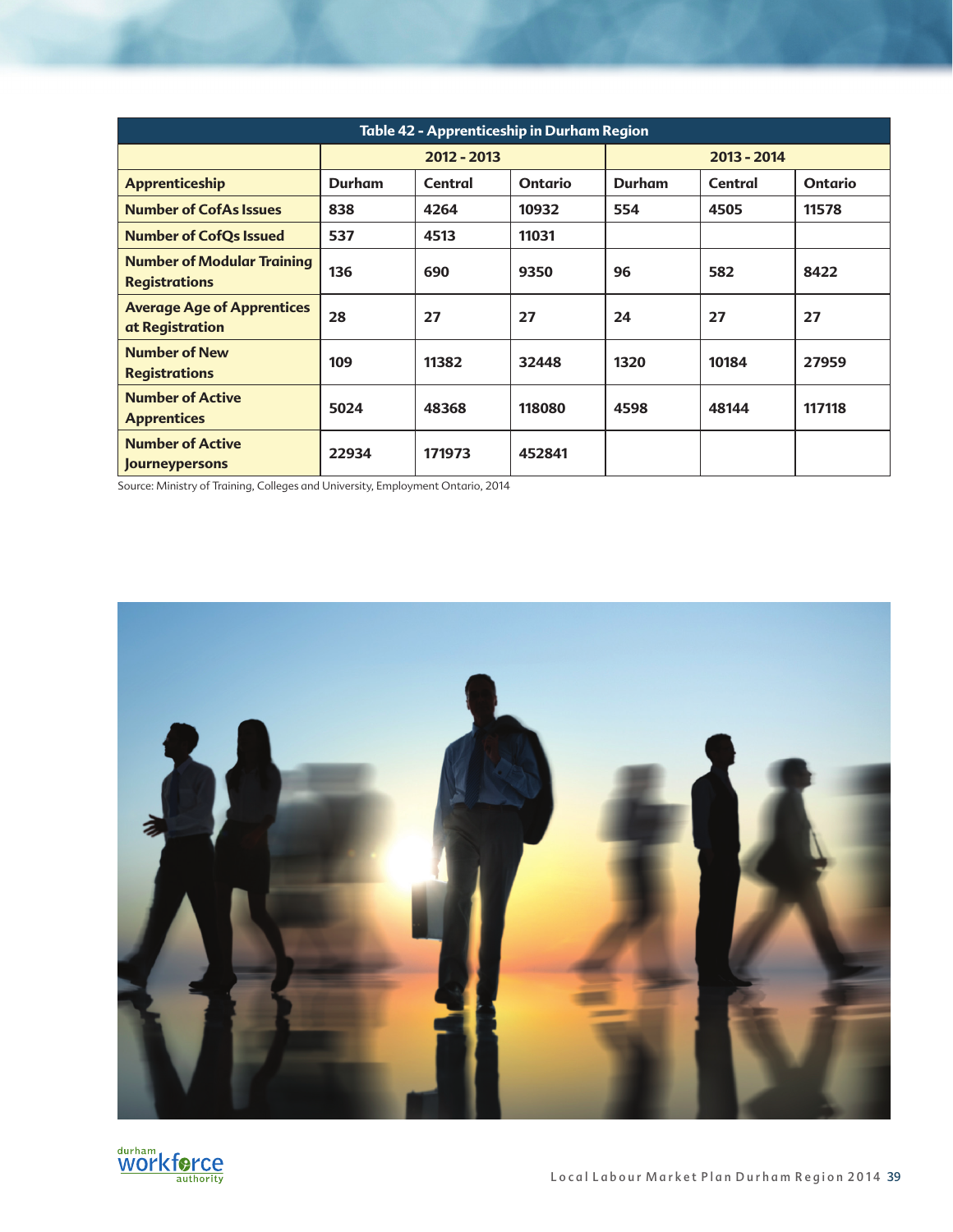| Table 42 - Apprenticeship in Durham Region | | | | | | |
|---|---|---|---|---|---|---|
| | 2012 - 2013 | | | 2013 - 2014 | | |
| **Apprenticeship** | **Durham** | **Central** | **Ontario** | **Durham** | **Central** | **Ontario** |
| **Number of CofAs Issues** | 838 | 4264 | 10932 | 554 | 4505 | 11578 |
| **Number of CofQs Issued** | 537 | 4513 | 11031 | | | |
| **Number of Modular Training Registrations** | 136 | 690 | 9350 | 96 | 582 | 8422 |
| **Average Age of Apprentices at Registration** | 28 | 27 | 27 | 24 | 27 | 27 |
| **Number of New Registrations** | 109 | 11382 | 32448 | 1320 | 10184 | 27959 |
| **Number of Active Apprentices** | 5024 | 48368 | 118080 | 4598 | 48144 | 117118 |
| **Number of Active Journeypersons** | 22934 | 171973 | 452841 | | | |

Source: Ministry of Training, Colleges and University, Employment Ontario, 2014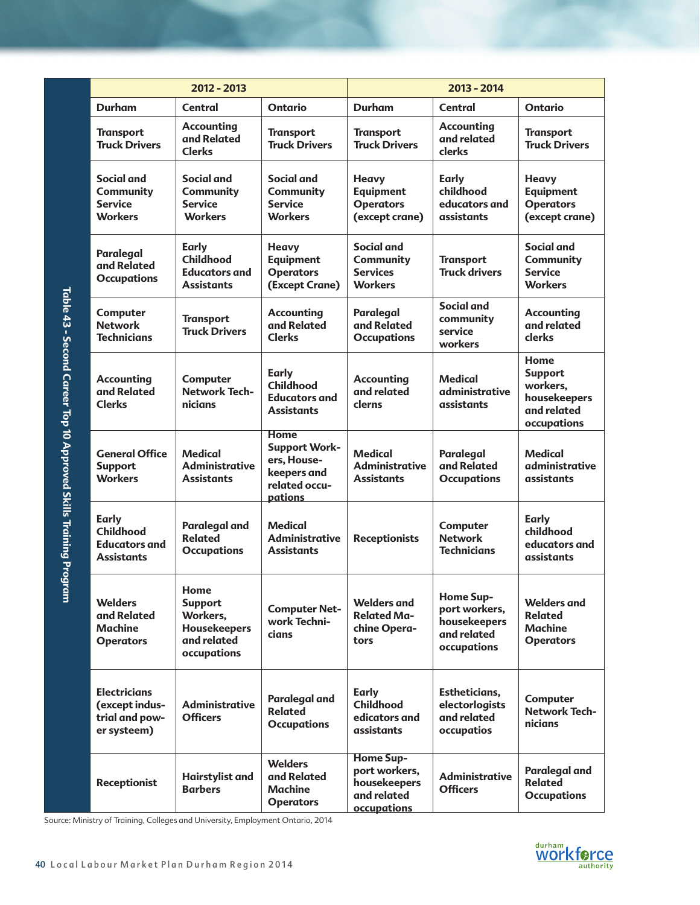Table 43 - Second Career Top 10 Approved Skills Training Program

| 2012 - 2013 | | | 2013 - 2014 | | |
|---|---|---|---|---|---|
| **Durham** | **Central** | **Ontario** | **Durham** | **Central** | **Ontario** |
| Transport Truck Drivers | Accounting and Related Clerks | Transport Truck Drivers | Transport Truck Drivers | Accounting and related clerks | Transport Truck Drivers |
| Social and Community Service Workers | Social and Community Service Workers | Social and Community Service Workers | Heavy Equipment Operators (except crane) | Early childhood educators and assistants | Heavy Equipment Operators (except crane) |
| Paralegal and Related Occupations | Early Childhood Educators and Assistants | Heavy Equipment Operators (Except Crane) | Social and Community Services Workers | Transport Truck drivers | Social and Community Service Workers |
| Computer Network Technicians | Transport Truck Drivers | Accounting and Related Clerks | Paralegal and Related Occupations | Social and community service workers | Accounting and related clerks |
| Accounting and Related Clerks | Computer Network Technicians | Early Childhood Educators and Assistants | Accounting and related clerns | Medical administrative assistants | Home Support workers, housekeepers and related occupations |
| General Office Support Workers | Medical Administrative Assistants | Home Support Workers, Housekeepers and related occupations | Medical Administrative Assistants | Paralegal and Related Occupations | Medical administrative assistants |
| Early Childhood Educators and Assistants | Paralegal and Related Occupations | Medical Administrative Assistants | Receptionists | Computer Network Technicians | Early childhood educators and assistants |
| Welders and Related Machine Operators | Home Support Workers, Housekeepers and related occupations | Computer Network Technicians | Welders and Related Machine Operators | Home Support workers, housekeepers and related occupations | Welders and Related Machine Operators |
| Electricians (except industrial and power systeem) | Administrative Officers | Paralegal and Related Occupations | Early Childhood edicators and assistants | Estheticians, electorlogists and related occupatios | Computer Network Technicians |
| Receptionist | Hairstylist and Barbers | Welders and Related Machine Operators | Home Support workers, housekeepers and related occupations | Administrative Officers | Paralegal and Related Occupations |

Source: Ministry of Training, Colleges and University, Employment Ontario, 2014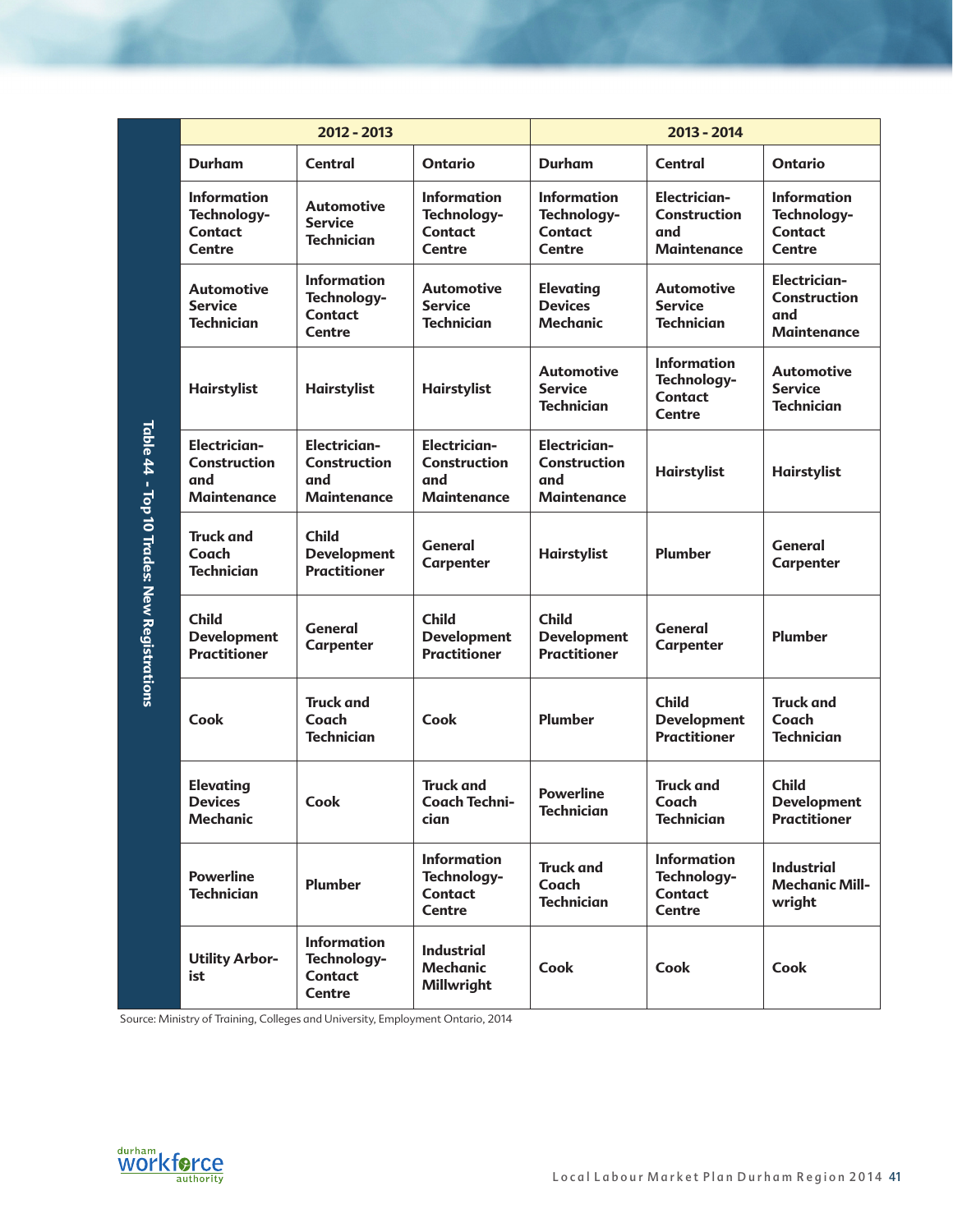**Table 44 - Top 10 Trades: New Registrations**

| 2012 - 2013 | | | 2013 - 2014 | | |
|---|---|---|---|---|---|
| **Durham** | **Central** | **Ontario** | **Durham** | **Central** | **Ontario** |
| Information Technology-Contact Centre | Automotive Service Technician | Information Technology-Contact Centre | Information Technology-Contact Centre | Electrician-Construction and Maintenance | Information Technology-Contact Centre |
| Automotive Service Technician | Information Technology-Contact Centre | Automotive Service Technician | Elevating Devices Mechanic | Automotive Service Technician | Electrician-Construction and Maintenance |
| Hairstylist | Hairstylist | Hairstylist | Automotive Service Technician | Information Technology-Contact Centre | Automotive Service Technician |
| Electrician-Construction and Maintenance | Electrician-Construction and Maintenance | Electrician-Construction and Maintenance | Electrician-Construction and Maintenance | Hairstylist | Hairstylist |
| Truck and Coach Technician | Child Development Practitioner | General Carpenter | Hairstylist | Plumber | General Carpenter |
| Child Development Practitioner | General Carpenter | Child Development Practitioner | Child Development Practitioner | General Carpenter | Plumber |
| Cook | Truck and Coach Technician | Cook | Plumber | Child Development Practitioner | Truck and Coach Technician |
| Elevating Devices Mechanic | Cook | Truck and Coach Technician | Powerline Technician | Truck and Coach Technician | Child Development Practitioner |
| Powerline Technician | Plumber | Information Technology-Contact Centre | Truck and Coach Technician | Information Technology-Contact Centre | Industrial Mechanic Millwright |
| Utility Arborist | Information Technology-Contact Centre | Industrial Mechanic Millwright | Cook | Cook | Cook |

Source: Ministry of Training, Colleges and University, Employment Ontario, 2014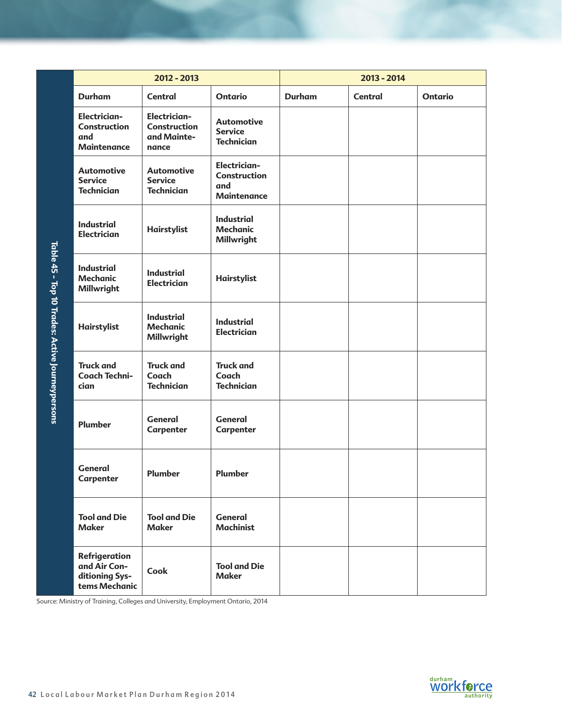**Table 45 - Top 10 Trades: Active Journeypersons**

| 2012 - 2013 | | | 2013 - 2014 | | |
|---|---|---|---|---|---|
| **Durham** | **Central** | **Ontario** | **Durham** | **Central** | **Ontario** |
| Electrician-Construction and Maintenance | Electrician-Construction and Maintenance | Automotive Service Technician | | | |
| Automotive Service Technician | Automotive Service Technician | Electrician-Construction and Maintenance | | | |
| Industrial Electrician | Hairstylist | Industrial Mechanic Millwright | | | |
| Industrial Mechanic Millwright | Industrial Electrician | Hairstylist | | | |
| Hairstylist | Industrial Mechanic Millwright | Industrial Electrician | | | |
| Truck and Coach Technician | Truck and Coach Technician | Truck and Coach Technician | | | |
| Plumber | General Carpenter | General Carpenter | | | |
| General Carpenter | Plumber | Plumber | | | |
| Tool and Die Maker | Tool and Die Maker | General Machinist | | | |
| Refrigeration and Air Conditioning Systems Mechanic | Cook | Tool and Die Maker | | | |

Source: Ministry of Training, Colleges and University, Employment Ontario, 2014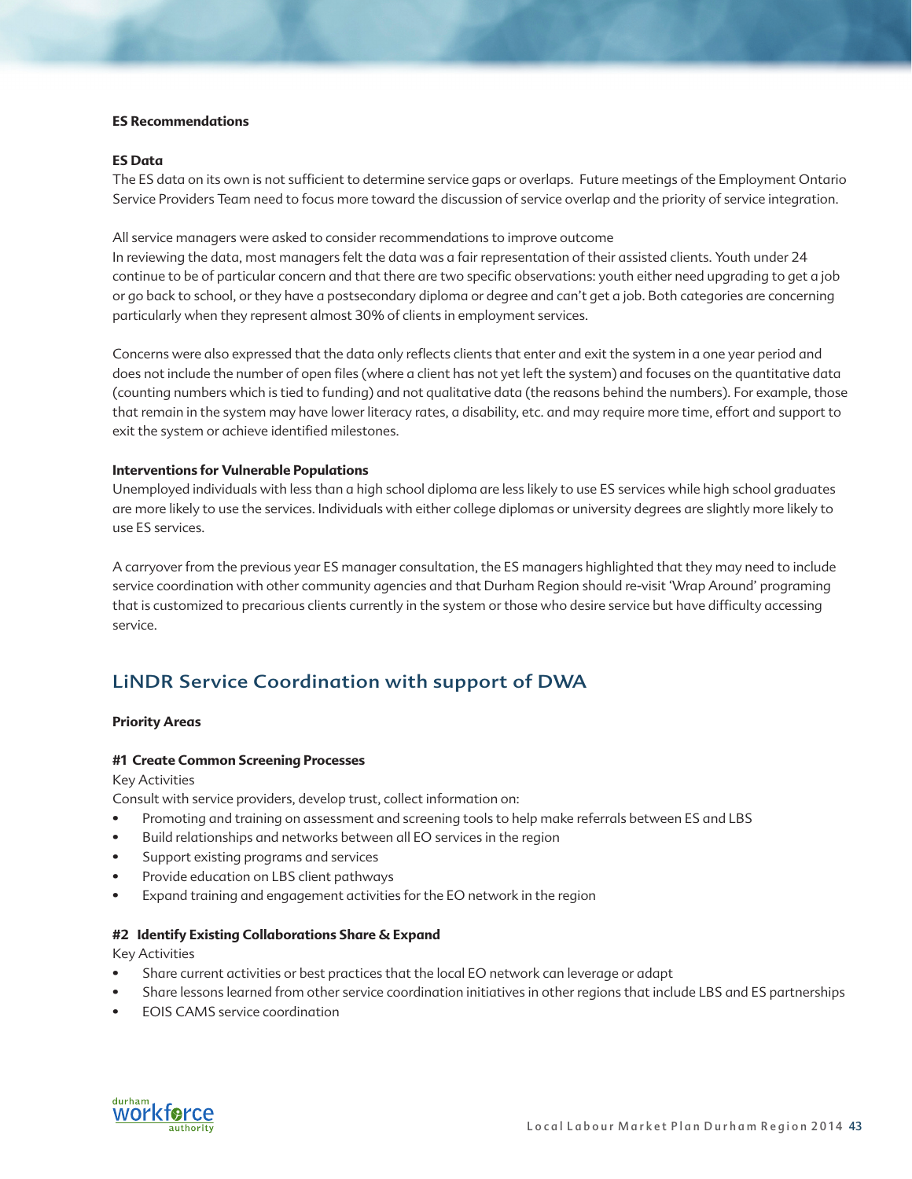**ES Recommendations**

**ES Data**

The ES data on its own is not sufficient to determine service gaps or overlaps. Future meetings of the Employment Ontario Service Providers Team need to focus more toward the discussion of service overlap and the priority of service integration.

All service managers were asked to consider recommendations to improve outcome
In reviewing the data, most managers felt the data was a fair representation of their assisted clients. Youth under 24 continue to be of particular concern and that there are two specific observations: youth either need upgrading to get a job or go back to school, or they have a postsecondary diploma or degree and can't get a job. Both categories are concerning particularly when they represent almost 30% of clients in employment services.

Concerns were also expressed that the data only reflects clients that enter and exit the system in a one year period and does not include the number of open files (where a client has not yet left the system) and focuses on the quantitative data (counting numbers which is tied to funding) and not qualitative data (the reasons behind the numbers). For example, those that remain in the system may have lower literacy rates, a disability, etc. and may require more time, effort and support to exit the system or achieve identified milestones.

**Interventions for Vulnerable Populations**

Unemployed individuals with less than a high school diploma are less likely to use ES services while high school graduates are more likely to use the services. Individuals with either college diplomas or university degrees are slightly more likely to use ES services.

A carryover from the previous year ES manager consultation, the ES managers highlighted that they may need to include service coordination with other community agencies and that Durham Region should re-visit 'Wrap Around' programing that is customized to precarious clients currently in the system or those who desire service but have difficulty accessing service.

## LiNDR Service Coordination with support of DWA

**Priority Areas**

**#1 Create Common Screening Processes**

Key Activities

Consult with service providers, develop trust, collect information on:

- Promoting and training on assessment and screening tools to help make referrals between ES and LBS
- Build relationships and networks between all EO services in the region
- Support existing programs and services
- Provide education on LBS client pathways
- Expand training and engagement activities for the EO network in the region

**#2 Identify Existing Collaborations Share & Expand**

Key Activities

- Share current activities or best practices that the local EO network can leverage or adapt
- Share lessons learned from other service coordination initiatives in other regions that include LBS and ES partnerships
- EOIS CAMS service coordination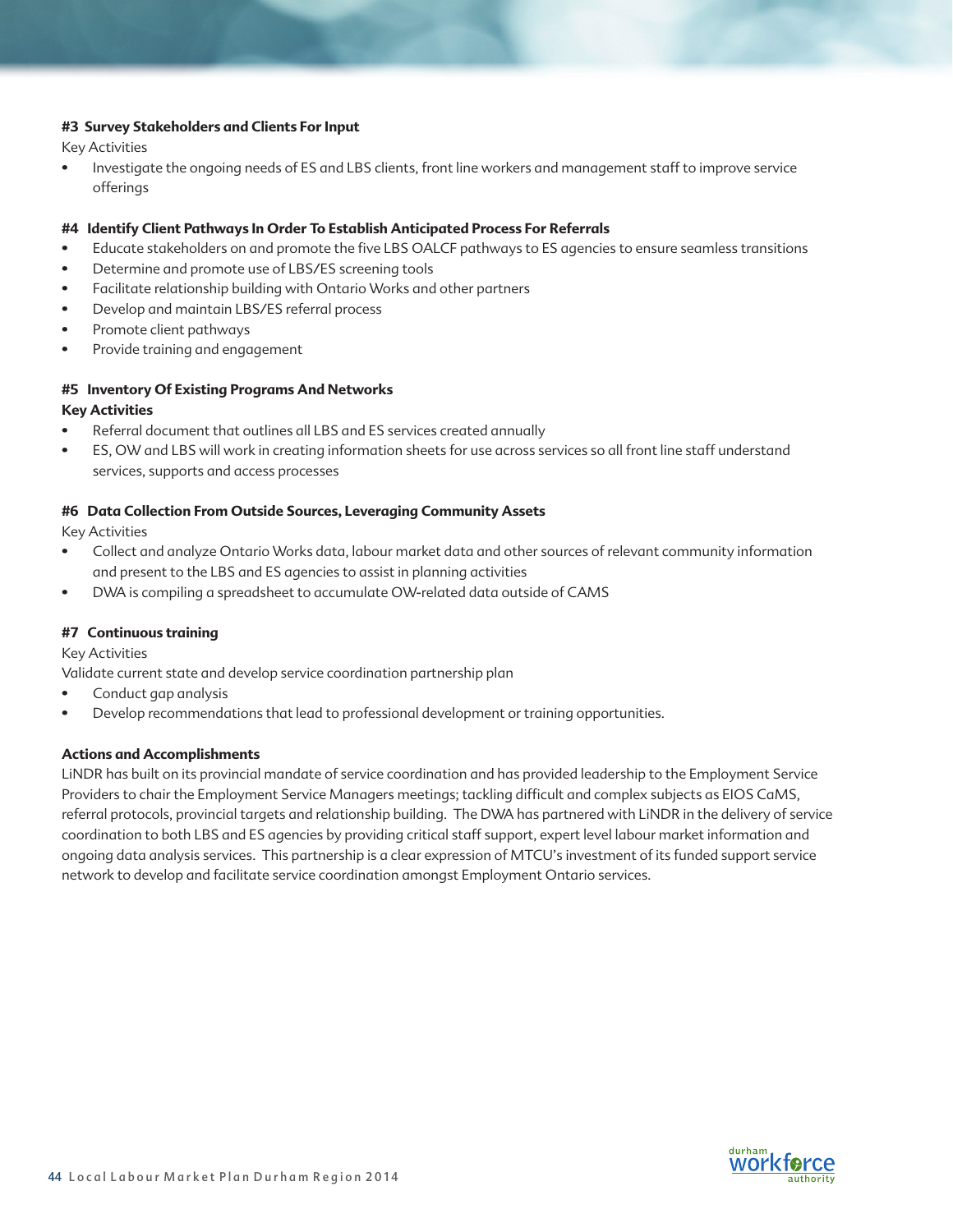#### #3 Survey Stakeholders and Clients For Input

Key Activities

- Investigate the ongoing needs of ES and LBS clients, front line workers and management staff to improve service offerings

#### #4 Identify Client Pathways In Order To Establish Anticipated Process For Referrals

- Educate stakeholders on and promote the five LBS OALCF pathways to ES agencies to ensure seamless transitions
- Determine and promote use of LBS/ES screening tools
- Facilitate relationship building with Ontario Works and other partners
- Develop and maintain LBS/ES referral process
- Promote client pathways
- Provide training and engagement

#### #5 Inventory Of Existing Programs And Networks

**Key Activities**

- Referral document that outlines all LBS and ES services created annually
- ES, OW and LBS will work in creating information sheets for use across services so all front line staff understand services, supports and access processes

#### #6 Data Collection From Outside Sources, Leveraging Community Assets

Key Activities

- Collect and analyze Ontario Works data, labour market data and other sources of relevant community information and present to the LBS and ES agencies to assist in planning activities
- DWA is compiling a spreadsheet to accumulate OW-related data outside of CAMS

#### #7 Continuous training

Key Activities

Validate current state and develop service coordination partnership plan

- Conduct gap analysis
- Develop recommendations that lead to professional development or training opportunities.

#### Actions and Accomplishments

LiNDR has built on its provincial mandate of service coordination and has provided leadership to the Employment Service Providers to chair the Employment Service Managers meetings; tackling difficult and complex subjects as EIOS CaMS, referral protocols, provincial targets and relationship building. The DWA has partnered with LiNDR in the delivery of service coordination to both LBS and ES agencies by providing critical staff support, expert level labour market information and ongoing data analysis services. This partnership is a clear expression of MTCU's investment of its funded support service network to develop and facilitate service coordination amongst Employment Ontario services.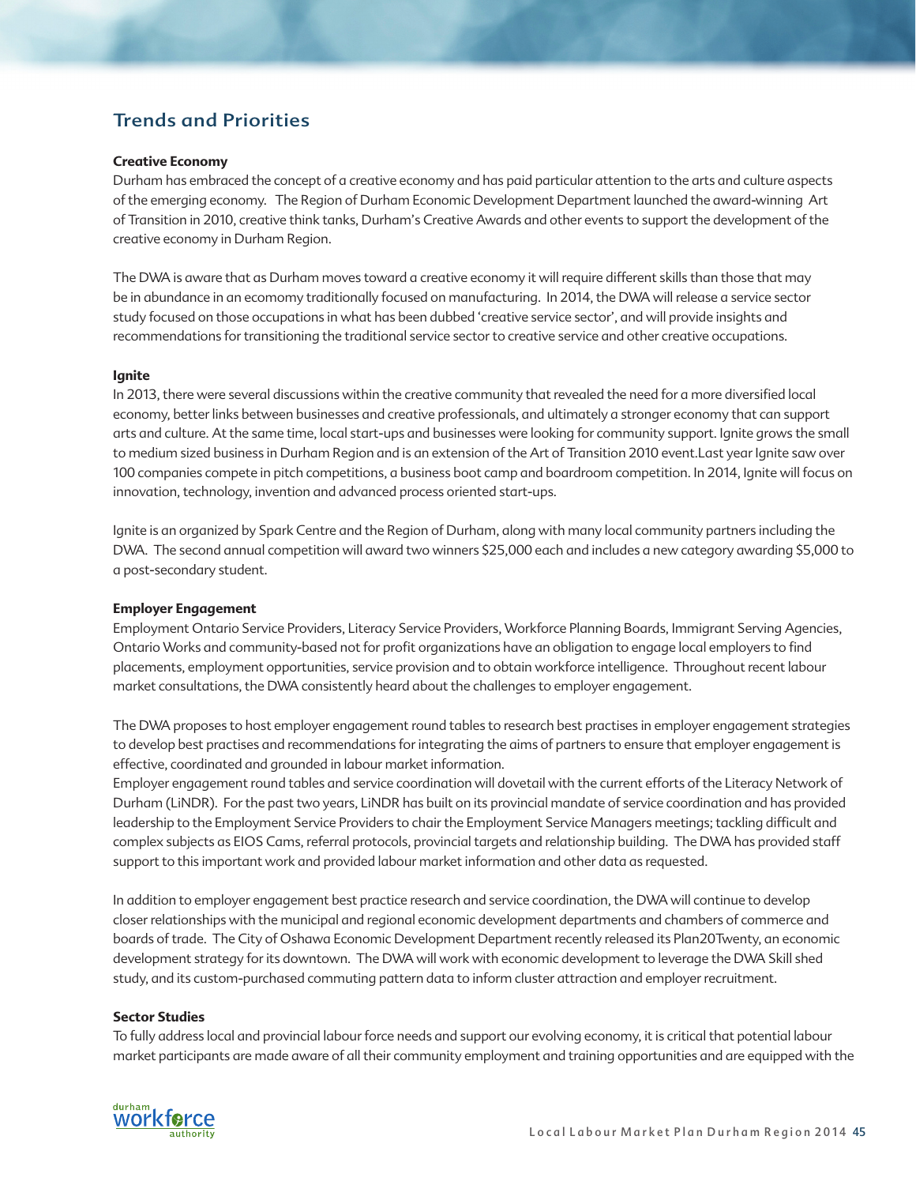## Trends and Priorities

**Creative Economy**

Durham has embraced the concept of a creative economy and has paid particular attention to the arts and culture aspects of the emerging economy. The Region of Durham Economic Development Department launched the award-winning Art of Transition in 2010, creative think tanks, Durham's Creative Awards and other events to support the development of the creative economy in Durham Region.

The DWA is aware that as Durham moves toward a creative economy it will require different skills than those that may be in abundance in an ecomomy traditionally focused on manufacturing. In 2014, the DWA will release a service sector study focused on those occupations in what has been dubbed 'creative service sector', and will provide insights and recommendations for transitioning the traditional service sector to creative service and other creative occupations.

**Ignite**

In 2013, there were several discussions within the creative community that revealed the need for a more diversified local economy, better links between businesses and creative professionals, and ultimately a stronger economy that can support arts and culture. At the same time, local start-ups and businesses were looking for community support. Ignite grows the small to medium sized business in Durham Region and is an extension of the Art of Transition 2010 event.Last year Ignite saw over 100 companies compete in pitch competitions, a business boot camp and boardroom competition. In 2014, Ignite will focus on innovation, technology, invention and advanced process oriented start-ups.

Ignite is an organized by Spark Centre and the Region of Durham, along with many local community partners including the DWA. The second annual competition will award two winners $25,000 each and includes a new category awarding $5,000 to a post-secondary student.

**Employer Engagement**

Employment Ontario Service Providers, Literacy Service Providers, Workforce Planning Boards, Immigrant Serving Agencies, Ontario Works and community-based not for profit organizations have an obligation to engage local employers to find placements, employment opportunities, service provision and to obtain workforce intelligence. Throughout recent labour market consultations, the DWA consistently heard about the challenges to employer engagement.

The DWA proposes to host employer engagement round tables to research best practises in employer engagement strategies to develop best practises and recommendations for integrating the aims of partners to ensure that employer engagement is effective, coordinated and grounded in labour market information.

Employer engagement round tables and service coordination will dovetail with the current efforts of the Literacy Network of Durham (LiNDR). For the past two years, LiNDR has built on its provincial mandate of service coordination and has provided leadership to the Employment Service Providers to chair the Employment Service Managers meetings; tackling difficult and complex subjects as EIOS Cams, referral protocols, provincial targets and relationship building. The DWA has provided staff support to this important work and provided labour market information and other data as requested.

In addition to employer engagement best practice research and service coordination, the DWA will continue to develop closer relationships with the municipal and regional economic development departments and chambers of commerce and boards of trade. The City of Oshawa Economic Development Department recently released its Plan20Twenty, an economic development strategy for its downtown. The DWA will work with economic development to leverage the DWA Skill shed study, and its custom-purchased commuting pattern data to inform cluster attraction and employer recruitment.

**Sector Studies**

To fully address local and provincial labour force needs and support our evolving economy, it is critical that potential labour market participants are made aware of all their community employment and training opportunities and are equipped with the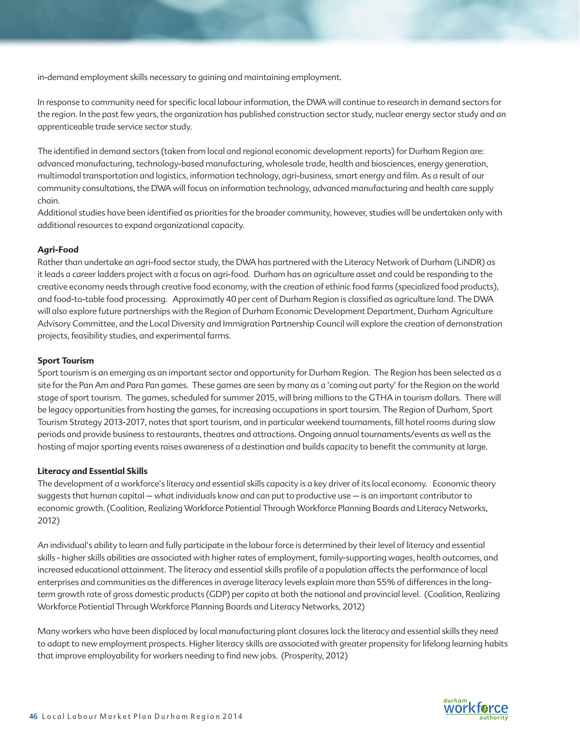in-demand employment skills necessary to gaining and maintaining employment.

In response to community need for specific local labour information, the DWA will continue to research in demand sectors for the region. In the past few years, the organization has published construction sector study, nuclear energy sector study and an apprenticeable trade service sector study.

The identified in demand sectors (taken from local and regional economic development reports) for Durham Region are: advanced manufacturing, technology-based manufacturing, wholesale trade, health and biosciences, energy generation, multimodal transportation and logistics, information technology, agri-business, smart energy and film. As a result of our community consultations, the DWA will focus on information technology, advanced manufacturing and health care supply chain.
Additional studies have been identified as priorities for the broader community, however, studies will be undertaken only with additional resources to expand organizational capacity.

**Agri-Food**
Rather than undertake an agri-food sector study, the DWA has partnered with the Literacy Network of Durham (LiNDR) as it leads a career ladders project with a focus on agri-food. Durham has an agriculture asset and could be responding to the creative economy needs through creative food economy, with the creation of ethinic food farms (specialized food products), and food-to-table food processing. Approximatly 40 per cent of Durham Region is classified as agriculture land. The DWA will also explore future partnerships with the Region of Durham Economic Development Department, Durham Agriculture Advisory Committee, and the Local Diversity and Immigration Partnership Council will explore the creation of demonstration projects, feasibility studies, and experimental farms.

**Sport Tourism**
Sport tourism is an emerging as an important sector and opportunity for Durham Region. The Region has been selected as a site for the Pan Am and Para Pan games. These games are seen by many as a 'coming out party' for the Region on the world stage of sport tourism. The games, scheduled for summer 2015, will bring millions to the GTHA in tourism dollars. There will be legacy opportunities from hosting the games, for increasing occupations in sport toursim. The Region of Durham, Sport Tourism Strategy 2013-2017, notes that sport tourism, and in particular weekend tournaments, fill hotel rooms during slow periods and provide business to restaurants, theatres and attractions. Ongoing annual tournaments/events as well as the hosting of major sporting events raises awareness of a destination and builds capacity to benefit the community at large.

**Literacy and Essential Skills**
The development of a workforce's literacy and essential skills capacity is a key driver of its local economy. Economic theory suggests that human capital — what individuals know and can put to productive use — is an important contributor to economic growth. (Coalition, Realizing Workforce Potiential Through Workforce Planning Boards and Literacy Networks, 2012)

An individual's ability to learn and fully participate in the labour force is determined by their level of literacy and essential skills - higher skills abilities are associated with higher rates of employment, family-supporting wages, health outcomes, and increased educational attainment. The literacy and essential skills profile of a population affects the performance of local enterprises and communities as the differences in average literacy levels explain more than 55% of differences in the long-term growth rate of gross domestic products (GDP) per capita at both the national and provincial level. (Coalition, Realizing Workforce Potiential Through Workforce Planning Boards and Literacy Networks, 2012)

Many workers who have been displaced by local manufacturing plant closures lack the literacy and essential skills they need to adapt to new employment prospects. Higher literacy skills are associated with greater propensity for lifelong learning habits that improve employability for workers needing to find new jobs. (Prosperity, 2012)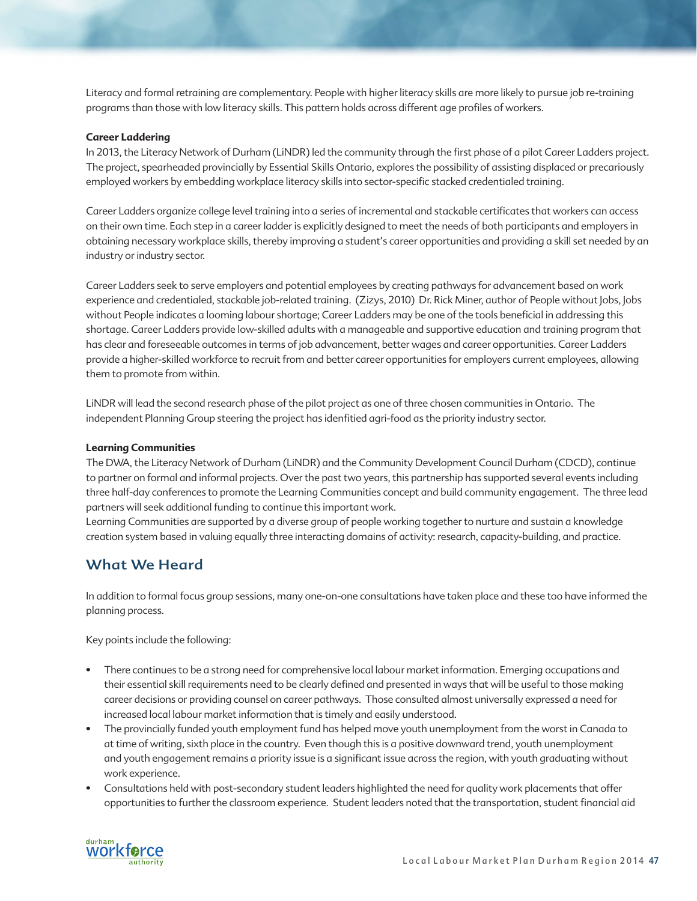Literacy and formal retraining are complementary. People with higher literacy skills are more likely to pursue job re-training programs than those with low literacy skills. This pattern holds across different age profiles of workers.

**Career Laddering**

In 2013, the Literacy Network of Durham (LiNDR) led the community through the first phase of a pilot Career Ladders project. The project, spearheaded provincially by Essential Skills Ontario, explores the possibility of assisting displaced or precariously employed workers by embedding workplace literacy skills into sector-specific stacked credentialed training.

Career Ladders organize college level training into a series of incremental and stackable certificates that workers can access on their own time. Each step in a career ladder is explicitly designed to meet the needs of both participants and employers in obtaining necessary workplace skills, thereby improving a student's career opportunities and providing a skill set needed by an industry or industry sector.

Career Ladders seek to serve employers and potential employees by creating pathways for advancement based on work experience and credentialed, stackable job-related training. (Zizys, 2010) Dr. Rick Miner, author of People without Jobs, Jobs without People indicates a looming labour shortage; Career Ladders may be one of the tools beneficial in addressing this shortage. Career Ladders provide low-skilled adults with a manageable and supportive education and training program that has clear and foreseeable outcomes in terms of job advancement, better wages and career opportunities. Career Ladders provide a higher-skilled workforce to recruit from and better career opportunities for employers current employees, allowing them to promote from within.

LiNDR will lead the second research phase of the pilot project as one of three chosen communities in Ontario. The independent Planning Group steering the project has idenfitied agri-food as the priority industry sector.

**Learning Communities**

The DWA, the Literacy Network of Durham (LiNDR) and the Community Development Council Durham (CDCD), continue to partner on formal and informal projects. Over the past two years, this partnership has supported several events including three half-day conferences to promote the Learning Communities concept and build community engagement. The three lead partners will seek additional funding to continue this important work.

Learning Communities are supported by a diverse group of people working together to nurture and sustain a knowledge creation system based in valuing equally three interacting domains of activity: research, capacity-building, and practice.

## What We Heard

In addition to formal focus group sessions, many one-on-one consultations have taken place and these too have informed the planning process.

Key points include the following:

- There continues to be a strong need for comprehensive local labour market information. Emerging occupations and their essential skill requirements need to be clearly defined and presented in ways that will be useful to those making career decisions or providing counsel on career pathways. Those consulted almost universally expressed a need for increased local labour market information that is timely and easily understood.
- The provincially funded youth employment fund has helped move youth unemployment from the worst in Canada to at time of writing, sixth place in the country. Even though this is a positive downward trend, youth unemployment and youth engagement remains a priority issue is a significant issue across the region, with youth graduating without work experience.
- Consultations held with post-secondary student leaders highlighted the need for quality work placements that offer opportunities to further the classroom experience. Student leaders noted that the transportation, student financial aid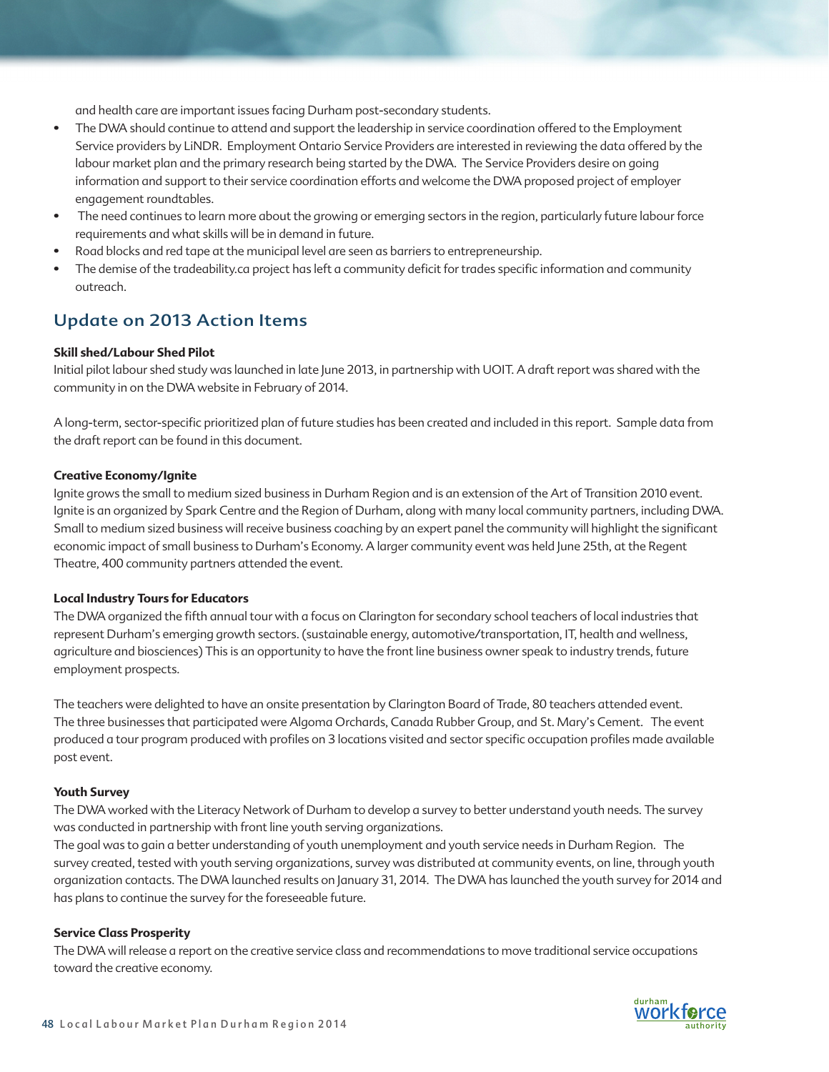and health care are important issues facing Durham post-secondary students.

- The DWA should continue to attend and support the leadership in service coordination offered to the Employment Service providers by LiNDR. Employment Ontario Service Providers are interested in reviewing the data offered by the labour market plan and the primary research being started by the DWA. The Service Providers desire on going information and support to their service coordination efforts and welcome the DWA proposed project of employer engagement roundtables.
- The need continues to learn more about the growing or emerging sectors in the region, particularly future labour force requirements and what skills will be in demand in future.
- Road blocks and red tape at the municipal level are seen as barriers to entrepreneurship.
- The demise of the tradeability.ca project has left a community deficit for trades specific information and community outreach.

## Update on 2013 Action Items

**Skill shed/Labour Shed Pilot**

Initial pilot labour shed study was launched in late June 2013, in partnership with UOIT. A draft report was shared with the community in on the DWA website in February of 2014.

A long-term, sector-specific prioritized plan of future studies has been created and included in this report. Sample data from the draft report can be found in this document.

**Creative Economy/Ignite**

Ignite grows the small to medium sized business in Durham Region and is an extension of the Art of Transition 2010 event. Ignite is an organized by Spark Centre and the Region of Durham, along with many local community partners, including DWA. Small to medium sized business will receive business coaching by an expert panel the community will highlight the significant economic impact of small business to Durham's Economy. A larger community event was held June 25th, at the Regent Theatre, 400 community partners attended the event.

**Local Industry Tours for Educators**

The DWA organized the fifth annual tour with a focus on Clarington for secondary school teachers of local industries that represent Durham's emerging growth sectors. (sustainable energy, automotive/transportation, IT, health and wellness, agriculture and biosciences) This is an opportunity to have the front line business owner speak to industry trends, future employment prospects.

The teachers were delighted to have an onsite presentation by Clarington Board of Trade, 80 teachers attended event. The three businesses that participated were Algoma Orchards, Canada Rubber Group, and St. Mary's Cement. The event produced a tour program produced with profiles on 3 locations visited and sector specific occupation profiles made available post event.

**Youth Survey**

The DWA worked with the Literacy Network of Durham to develop a survey to better understand youth needs. The survey was conducted in partnership with front line youth serving organizations.
The goal was to gain a better understanding of youth unemployment and youth service needs in Durham Region. The survey created, tested with youth serving organizations, survey was distributed at community events, on line, through youth organization contacts. The DWA launched results on January 31, 2014. The DWA has launched the youth survey for 2014 and has plans to continue the survey for the foreseeable future.

**Service Class Prosperity**

The DWA will release a report on the creative service class and recommendations to move traditional service occupations toward the creative economy.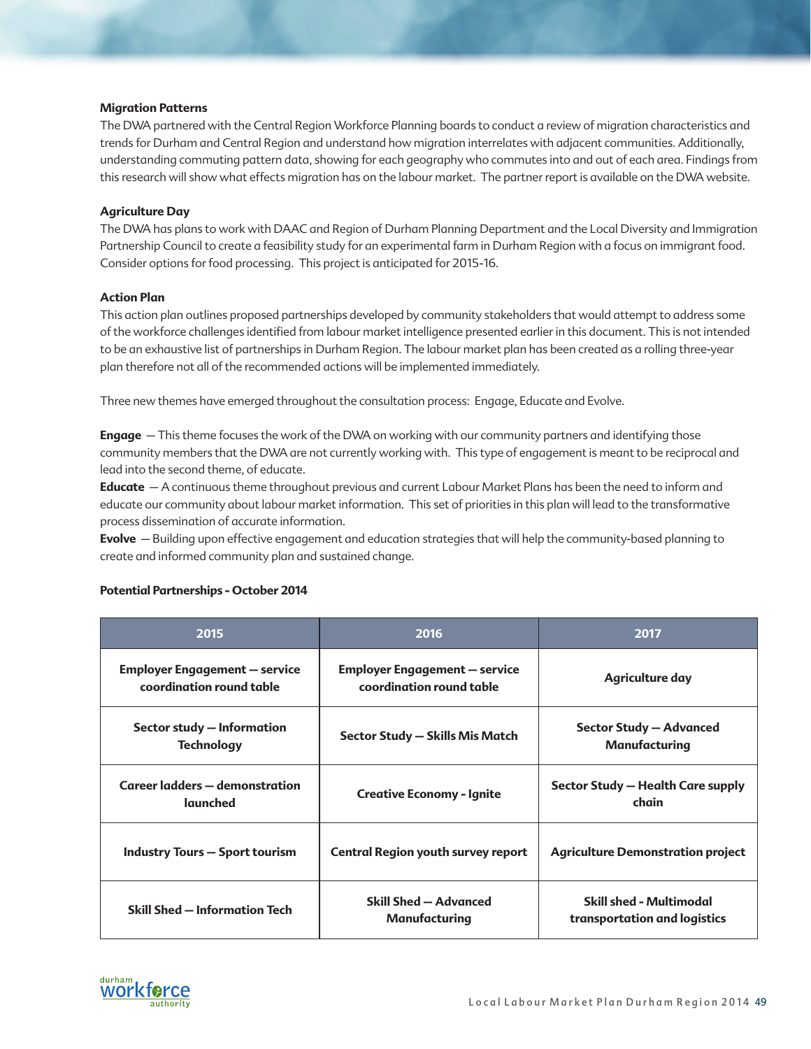**Migration Patterns**

The DWA partnered with the Central Region Workforce Planning boards to conduct a review of migration characteristics and trends for Durham and Central Region and understand how migration interrelates with adjacent communities. Additionally, understanding commuting pattern data, showing for each geography who commutes into and out of each area. Findings from this research will show what effects migration has on the labour market. The partner report is available on the DWA website.

**Agriculture Day**

The DWA has plans to work with DAAC and Region of Durham Planning Department and the Local Diversity and Immigration Partnership Council to create a feasibility study for an experimental farm in Durham Region with a focus on immigrant food. Consider options for food processing. This project is anticipated for 2015-16.

**Action Plan**

This action plan outlines proposed partnerships developed by community stakeholders that would attempt to address some of the workforce challenges identified from labour market intelligence presented earlier in this document. This is not intended to be an exhaustive list of partnerships in Durham Region. The labour market plan has been created as a rolling three-year plan therefore not all of the recommended actions will be implemented immediately.

Three new themes have emerged throughout the consultation process: Engage, Educate and Evolve.

**Engage** — This theme focuses the work of the DWA on working with our community partners and identifying those community members that the DWA are not currently working with. This type of engagement is meant to be reciprocal and lead into the second theme, of educate.

**Educate** — A continuous theme throughout previous and current Labour Market Plans has been the need to inform and educate our community about labour market information. This set of priorities in this plan will lead to the transformative process dissemination of accurate information.

**Evolve** — Building upon effective engagement and education strategies that will help the community-based planning to create and informed community plan and sustained change.

**Potential Partnerships - October 2014**

| 2015 | 2016 | 2017 |
|---|---|---|
| **Employer Engagement — service coordination round table** | **Employer Engagement — service coordination round table** | **Agriculture day** |
| **Sector study — Information Technology** | **Sector Study — Skills Mis Match** | **Sector Study — Advanced Manufacturing** |
| **Career ladders — demonstration launched** | **Creative Economy - Ignite** | **Sector Study — Health Care supply chain** |
| **Industry Tours — Sport tourism** | **Central Region youth survey report** | **Agriculture Demonstration project** |
| **Skill Shed — Information Tech** | **Skill Shed — Advanced Manufacturing** | **Skill shed - Multimodal transportation and logistics** |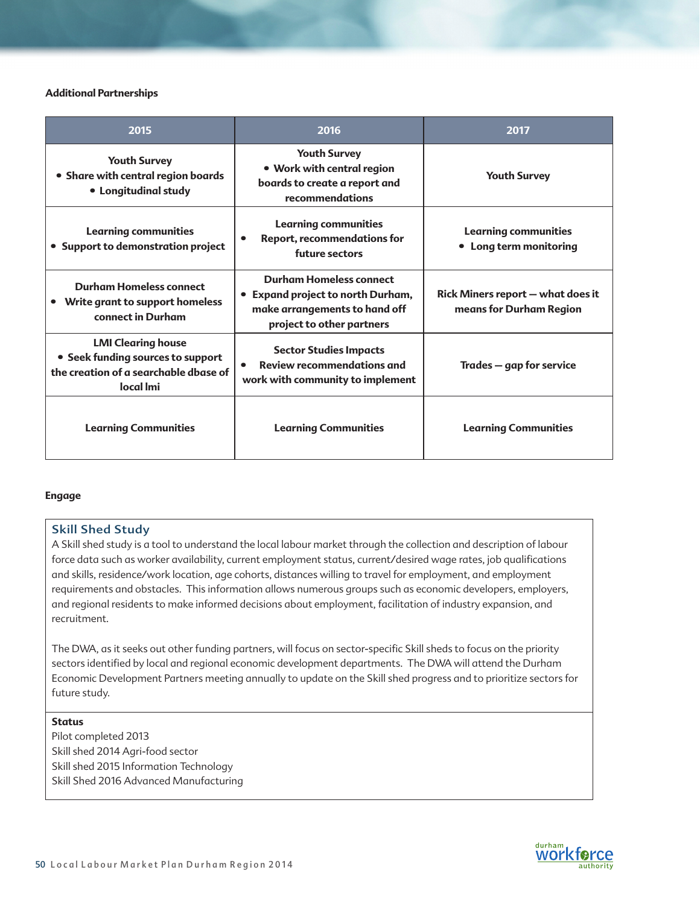**Additional Partnerships**

| 2015 | 2016 | 2017 |
|---|---|---|
| **Youth Survey** • Share with central region boards • Longitudinal study | **Youth Survey** • Work with central region boards to create a report and recommendations | **Youth Survey** |
| **Learning communities** • Support to demonstration project | **Learning communities** • Report, recommendations for future sectors | **Learning communities** • Long term monitoring |
| **Durham Homeless connect** • Write grant to support homeless connect in Durham | **Durham Homeless connect** • Expand project to north Durham, make arrangements to hand off project to other partners | **Rick Miners report – what does it means for Durham Region** |
| **LMI Clearing house** • Seek funding sources to support the creation of a searchable dbase of local lmi | **Sector Studies Impacts** • Review recommendations and work with community to implement | **Trades – gap for service** |
| **Learning Communities** | **Learning Communities** | **Learning Communities** |

**Engage**

## Skill Shed Study

A Skill shed study is a tool to understand the local labour market through the collection and description of labour force data such as worker availability, current employment status, current/desired wage rates, job qualifications and skills, residence/work location, age cohorts, distances willing to travel for employment, and employment requirements and obstacles. This information allows numerous groups such as economic developers, employers, and regional residents to make informed decisions about employment, facilitation of industry expansion, and recruitment.

The DWA, as it seeks out other funding partners, will focus on sector-specific Skill sheds to focus on the priority sectors identified by local and regional economic development departments. The DWA will attend the Durham Economic Development Partners meeting annually to update on the Skill shed progress and to prioritize sectors for future study.

**Status**

Pilot completed 2013
Skill shed 2014 Agri-food sector
Skill shed 2015 Information Technology
Skill Shed 2016 Advanced Manufacturing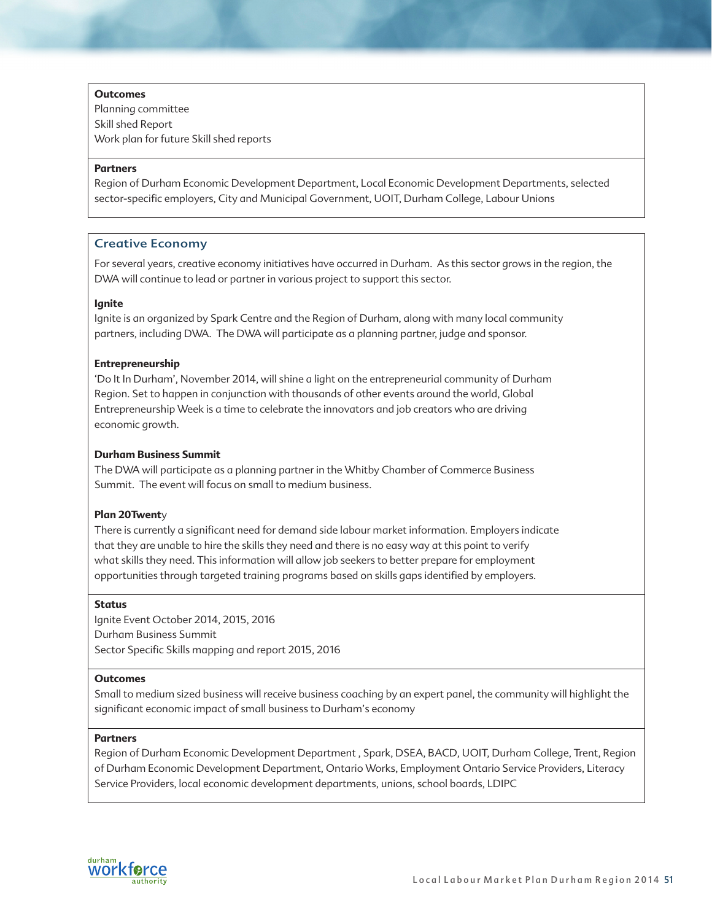**Outcomes**

Planning committee
Skill shed Report
Work plan for future Skill shed reports

**Partners**

Region of Durham Economic Development Department, Local Economic Development Departments, selected sector-specific employers, City and Municipal Government, UOIT, Durham College, Labour Unions

## Creative Economy

For several years, creative economy initiatives have occurred in Durham. As this sector grows in the region, the DWA will continue to lead or partner in various project to support this sector.

**Ignite**

Ignite is an organized by Spark Centre and the Region of Durham, along with many local community partners, including DWA. The DWA will participate as a planning partner, judge and sponsor.

**Entrepreneurship**

'Do It In Durham', November 2014, will shine a light on the entrepreneurial community of Durham Region. Set to happen in conjunction with thousands of other events around the world, Global Entrepreneurship Week is a time to celebrate the innovators and job creators who are driving economic growth.

**Durham Business Summit**

The DWA will participate as a planning partner in the Whitby Chamber of Commerce Business Summit. The event will focus on small to medium business.

**Plan 20Twenty**

There is currently a significant need for demand side labour market information. Employers indicate that they are unable to hire the skills they need and there is no easy way at this point to verify what skills they need. This information will allow job seekers to better prepare for employment opportunities through targeted training programs based on skills gaps identified by employers.

**Status**

Ignite Event October 2014, 2015, 2016
Durham Business Summit
Sector Specific Skills mapping and report 2015, 2016

**Outcomes**

Small to medium sized business will receive business coaching by an expert panel, the community will highlight the significant economic impact of small business to Durham's economy

**Partners**

Region of Durham Economic Development Department , Spark, DSEA, BACD, UOIT, Durham College, Trent, Region of Durham Economic Development Department, Ontario Works, Employment Ontario Service Providers, Literacy Service Providers, local economic development departments, unions, school boards, LDIPC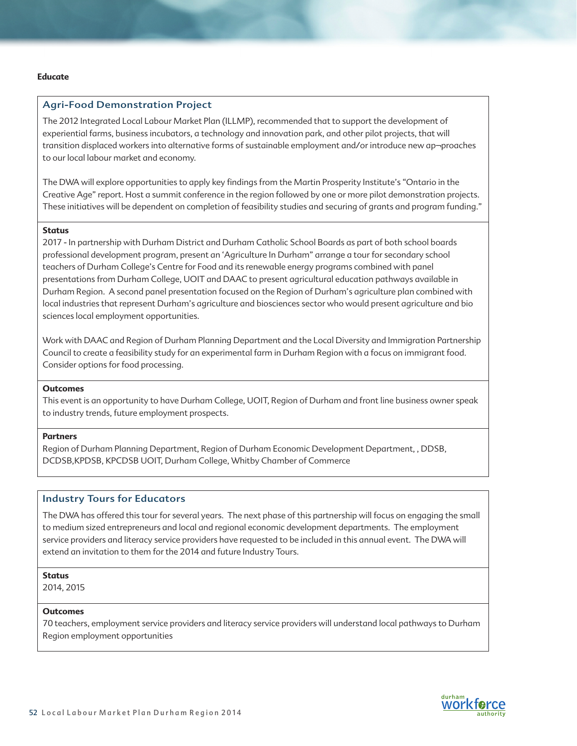**Educate**

## Agri-Food Demonstration Project

The 2012 Integrated Local Labour Market Plan (ILLMP), recommended that to support the development of experiential farms, business incubators, a technology and innovation park, and other pilot projects, that will transition displaced workers into alternative forms of sustainable employment and/or introduce new ap¬proaches to our local labour market and economy.

The DWA will explore opportunities to apply key findings from the Martin Prosperity Institute's "Ontario in the Creative Age" report. Host a summit conference in the region followed by one or more pilot demonstration projects. These initiatives will be dependent on completion of feasibility studies and securing of grants and program funding."

**Status**

2017 - In partnership with Durham District and Durham Catholic School Boards as part of both school boards professional development program, present an 'Agriculture In Durham" arrange a tour for secondary school teachers of Durham College's Centre for Food and its renewable energy programs combined with panel presentations from Durham College, UOIT and DAAC to present agricultural education pathways available in Durham Region. A second panel presentation focused on the Region of Durham's agriculture plan combined with local industries that represent Durham's agriculture and biosciences sector who would present agriculture and bio sciences local employment opportunities.

Work with DAAC and Region of Durham Planning Department and the Local Diversity and Immigration Partnership Council to create a feasibility study for an experimental farm in Durham Region with a focus on immigrant food. Consider options for food processing.

**Outcomes**

This event is an opportunity to have Durham College, UOIT, Region of Durham and front line business owner speak to industry trends, future employment prospects.

**Partners**

Region of Durham Planning Department, Region of Durham Economic Development Department, , DDSB, DCDSB,KPDSB, KPCDSB UOIT, Durham College, Whitby Chamber of Commerce

## Industry Tours for Educators

The DWA has offered this tour for several years. The next phase of this partnership will focus on engaging the small to medium sized entrepreneurs and local and regional economic development departments. The employment service providers and literacy service providers have requested to be included in this annual event. The DWA will extend an invitation to them for the 2014 and future Industry Tours.

**Status**

2014, 2015

**Outcomes**

70 teachers, employment service providers and literacy service providers will understand local pathways to Durham Region employment opportunities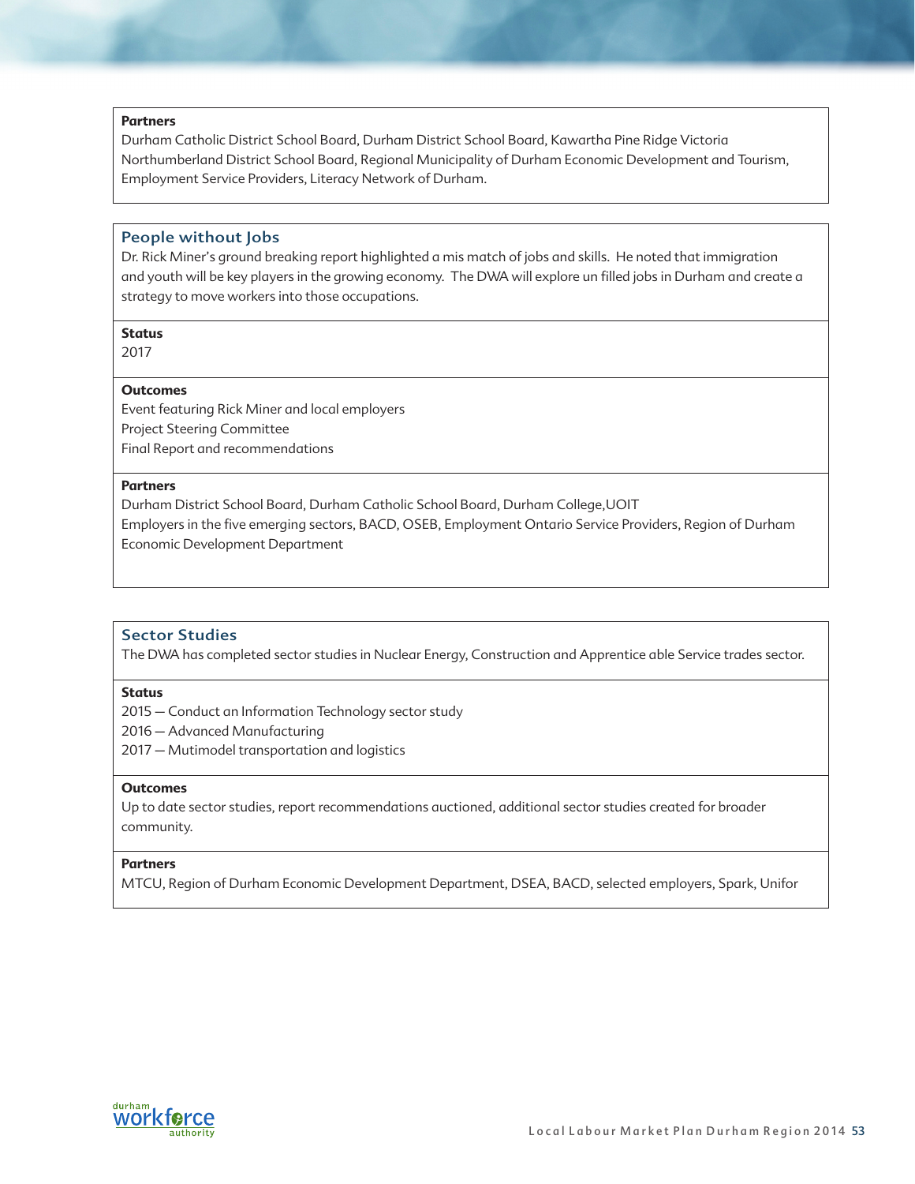**Partners**
Durham Catholic District School Board, Durham District School Board, Kawartha Pine Ridge Victoria Northumberland District School Board, Regional Municipality of Durham Economic Development and Tourism, Employment Service Providers, Literacy Network of Durham.

## People without Jobs

Dr. Rick Miner's ground breaking report highlighted a mis match of jobs and skills. He noted that immigration and youth will be key players in the growing economy. The DWA will explore un filled jobs in Durham and create a strategy to move workers into those occupations.

**Status**
2017

**Outcomes**
Event featuring Rick Miner and local employers
Project Steering Committee
Final Report and recommendations

**Partners**
Durham District School Board, Durham Catholic School Board, Durham College,UOIT
Employers in the five emerging sectors, BACD, OSEB, Employment Ontario Service Providers, Region of Durham Economic Development Department

## Sector Studies

The DWA has completed sector studies in Nuclear Energy, Construction and Apprentice able Service trades sector.

**Status**
2015 — Conduct an Information Technology sector study
2016 — Advanced Manufacturing
2017 — Mutimodel transportation and logistics

**Outcomes**
Up to date sector studies, report recommendations auctioned, additional sector studies created for broader community.

**Partners**
MTCU, Region of Durham Economic Development Department, DSEA, BACD, selected employers, Spark, Unifor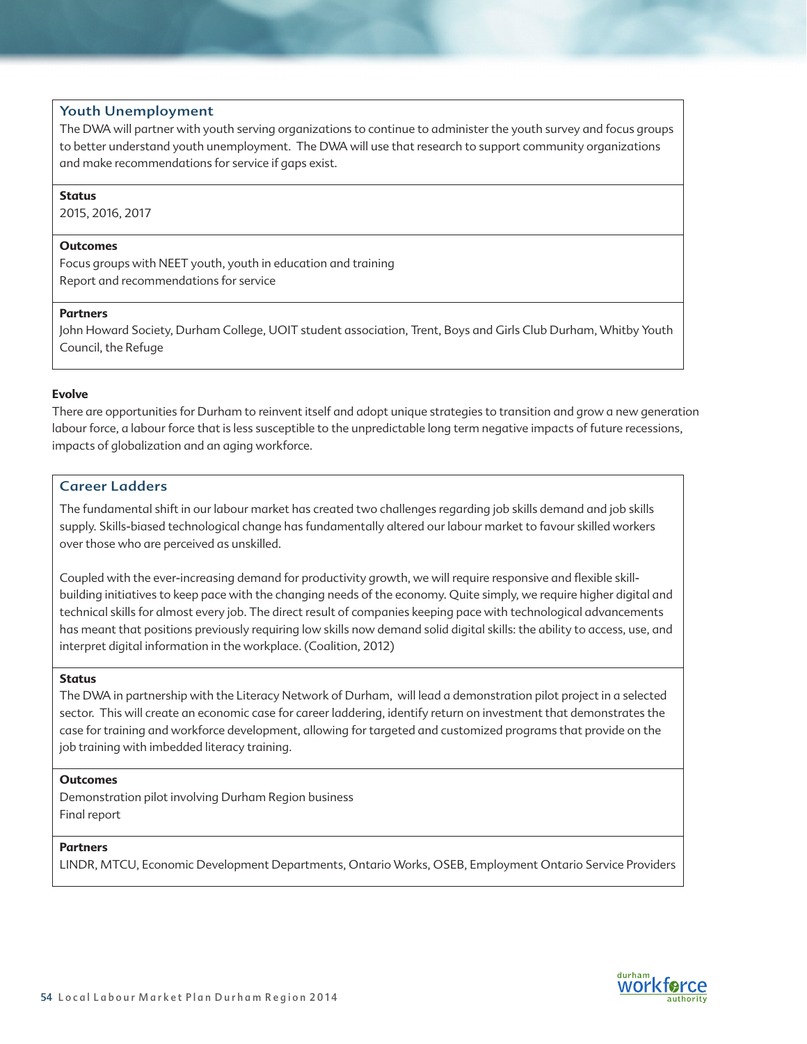### Youth Unemployment

The DWA will partner with youth serving organizations to continue to administer the youth survey and focus groups to better understand youth unemployment. The DWA will use that research to support community organizations and make recommendations for service if gaps exist.

**Status**

2015, 2016, 2017

**Outcomes**

Focus groups with NEET youth, youth in education and training

Report and recommendations for service

**Partners**

John Howard Society, Durham College, UOIT student association, Trent, Boys and Girls Club Durham, Whitby Youth Council, the Refuge

**Evolve**

There are opportunities for Durham to reinvent itself and adopt unique strategies to transition and grow a new generation labour force, a labour force that is less susceptible to the unpredictable long term negative impacts of future recessions, impacts of globalization and an aging workforce.

### Career Ladders

The fundamental shift in our labour market has created two challenges regarding job skills demand and job skills supply. Skills-biased technological change has fundamentally altered our labour market to favour skilled workers over those who are perceived as unskilled.

Coupled with the ever-increasing demand for productivity growth, we will require responsive and flexible skill-building initiatives to keep pace with the changing needs of the economy. Quite simply, we require higher digital and technical skills for almost every job. The direct result of companies keeping pace with technological advancements has meant that positions previously requiring low skills now demand solid digital skills: the ability to access, use, and interpret digital information in the workplace. (Coalition, 2012)

**Status**

The DWA in partnership with the Literacy Network of Durham, will lead a demonstration pilot project in a selected sector. This will create an economic case for career laddering, identify return on investment that demonstrates the case for training and workforce development, allowing for targeted and customized programs that provide on the job training with imbedded literacy training.

**Outcomes**

Demonstration pilot involving Durham Region business

Final report

**Partners**

LINDR, MTCU, Economic Development Departments, Ontario Works, OSEB, Employment Ontario Service Providers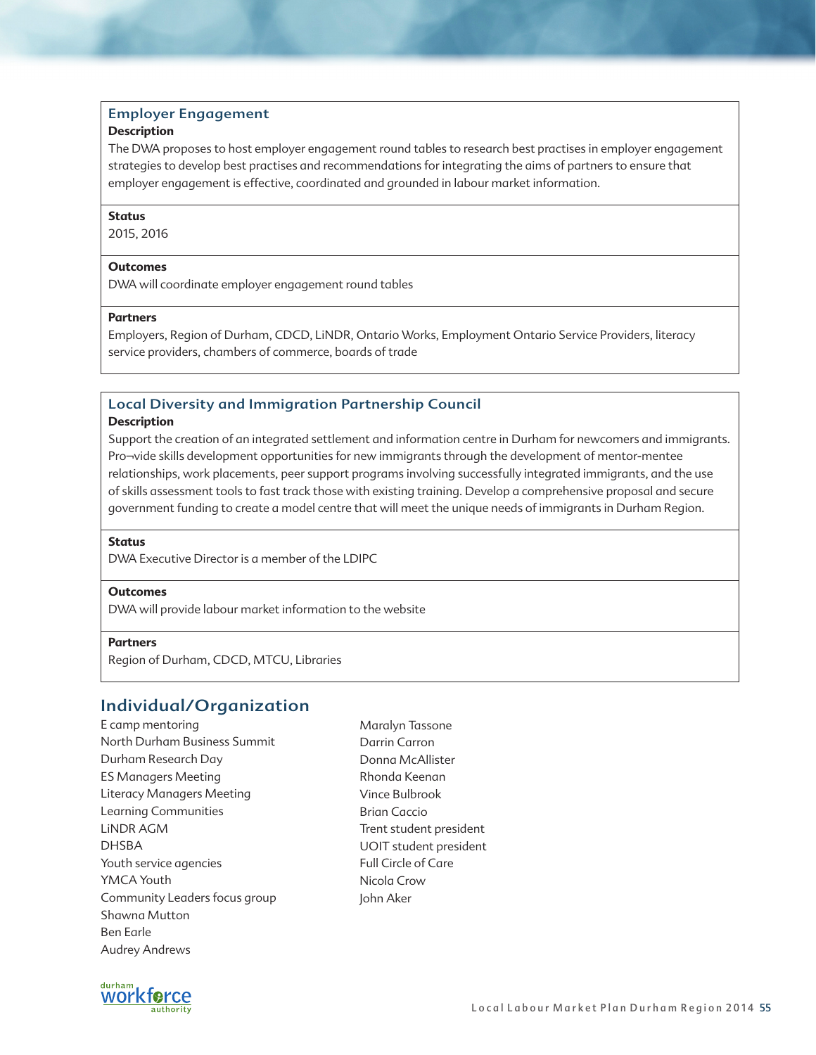### Employer Engagement

**Description**

The DWA proposes to host employer engagement round tables to research best practises in employer engagement strategies to develop best practises and recommendations for integrating the aims of partners to ensure that employer engagement is effective, coordinated and grounded in labour market information.

**Status**

2015, 2016

**Outcomes**

DWA will coordinate employer engagement round tables

**Partners**

Employers, Region of Durham, CDCD, LiNDR, Ontario Works, Employment Ontario Service Providers, literacy service providers, chambers of commerce, boards of trade

### Local Diversity and Immigration Partnership Council

**Description**

Support the creation of an integrated settlement and information centre in Durham for newcomers and immigrants. Pro¬vide skills development opportunities for new immigrants through the development of mentor-mentee relationships, work placements, peer support programs involving successfully integrated immigrants, and the use of skills assessment tools to fast track those with existing training. Develop a comprehensive proposal and secure government funding to create a model centre that will meet the unique needs of immigrants in Durham Region.

**Status**

DWA Executive Director is a member of the LDIPC

**Outcomes**

DWA will provide labour market information to the website

**Partners**

Region of Durham, CDCD, MTCU, Libraries

## Individual/Organization

E camp mentoring
North Durham Business Summit
Durham Research Day
ES Managers Meeting
Literacy Managers Meeting
Learning Communities
LiNDR AGM
DHSBA
Youth service agencies
YMCA Youth
Community Leaders focus group
Shawna Mutton
Ben Earle
Audrey Andrews
Maralyn Tassone
Darrin Carron
Donna McAllister
Rhonda Keenan
Vince Bulbrook
Brian Caccio
Trent student president
UOIT student president
Full Circle of Care
Nicola Crow
John Aker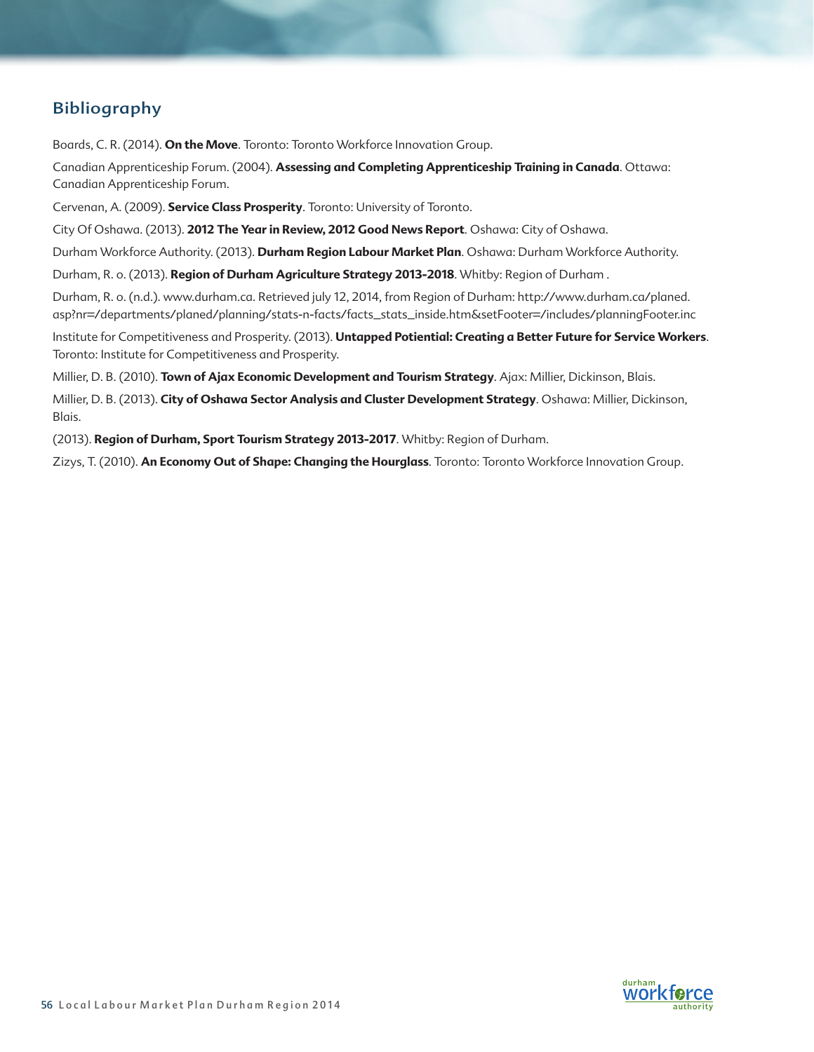## Bibliography

Boards, C. R. (2014). **On the Move**. Toronto: Toronto Workforce Innovation Group.

Canadian Apprenticeship Forum. (2004). **Assessing and Completing Apprenticeship Training in Canada**. Ottawa: Canadian Apprenticeship Forum.

Cervenan, A. (2009). **Service Class Prosperity**. Toronto: University of Toronto.

City Of Oshawa. (2013). **2012 The Year in Review, 2012 Good News Report**. Oshawa: City of Oshawa.

Durham Workforce Authority. (2013). **Durham Region Labour Market Plan**. Oshawa: Durham Workforce Authority.

Durham, R. o. (2013). **Region of Durham Agriculture Strategy 2013-2018**. Whitby: Region of Durham .

Durham, R. o. (n.d.). www.durham.ca. Retrieved july 12, 2014, from Region of Durham: http://www.durham.ca/planed.asp?nr=/departments/planed/planning/stats-n-facts/facts_stats_inside.htm&setFooter=/includes/planningFooter.inc

Institute for Competitiveness and Prosperity. (2013). **Untapped Potiential: Creating a Better Future for Service Workers**. Toronto: Institute for Competitiveness and Prosperity.

Millier, D. B. (2010). **Town of Ajax Economic Development and Tourism Strategy**. Ajax: Millier, Dickinson, Blais.

Millier, D. B. (2013). **City of Oshawa Sector Analysis and Cluster Development Strategy**. Oshawa: Millier, Dickinson, Blais.

(2013). **Region of Durham, Sport Tourism Strategy 2013-2017**. Whitby: Region of Durham.

Zizys, T. (2010). **An Economy Out of Shape: Changing the Hourglass**. Toronto: Toronto Workforce Innovation Group.